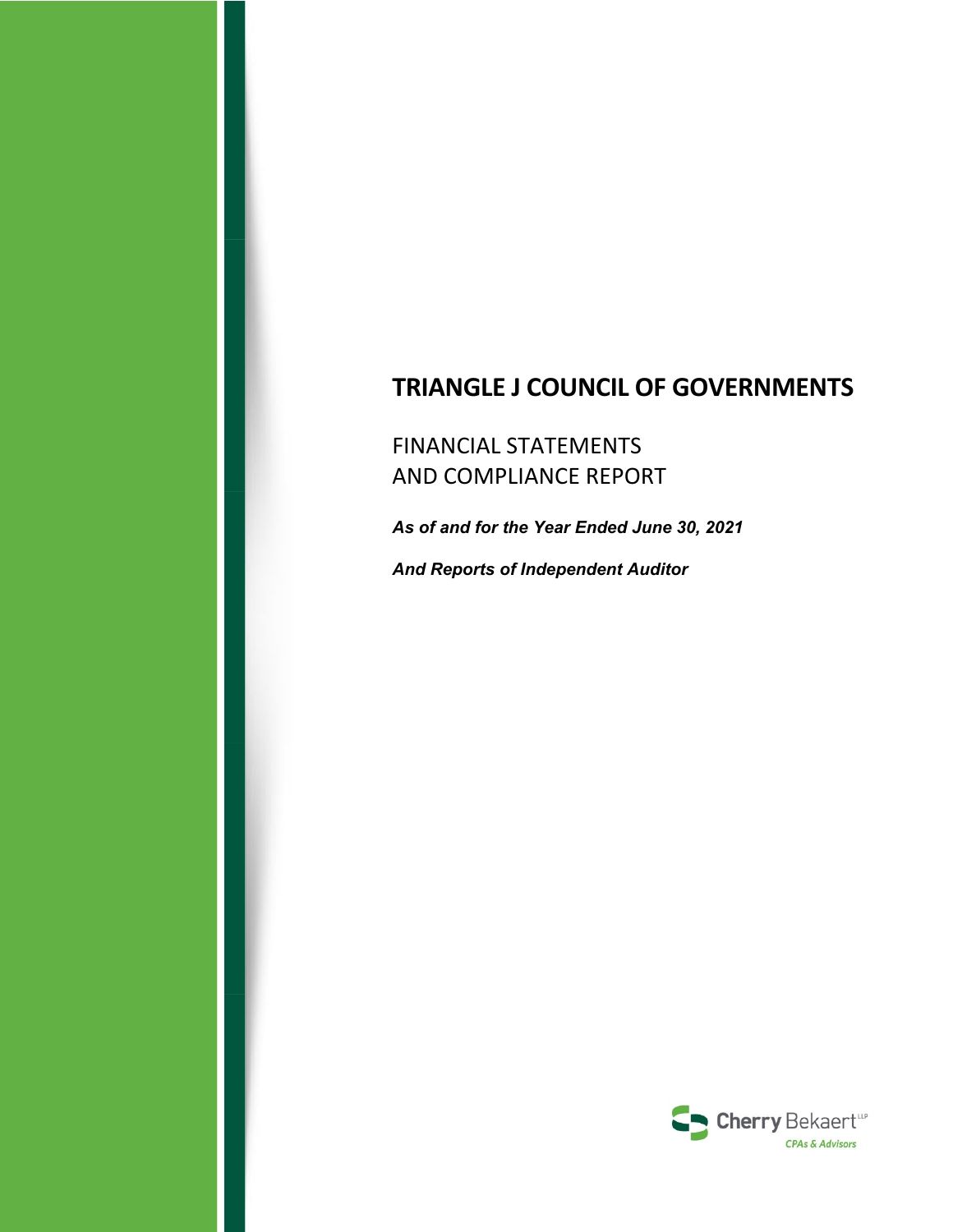# TRIANGLE J COUNCIL OF GOVERNMENTS

FINANCIAL STATEMENTS
AND COMPLIANCE REPORT

***As of and for the Year Ended June 30, 2021***

***And Reports of Independent Auditor***

Cherry Bekaert LLP
CPAs & Advisors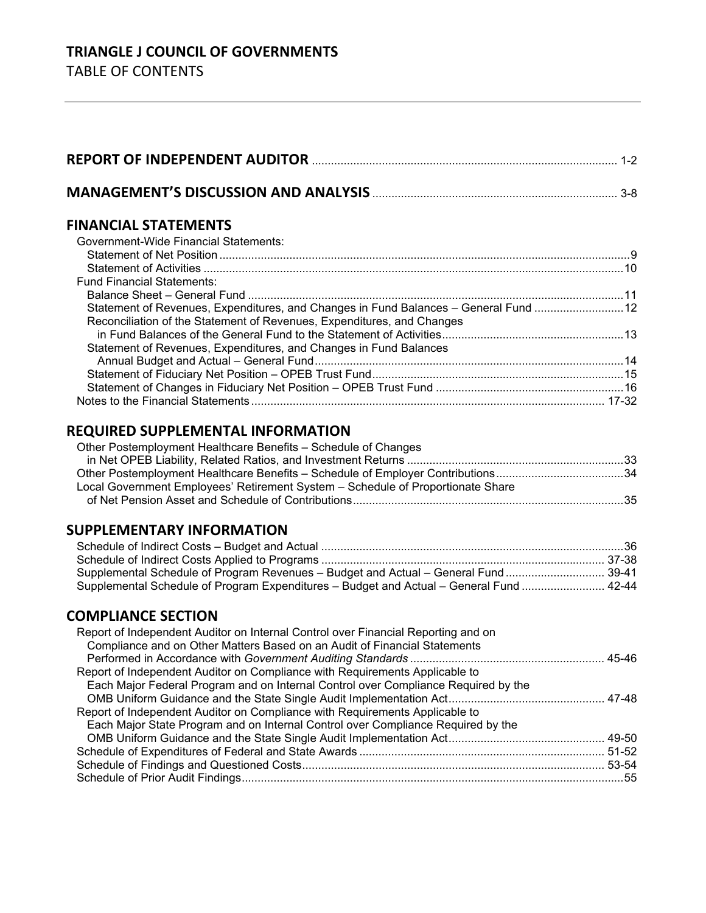# TRIANGLE J COUNCIL OF GOVERNMENTS

TABLE OF CONTENTS

| | |
|---|---|
| **REPORT OF INDEPENDENT AUDITOR** | 1-2 |
| **MANAGEMENT'S DISCUSSION AND ANALYSIS** | 3-8 |

## FINANCIAL STATEMENTS

| | |
|---|---|
| Government-Wide Financial Statements: | |
| Statement of Net Position | 9 |
| Statement of Activities | 10 |
| Fund Financial Statements: | |
| Balance Sheet – General Fund | 11 |
| Statement of Revenues, Expenditures, and Changes in Fund Balances – General Fund | 12 |
| Reconciliation of the Statement of Revenues, Expenditures, and Changes in Fund Balances of the General Fund to the Statement of Activities | 13 |
| Statement of Revenues, Expenditures, and Changes in Fund Balances Annual Budget and Actual – General Fund | 14 |
| Statement of Fiduciary Net Position – OPEB Trust Fund | 15 |
| Statement of Changes in Fiduciary Net Position – OPEB Trust Fund | 16 |
| Notes to the Financial Statements | 17-32 |

## REQUIRED SUPPLEMENTAL INFORMATION

| | |
|---|---|
| Other Postemployment Healthcare Benefits – Schedule of Changes in Net OPEB Liability, Related Ratios, and Investment Returns | 33 |
| Other Postemployment Healthcare Benefits – Schedule of Employer Contributions | 34 |
| Local Government Employees' Retirement System – Schedule of Proportionate Share of Net Pension Asset and Schedule of Contributions | 35 |

## SUPPLEMENTARY INFORMATION

| | |
|---|---|
| Schedule of Indirect Costs – Budget and Actual | 36 |
| Schedule of Indirect Costs Applied to Programs | 37-38 |
| Supplemental Schedule of Program Revenues – Budget and Actual – General Fund | 39-41 |
| Supplemental Schedule of Program Expenditures – Budget and Actual – General Fund | 42-44 |

## COMPLIANCE SECTION

| | |
|---|---|
| Report of Independent Auditor on Internal Control over Financial Reporting and on Compliance and on Other Matters Based on an Audit of Financial Statements Performed in Accordance with *Government Auditing Standards* | 45-46 |
| Report of Independent Auditor on Compliance with Requirements Applicable to Each Major Federal Program and on Internal Control over Compliance Required by the OMB Uniform Guidance and the State Single Audit Implementation Act | 47-48 |
| Report of Independent Auditor on Compliance with Requirements Applicable to Each Major State Program and on Internal Control over Compliance Required by the OMB Uniform Guidance and the State Single Audit Implementation Act | 49-50 |
| Schedule of Expenditures of Federal and State Awards | 51-52 |
| Schedule of Findings and Questioned Costs | 53-54 |
| Schedule of Prior Audit Findings | 55 |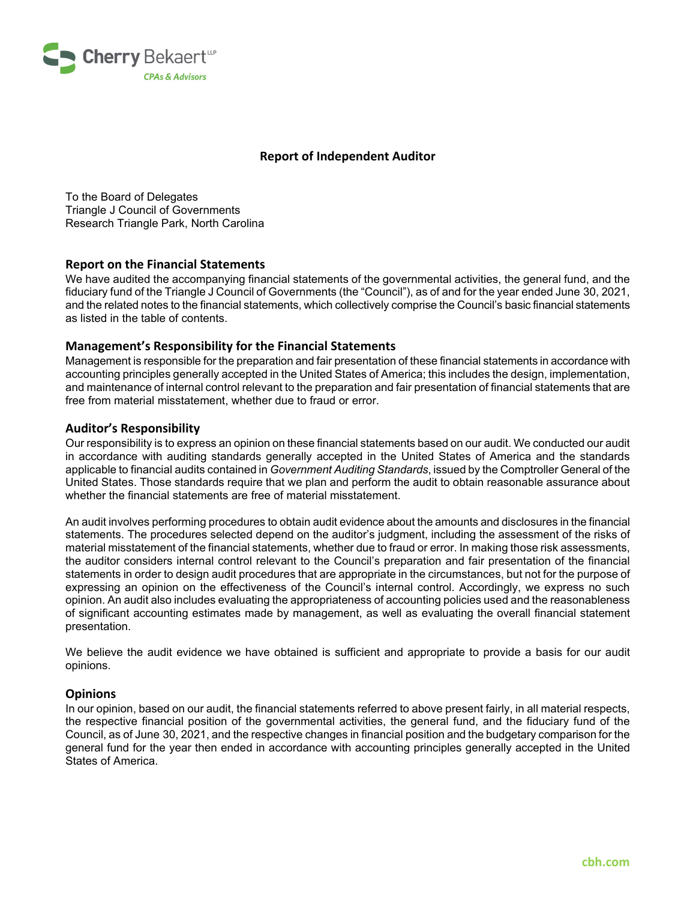# Report of Independent Auditor

To the Board of Delegates
Triangle J Council of Governments
Research Triangle Park, North Carolina

## Report on the Financial Statements

We have audited the accompanying financial statements of the governmental activities, the general fund, and the fiduciary fund of the Triangle J Council of Governments (the "Council"), as of and for the year ended June 30, 2021, and the related notes to the financial statements, which collectively comprise the Council's basic financial statements as listed in the table of contents.

## Management's Responsibility for the Financial Statements

Management is responsible for the preparation and fair presentation of these financial statements in accordance with accounting principles generally accepted in the United States of America; this includes the design, implementation, and maintenance of internal control relevant to the preparation and fair presentation of financial statements that are free from material misstatement, whether due to fraud or error.

## Auditor's Responsibility

Our responsibility is to express an opinion on these financial statements based on our audit. We conducted our audit in accordance with auditing standards generally accepted in the United States of America and the standards applicable to financial audits contained in *Government Auditing Standards*, issued by the Comptroller General of the United States. Those standards require that we plan and perform the audit to obtain reasonable assurance about whether the financial statements are free of material misstatement.

An audit involves performing procedures to obtain audit evidence about the amounts and disclosures in the financial statements. The procedures selected depend on the auditor's judgment, including the assessment of the risks of material misstatement of the financial statements, whether due to fraud or error. In making those risk assessments, the auditor considers internal control relevant to the Council's preparation and fair presentation of the financial statements in order to design audit procedures that are appropriate in the circumstances, but not for the purpose of expressing an opinion on the effectiveness of the Council's internal control. Accordingly, we express no such opinion. An audit also includes evaluating the appropriateness of accounting policies used and the reasonableness of significant accounting estimates made by management, as well as evaluating the overall financial statement presentation.

We believe the audit evidence we have obtained is sufficient and appropriate to provide a basis for our audit opinions.

## Opinions

In our opinion, based on our audit, the financial statements referred to above present fairly, in all material respects, the respective financial position of the governmental activities, the general fund, and the fiduciary fund of the Council, as of June 30, 2021, and the respective changes in financial position and the budgetary comparison for the general fund for the year then ended in accordance with accounting principles generally accepted in the United States of America.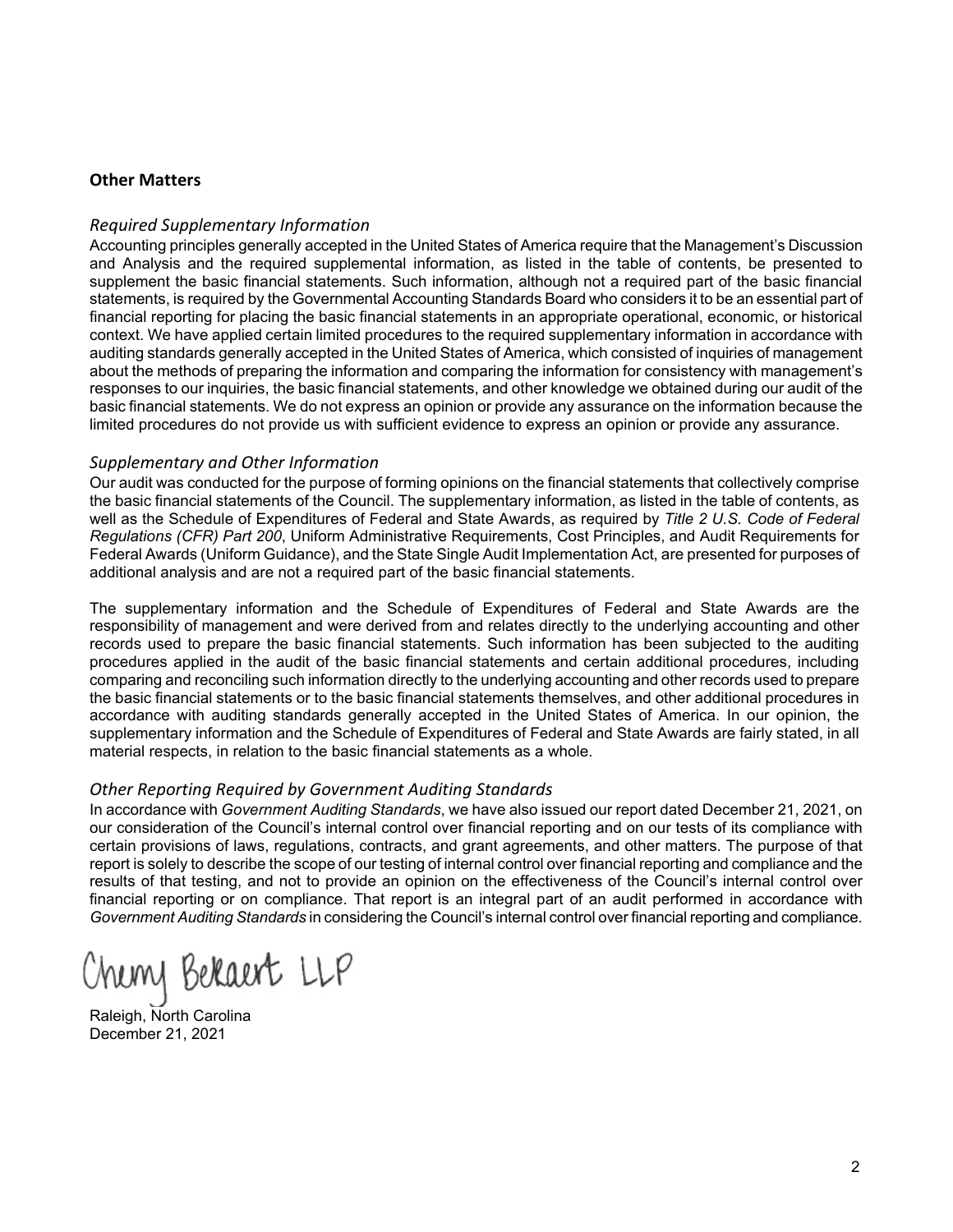## Other Matters

### *Required Supplementary Information*

Accounting principles generally accepted in the United States of America require that the Management's Discussion and Analysis and the required supplemental information, as listed in the table of contents, be presented to supplement the basic financial statements. Such information, although not a required part of the basic financial statements, is required by the Governmental Accounting Standards Board who considers it to be an essential part of financial reporting for placing the basic financial statements in an appropriate operational, economic, or historical context. We have applied certain limited procedures to the required supplementary information in accordance with auditing standards generally accepted in the United States of America, which consisted of inquiries of management about the methods of preparing the information and comparing the information for consistency with management's responses to our inquiries, the basic financial statements, and other knowledge we obtained during our audit of the basic financial statements. We do not express an opinion or provide any assurance on the information because the limited procedures do not provide us with sufficient evidence to express an opinion or provide any assurance.

### *Supplementary and Other Information*

Our audit was conducted for the purpose of forming opinions on the financial statements that collectively comprise the basic financial statements of the Council. The supplementary information, as listed in the table of contents, as well as the Schedule of Expenditures of Federal and State Awards, as required by *Title 2 U.S. Code of Federal Regulations (CFR) Part 200*, Uniform Administrative Requirements, Cost Principles, and Audit Requirements for Federal Awards (Uniform Guidance), and the State Single Audit Implementation Act, are presented for purposes of additional analysis and are not a required part of the basic financial statements.

The supplementary information and the Schedule of Expenditures of Federal and State Awards are the responsibility of management and were derived from and relates directly to the underlying accounting and other records used to prepare the basic financial statements. Such information has been subjected to the auditing procedures applied in the audit of the basic financial statements and certain additional procedures, including comparing and reconciling such information directly to the underlying accounting and other records used to prepare the basic financial statements or to the basic financial statements themselves, and other additional procedures in accordance with auditing standards generally accepted in the United States of America. In our opinion, the supplementary information and the Schedule of Expenditures of Federal and State Awards are fairly stated, in all material respects, in relation to the basic financial statements as a whole.

### *Other Reporting Required by Government Auditing Standards*

In accordance with *Government Auditing Standards*, we have also issued our report dated December 21, 2021, on our consideration of the Council's internal control over financial reporting and on our tests of its compliance with certain provisions of laws, regulations, contracts, and grant agreements, and other matters. The purpose of that report is solely to describe the scope of our testing of internal control over financial reporting and compliance and the results of that testing, and not to provide an opinion on the effectiveness of the Council's internal control over financial reporting or on compliance. That report is an integral part of an audit performed in accordance with *Government Auditing Standards* in considering the Council's internal control over financial reporting and compliance.

Cherry Bekaert LLP

Raleigh, North Carolina
December 21, 2021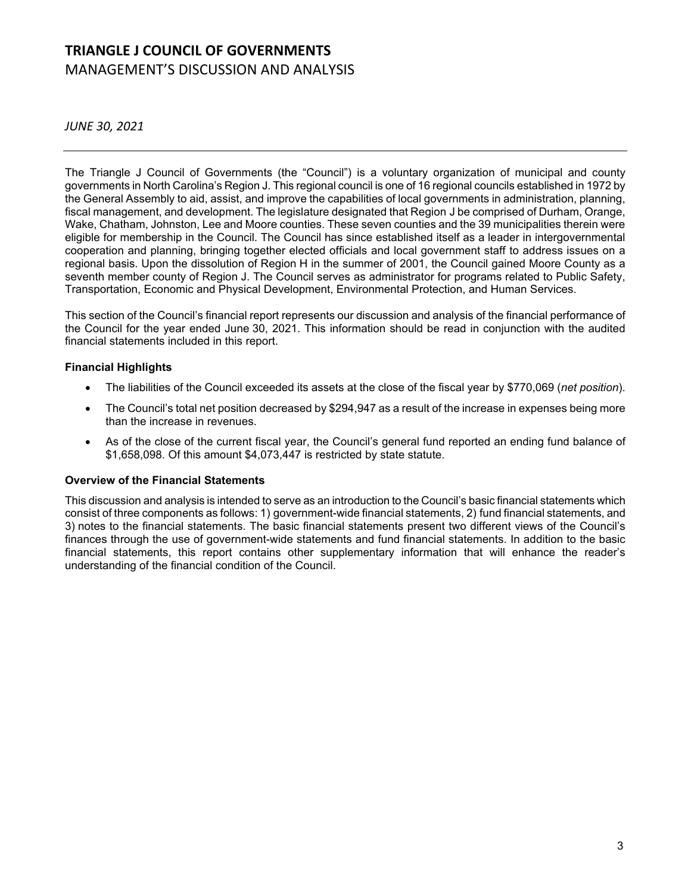# TRIANGLE J COUNCIL OF GOVERNMENTS

## MANAGEMENT'S DISCUSSION AND ANALYSIS

*JUNE 30, 2021*

---

The Triangle J Council of Governments (the "Council") is a voluntary organization of municipal and county governments in North Carolina's Region J. This regional council is one of 16 regional councils established in 1972 by the General Assembly to aid, assist, and improve the capabilities of local governments in administration, planning, fiscal management, and development. The legislature designated that Region J be comprised of Durham, Orange, Wake, Chatham, Johnston, Lee and Moore counties. These seven counties and the 39 municipalities therein were eligible for membership in the Council. The Council has since established itself as a leader in intergovernmental cooperation and planning, bringing together elected officials and local government staff to address issues on a regional basis. Upon the dissolution of Region H in the summer of 2001, the Council gained Moore County as a seventh member county of Region J. The Council serves as administrator for programs related to Public Safety, Transportation, Economic and Physical Development, Environmental Protection, and Human Services.

This section of the Council's financial report represents our discussion and analysis of the financial performance of the Council for the year ended June 30, 2021. This information should be read in conjunction with the audited financial statements included in this report.

**Financial Highlights**

- The liabilities of the Council exceeded its assets at the close of the fiscal year by $770,069 (*net position*).
- The Council's total net position decreased by $294,947 as a result of the increase in expenses being more than the increase in revenues.
- As of the close of the current fiscal year, the Council's general fund reported an ending fund balance of $1,658,098. Of this amount $4,073,447 is restricted by state statute.

**Overview of the Financial Statements**

This discussion and analysis is intended to serve as an introduction to the Council's basic financial statements which consist of three components as follows: 1) government-wide financial statements, 2) fund financial statements, and 3) notes to the financial statements. The basic financial statements present two different views of the Council's finances through the use of government-wide statements and fund financial statements. In addition to the basic financial statements, this report contains other supplementary information that will enhance the reader's understanding of the financial condition of the Council.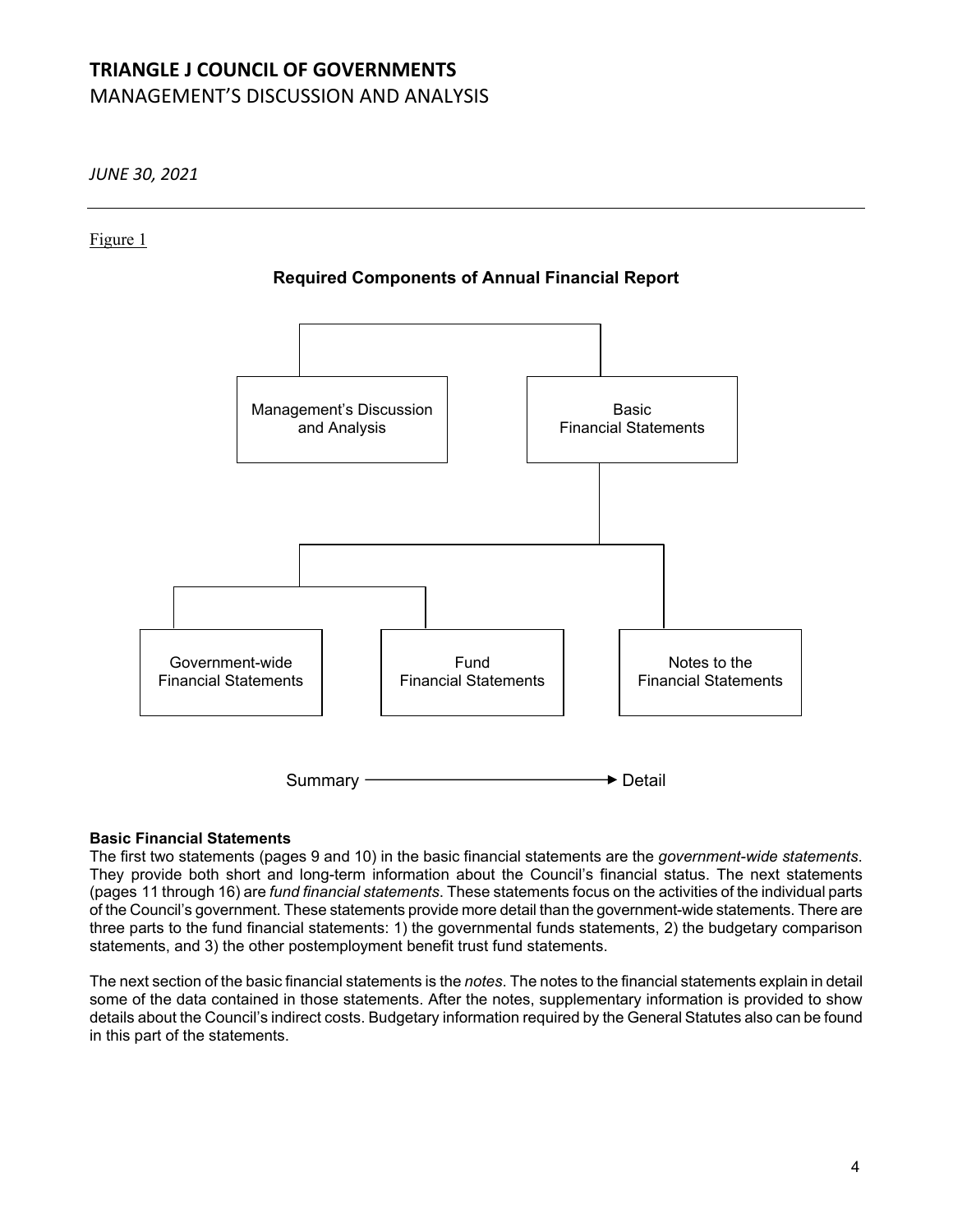# TRIANGLE J COUNCIL OF GOVERNMENTS
MANAGEMENT'S DISCUSSION AND ANALYSIS

*JUNE 30, 2021*

---

Figure 1

**Required Components of Annual Financial Report**

Management's Discussion and Analysis

Basic Financial Statements

Government-wide Financial Statements

Fund Financial Statements

Notes to the Financial Statements

Summary ⟶ Detail

**Basic Financial Statements**

The first two statements (pages 9 and 10) in the basic financial statements are the *government-wide statements*. They provide both short and long-term information about the Council's financial status. The next statements (pages 11 through 16) are *fund financial statements*. These statements focus on the activities of the individual parts of the Council's government. These statements provide more detail than the government-wide statements. There are three parts to the fund financial statements: 1) the governmental funds statements, 2) the budgetary comparison statements, and 3) the other postemployment benefit trust fund statements.

The next section of the basic financial statements is the *notes*. The notes to the financial statements explain in detail some of the data contained in those statements. After the notes, supplementary information is provided to show details about the Council's indirect costs. Budgetary information required by the General Statutes also can be found in this part of the statements.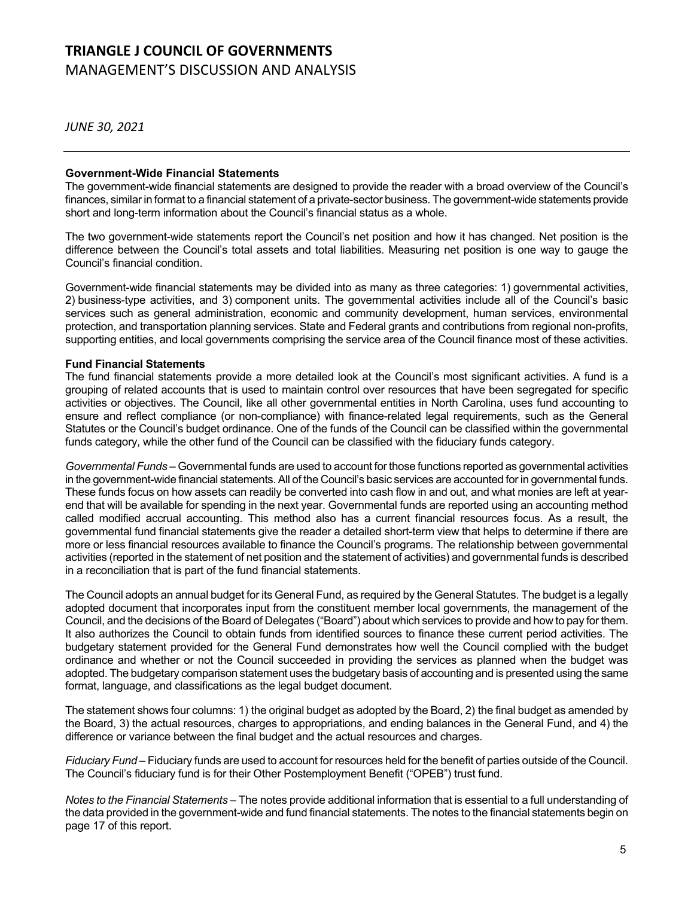**Government-Wide Financial Statements**
The government-wide financial statements are designed to provide the reader with a broad overview of the Council's finances, similar in format to a financial statement of a private-sector business. The government-wide statements provide short and long-term information about the Council's financial status as a whole.

The two government-wide statements report the Council's net position and how it has changed. Net position is the difference between the Council's total assets and total liabilities. Measuring net position is one way to gauge the Council's financial condition.

Government-wide financial statements may be divided into as many as three categories: 1) governmental activities, 2) business-type activities, and 3) component units. The governmental activities include all of the Council's basic services such as general administration, economic and community development, human services, environmental protection, and transportation planning services. State and Federal grants and contributions from regional non-profits, supporting entities, and local governments comprising the service area of the Council finance most of these activities.

**Fund Financial Statements**
The fund financial statements provide a more detailed look at the Council's most significant activities. A fund is a grouping of related accounts that is used to maintain control over resources that have been segregated for specific activities or objectives. The Council, like all other governmental entities in North Carolina, uses fund accounting to ensure and reflect compliance (or non-compliance) with finance-related legal requirements, such as the General Statutes or the Council's budget ordinance. One of the funds of the Council can be classified within the governmental funds category, while the other fund of the Council can be classified with the fiduciary funds category.

*Governmental Funds* – Governmental funds are used to account for those functions reported as governmental activities in the government-wide financial statements. All of the Council's basic services are accounted for in governmental funds. These funds focus on how assets can readily be converted into cash flow in and out, and what monies are left at year-end that will be available for spending in the next year. Governmental funds are reported using an accounting method called modified accrual accounting. This method also has a current financial resources focus. As a result, the governmental fund financial statements give the reader a detailed short-term view that helps to determine if there are more or less financial resources available to finance the Council's programs. The relationship between governmental activities (reported in the statement of net position and the statement of activities) and governmental funds is described in a reconciliation that is part of the fund financial statements.

The Council adopts an annual budget for its General Fund, as required by the General Statutes. The budget is a legally adopted document that incorporates input from the constituent member local governments, the management of the Council, and the decisions of the Board of Delegates ("Board") about which services to provide and how to pay for them. It also authorizes the Council to obtain funds from identified sources to finance these current period activities. The budgetary statement provided for the General Fund demonstrates how well the Council complied with the budget ordinance and whether or not the Council succeeded in providing the services as planned when the budget was adopted. The budgetary comparison statement uses the budgetary basis of accounting and is presented using the same format, language, and classifications as the legal budget document.

The statement shows four columns: 1) the original budget as adopted by the Board, 2) the final budget as amended by the Board, 3) the actual resources, charges to appropriations, and ending balances in the General Fund, and 4) the difference or variance between the final budget and the actual resources and charges.

*Fiduciary Fund* – Fiduciary funds are used to account for resources held for the benefit of parties outside of the Council. The Council's fiduciary fund is for their Other Postemployment Benefit ("OPEB") trust fund.

*Notes to the Financial Statements* – The notes provide additional information that is essential to a full understanding of the data provided in the government-wide and fund financial statements. The notes to the financial statements begin on page 17 of this report.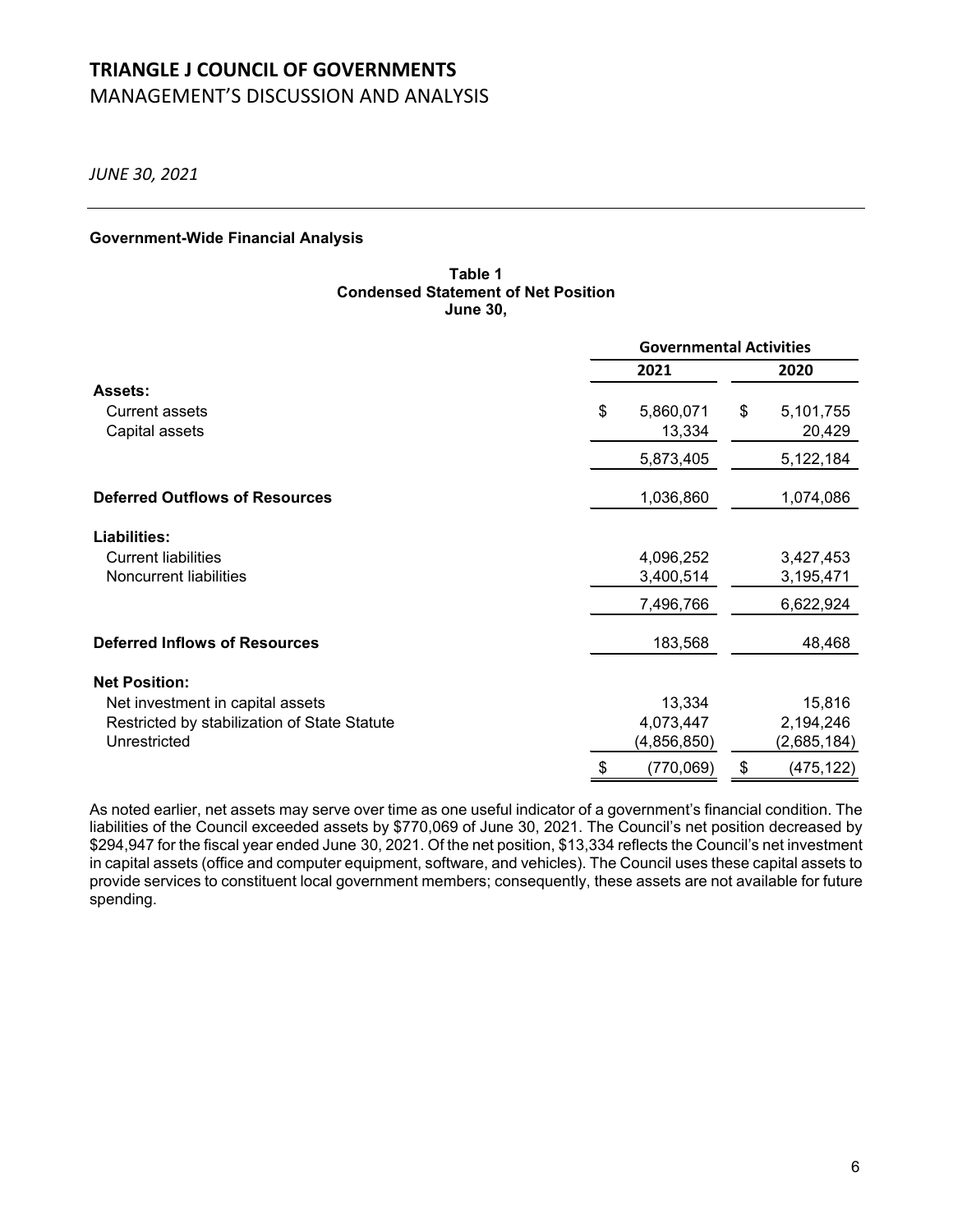# TRIANGLE J COUNCIL OF GOVERNMENTS

MANAGEMENT'S DISCUSSION AND ANALYSIS

*JUNE 30, 2021*

---

**Government-Wide Financial Analysis**

**Table 1**
**Condensed Statement of Net Position**
**June 30,**

| | Governmental Activities | |
|---|---|---|
| | **2021** | **2020** |
| **Assets:** | | |
| Current assets | $ 5,860,071 | $ 5,101,755 |
| Capital assets | 13,334 | 20,429 |
| | 5,873,405 | 5,122,184 |
| **Deferred Outflows of Resources** | 1,036,860 | 1,074,086 |
| **Liabilities:** | | |
| Current liabilities | 4,096,252 | 3,427,453 |
| Noncurrent liabilities | 3,400,514 | 3,195,471 |
| | 7,496,766 | 6,622,924 |
| **Deferred Inflows of Resources** | 183,568 | 48,468 |
| **Net Position:** | | |
| Net investment in capital assets | 13,334 | 15,816 |
| Restricted by stabilization of State Statute | 4,073,447 | 2,194,246 |
| Unrestricted | (4,856,850) | (2,685,184) |
| | $ (770,069) | $ (475,122) |

As noted earlier, net assets may serve over time as one useful indicator of a government's financial condition. The liabilities of the Council exceeded assets by $770,069 of June 30, 2021. The Council's net position decreased by $294,947 for the fiscal year ended June 30, 2021. Of the net position, $13,334 reflects the Council's net investment in capital assets (office and computer equipment, software, and vehicles). The Council uses these capital assets to provide services to constituent local government members; consequently, these assets are not available for future spending.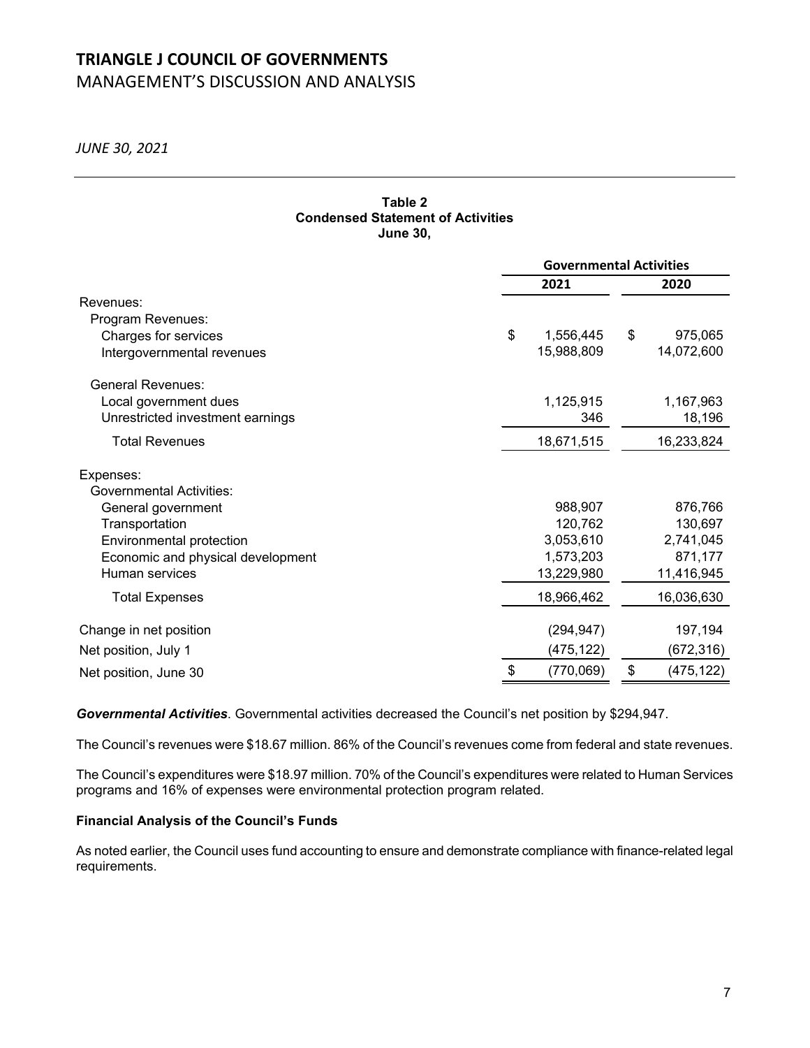# TRIANGLE J COUNCIL OF GOVERNMENTS

MANAGEMENT'S DISCUSSION AND ANALYSIS

*JUNE 30, 2021*

**Table 2**
**Condensed Statement of Activities**
**June 30,**

| | Governmental Activities | |
|---|---|---|
| | **2021** | **2020** |
| Revenues: | | |
| Program Revenues: | | |
| Charges for services | $ 1,556,445 | $ 975,065 |
| Intergovernmental revenues | 15,988,809 | 14,072,600 |
| General Revenues: | | |
| Local government dues | 1,125,915 | 1,167,963 |
| Unrestricted investment earnings | 346 | 18,196 |
| Total Revenues | 18,671,515 | 16,233,824 |
| Expenses: | | |
| Governmental Activities: | | |
| General government | 988,907 | 876,766 |
| Transportation | 120,762 | 130,697 |
| Environmental protection | 3,053,610 | 2,741,045 |
| Economic and physical development | 1,573,203 | 871,177 |
| Human services | 13,229,980 | 11,416,945 |
| Total Expenses | 18,966,462 | 16,036,630 |
| Change in net position | (294,947) | 197,194 |
| Net position, July 1 | (475,122) | (672,316) |
| Net position, June 30 | $ (770,069) | $ (475,122) |

***Governmental Activities***. Governmental activities decreased the Council's net position by $294,947.

The Council's revenues were $18.67 million. 86% of the Council's revenues come from federal and state revenues.

The Council's expenditures were $18.97 million. 70% of the Council's expenditures were related to Human Services programs and 16% of expenses were environmental protection program related.

**Financial Analysis of the Council's Funds**

As noted earlier, the Council uses fund accounting to ensure and demonstrate compliance with finance-related legal requirements.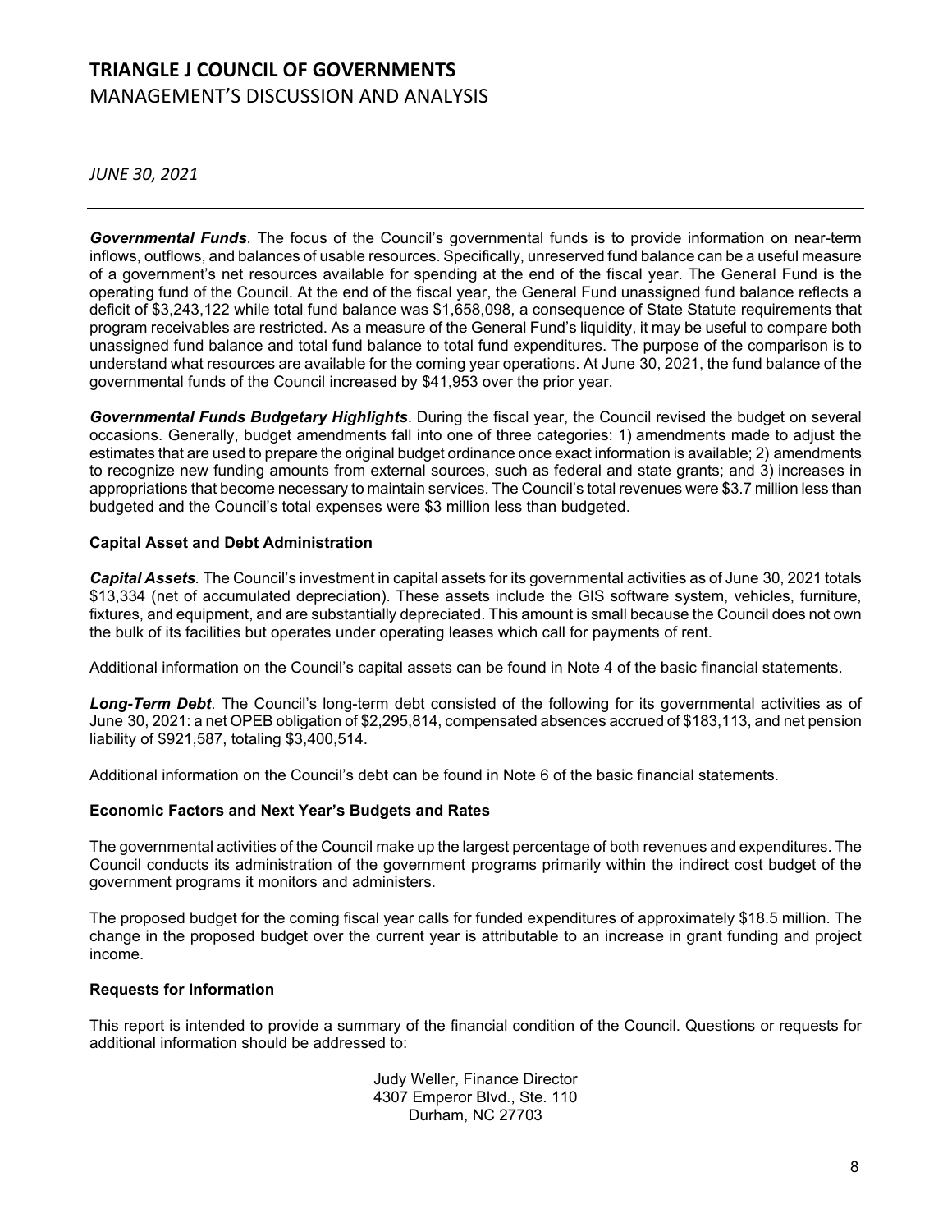***Governmental Funds***. The focus of the Council's governmental funds is to provide information on near-term inflows, outflows, and balances of usable resources. Specifically, unreserved fund balance can be a useful measure of a government's net resources available for spending at the end of the fiscal year. The General Fund is the operating fund of the Council. At the end of the fiscal year, the General Fund unassigned fund balance reflects a deficit of $3,243,122 while total fund balance was $1,658,098, a consequence of State Statute requirements that program receivables are restricted. As a measure of the General Fund's liquidity, it may be useful to compare both unassigned fund balance and total fund balance to total fund expenditures. The purpose of the comparison is to understand what resources are available for the coming year operations. At June 30, 2021, the fund balance of the governmental funds of the Council increased by $41,953 over the prior year.

***Governmental Funds Budgetary Highlights***. During the fiscal year, the Council revised the budget on several occasions. Generally, budget amendments fall into one of three categories: 1) amendments made to adjust the estimates that are used to prepare the original budget ordinance once exact information is available; 2) amendments to recognize new funding amounts from external sources, such as federal and state grants; and 3) increases in appropriations that become necessary to maintain services. The Council's total revenues were $3.7 million less than budgeted and the Council's total expenses were $3 million less than budgeted.

### Capital Asset and Debt Administration

***Capital Assets***. The Council's investment in capital assets for its governmental activities as of June 30, 2021 totals $13,334 (net of accumulated depreciation). These assets include the GIS software system, vehicles, furniture, fixtures, and equipment, and are substantially depreciated. This amount is small because the Council does not own the bulk of its facilities but operates under operating leases which call for payments of rent.

Additional information on the Council's capital assets can be found in Note 4 of the basic financial statements.

***Long-Term Debt***. The Council's long-term debt consisted of the following for its governmental activities as of June 30, 2021: a net OPEB obligation of $2,295,814, compensated absences accrued of $183,113, and net pension liability of $921,587, totaling $3,400,514.

Additional information on the Council's debt can be found in Note 6 of the basic financial statements.

### Economic Factors and Next Year's Budgets and Rates

The governmental activities of the Council make up the largest percentage of both revenues and expenditures. The Council conducts its administration of the government programs primarily within the indirect cost budget of the government programs it monitors and administers.

The proposed budget for the coming fiscal year calls for funded expenditures of approximately $18.5 million. The change in the proposed budget over the current year is attributable to an increase in grant funding and project income.

### Requests for Information

This report is intended to provide a summary of the financial condition of the Council. Questions or requests for additional information should be addressed to:

Judy Weller, Finance Director
4307 Emperor Blvd., Ste. 110
Durham, NC 27703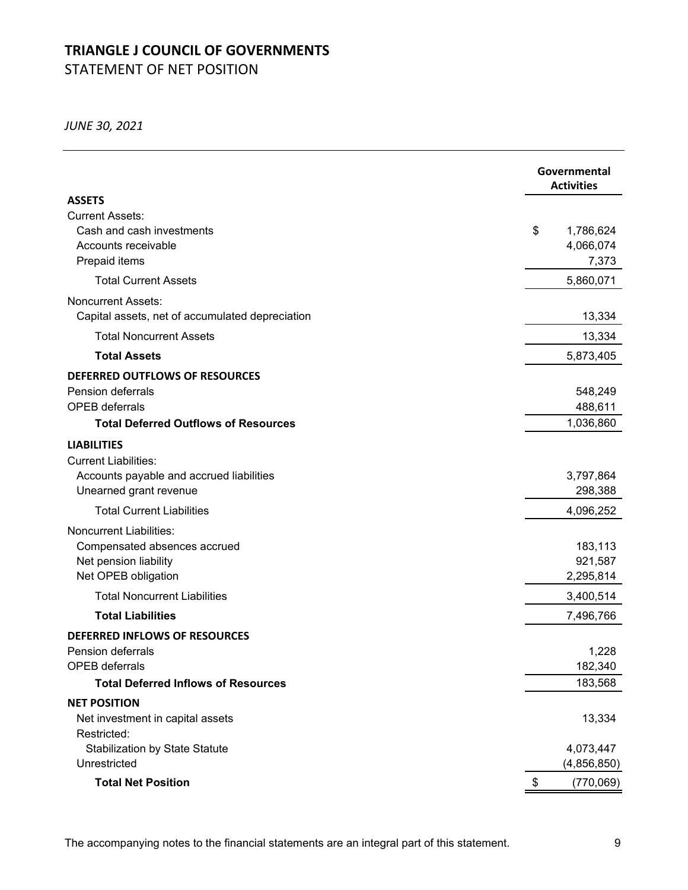# TRIANGLE J COUNCIL OF GOVERNMENTS

## STATEMENT OF NET POSITION

*JUNE 30, 2021*

| | Governmental Activities |
|---|---|
| **ASSETS** | |
| Current Assets: | |
| Cash and cash investments | $ 1,786,624 |
| Accounts receivable | 4,066,074 |
| Prepaid items | 7,373 |
| Total Current Assets | 5,860,071 |
| Noncurrent Assets: | |
| Capital assets, net of accumulated depreciation | 13,334 |
| Total Noncurrent Assets | 13,334 |
| **Total Assets** | 5,873,405 |
| **DEFERRED OUTFLOWS OF RESOURCES** | |
| Pension deferrals | 548,249 |
| OPEB deferrals | 488,611 |
| **Total Deferred Outflows of Resources** | 1,036,860 |
| **LIABILITIES** | |
| Current Liabilities: | |
| Accounts payable and accrued liabilities | 3,797,864 |
| Unearned grant revenue | 298,388 |
| Total Current Liabilities | 4,096,252 |
| Noncurrent Liabilities: | |
| Compensated absences accrued | 183,113 |
| Net pension liability | 921,587 |
| Net OPEB obligation | 2,295,814 |
| Total Noncurrent Liabilities | 3,400,514 |
| **Total Liabilities** | 7,496,766 |
| **DEFERRED INFLOWS OF RESOURCES** | |
| Pension deferrals | 1,228 |
| OPEB deferrals | 182,340 |
| **Total Deferred Inflows of Resources** | 183,568 |
| **NET POSITION** | |
| Net investment in capital assets | 13,334 |
| Restricted: | |
| Stabilization by State Statute | 4,073,447 |
| Unrestricted | (4,856,850) |
| **Total Net Position** | $ (770,069) |

The accompanying notes to the financial statements are an integral part of this statement.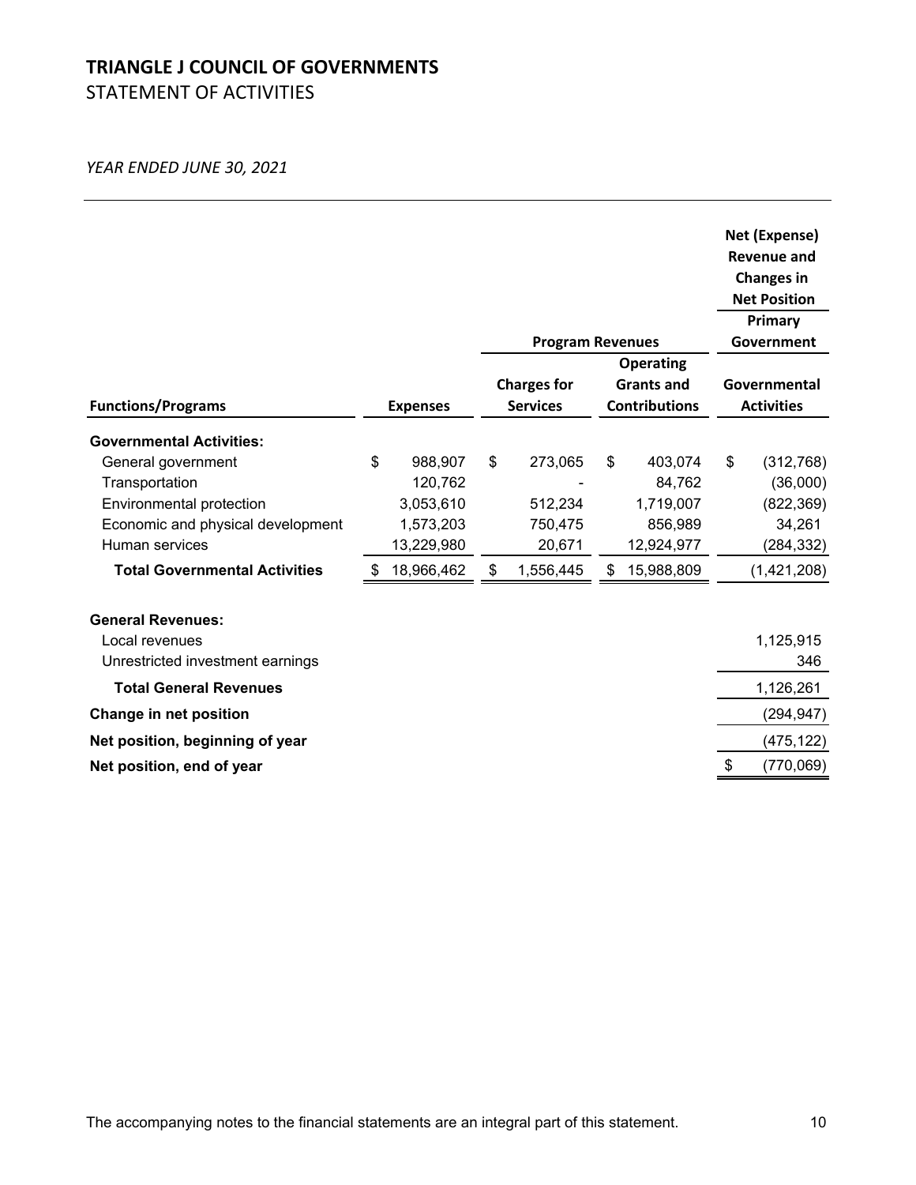# TRIANGLE J COUNCIL OF GOVERNMENTS

## STATEMENT OF ACTIVITIES

*YEAR ENDED JUNE 30, 2021*

| | | Program Revenues | | Net (Expense) Revenue and Changes in Net Position Primary Government |
|---|---|---|---|---|
| **Functions/Programs** | **Expenses** | **Charges for Services** | **Operating Grants and Contributions** | **Governmental Activities** |
| **Governmental Activities:** | | | | |
| General government | $ 988,907 | $ 273,065 | $ 403,074 | $ (312,768) |
| Transportation | 120,762 | - | 84,762 | (36,000) |
| Environmental protection | 3,053,610 | 512,234 | 1,719,007 | (822,369) |
| Economic and physical development | 1,573,203 | 750,475 | 856,989 | 34,261 |
| Human services | 13,229,980 | 20,671 | 12,924,977 | (284,332) |
| **Total Governmental Activities** | $ 18,966,462 | $ 1,556,445 | $ 15,988,809 | (1,421,208) |
| | | | | |
| **General Revenues:** | | | | |
| Local revenues | | | | 1,125,915 |
| Unrestricted investment earnings | | | | 346 |
| **Total General Revenues** | | | | 1,126,261 |
| **Change in net position** | | | | (294,947) |
| **Net position, beginning of year** | | | | (475,122) |
| **Net position, end of year** | | | | $ (770,069) |

The accompanying notes to the financial statements are an integral part of this statement.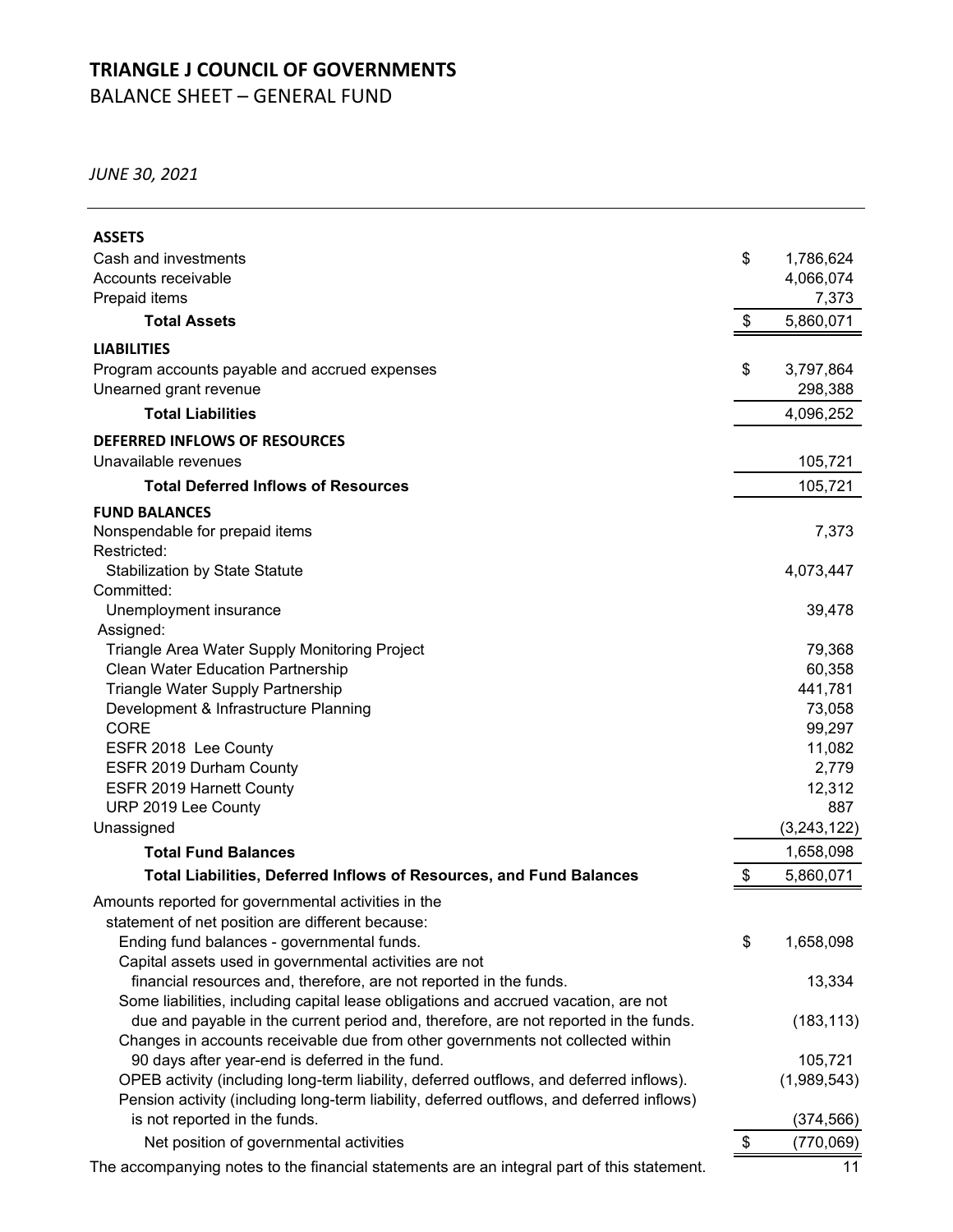# TRIANGLE J COUNCIL OF GOVERNMENTS

## BALANCE SHEET – GENERAL FUND

*JUNE 30, 2021*

| | |
|---|---|
| **ASSETS** | |
| Cash and investments | $ 1,786,624 |
| Accounts receivable | 4,066,074 |
| Prepaid items | 7,373 |
| **Total Assets** | $ 5,860,071 |
| **LIABILITIES** | |
| Program accounts payable and accrued expenses | $ 3,797,864 |
| Unearned grant revenue | 298,388 |
| **Total Liabilities** | 4,096,252 |
| **DEFERRED INFLOWS OF RESOURCES** | |
| Unavailable revenues | 105,721 |
| **Total Deferred Inflows of Resources** | 105,721 |
| **FUND BALANCES** | |
| Nonspendable for prepaid items | 7,373 |
| Restricted: | |
| Stabilization by State Statute | 4,073,447 |
| Committed: | |
| Unemployment insurance | 39,478 |
| Assigned: | |
| Triangle Area Water Supply Monitoring Project | 79,368 |
| Clean Water Education Partnership | 60,358 |
| Triangle Water Supply Partnership | 441,781 |
| Development & Infrastructure Planning | 73,058 |
| CORE | 99,297 |
| ESFR 2018 Lee County | 11,082 |
| ESFR 2019 Durham County | 2,779 |
| ESFR 2019 Harnett County | 12,312 |
| URP 2019 Lee County | 887 |
| Unassigned | (3,243,122) |
| **Total Fund Balances** | 1,658,098 |
| **Total Liabilities, Deferred Inflows of Resources, and Fund Balances** | $ 5,860,071 |

| | |
|---|---|
| Amounts reported for governmental activities in the statement of net position are different because: | |
| Ending fund balances - governmental funds. | $ 1,658,098 |
| Capital assets used in governmental activities are not financial resources and, therefore, are not reported in the funds. | 13,334 |
| Some liabilities, including capital lease obligations and accrued vacation, are not due and payable in the current period and, therefore, are not reported in the funds. | (183,113) |
| Changes in accounts receivable due from other governments not collected within 90 days after year-end is deferred in the fund. | 105,721 |
| OPEB activity (including long-term liability, deferred outflows, and deferred inflows). | (1,989,543) |
| Pension activity (including long-term liability, deferred outflows, and deferred inflows) is not reported in the funds. | (374,566) |
| Net position of governmental activities | $ (770,069) |

The accompanying notes to the financial statements are an integral part of this statement.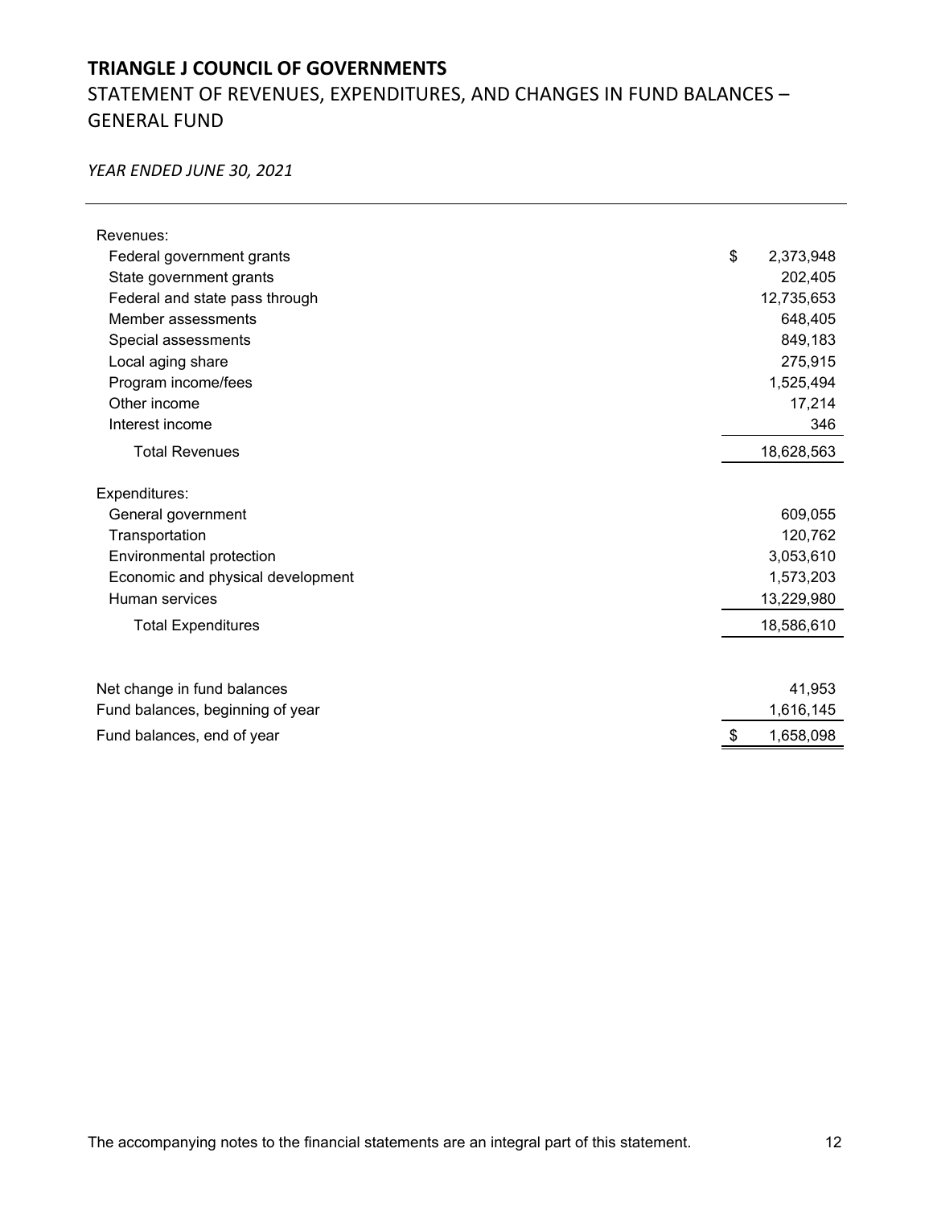# TRIANGLE J COUNCIL OF GOVERNMENTS

## STATEMENT OF REVENUES, EXPENDITURES, AND CHANGES IN FUND BALANCES – GENERAL FUND

*YEAR ENDED JUNE 30, 2021*

| | |
|---|---|
| Revenues: | |
| Federal government grants | $ 2,373,948 |
| State government grants | 202,405 |
| Federal and state pass through | 12,735,653 |
| Member assessments | 648,405 |
| Special assessments | 849,183 |
| Local aging share | 275,915 |
| Program income/fees | 1,525,494 |
| Other income | 17,214 |
| Interest income | 346 |
| Total Revenues | 18,628,563 |
| Expenditures: | |
| General government | 609,055 |
| Transportation | 120,762 |
| Environmental protection | 3,053,610 |
| Economic and physical development | 1,573,203 |
| Human services | 13,229,980 |
| Total Expenditures | 18,586,610 |
| Net change in fund balances | 41,953 |
| Fund balances, beginning of year | 1,616,145 |
| Fund balances, end of year | $ 1,658,098 |

The accompanying notes to the financial statements are an integral part of this statement.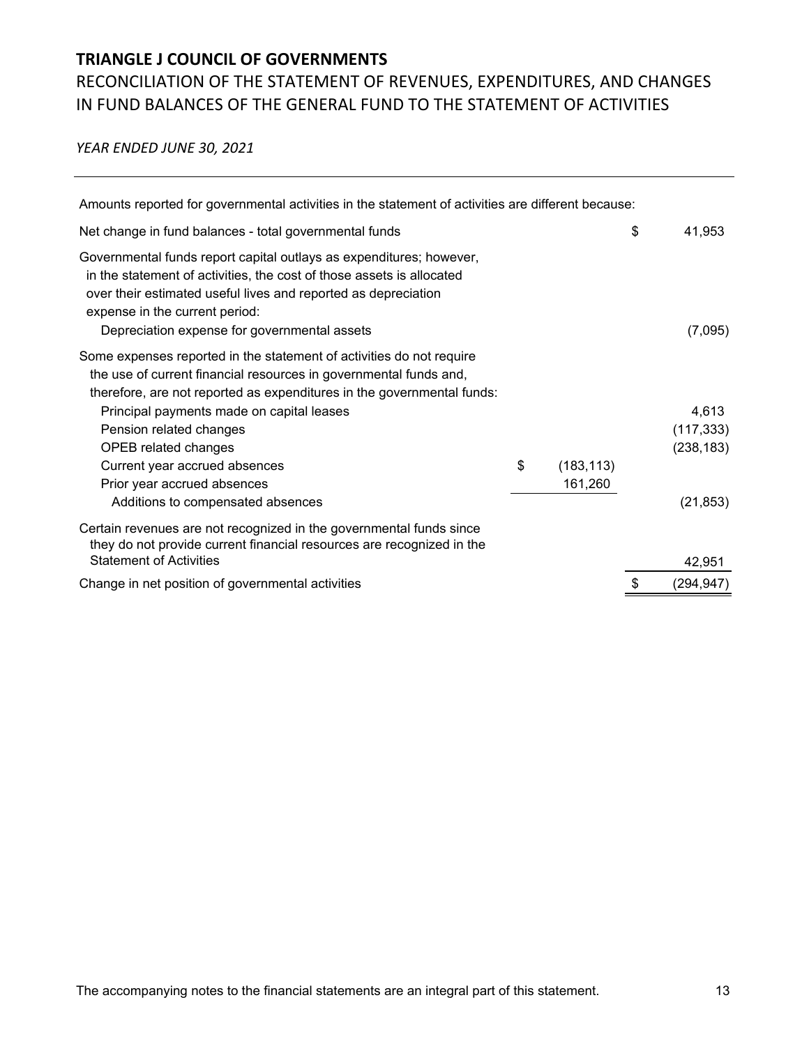# TRIANGLE J COUNCIL OF GOVERNMENTS

## RECONCILIATION OF THE STATEMENT OF REVENUES, EXPENDITURES, AND CHANGES IN FUND BALANCES OF THE GENERAL FUND TO THE STATEMENT OF ACTIVITIES

*YEAR ENDED JUNE 30, 2021*

| | | |
|---|---|---|
| Amounts reported for governmental activities in the statement of activities are different because: | | |
| Net change in fund balances - total governmental funds | | $ 41,953 |
| Governmental funds report capital outlays as expenditures; however, in the statement of activities, the cost of those assets is allocated over their estimated useful lives and reported as depreciation expense in the current period: | | |
| Depreciation expense for governmental assets | | (7,095) |
| Some expenses reported in the statement of activities do not require the use of current financial resources in governmental funds and, therefore, are not reported as expenditures in the governmental funds: | | |
| Principal payments made on capital leases | | 4,613 |
| Pension related changes | | (117,333) |
| OPEB related changes | | (238,183) |
| Current year accrued absences | $ (183,113) | |
| Prior year accrued absences | 161,260 | |
| Additions to compensated absences | | (21,853) |
| Certain revenues are not recognized in the governmental funds since they do not provide current financial resources are recognized in the Statement of Activities | | 42,951 |
| Change in net position of governmental activities | | $ (294,947) |

The accompanying notes to the financial statements are an integral part of this statement.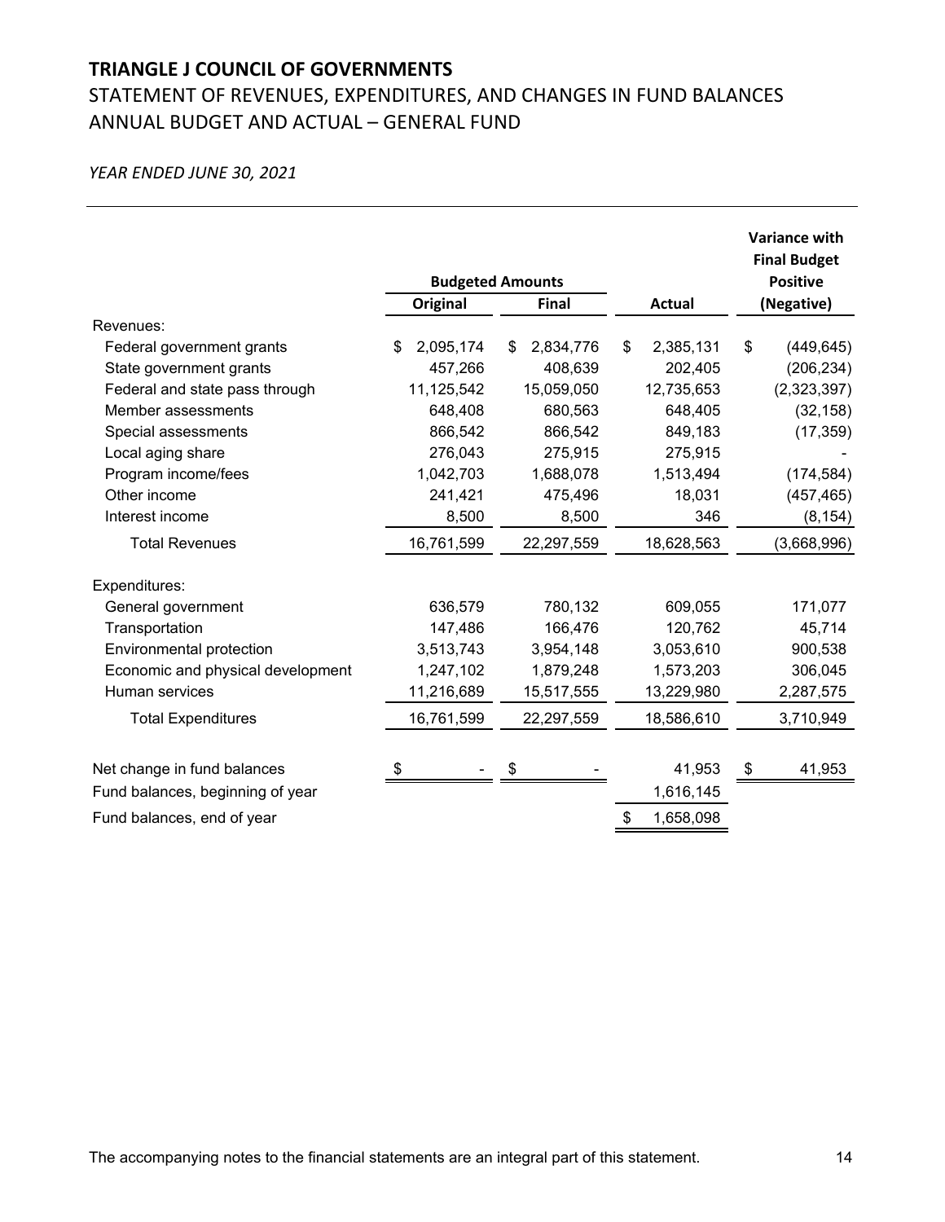# TRIANGLE J COUNCIL OF GOVERNMENTS

## STATEMENT OF REVENUES, EXPENDITURES, AND CHANGES IN FUND BALANCES
## ANNUAL BUDGET AND ACTUAL – GENERAL FUND

*YEAR ENDED JUNE 30, 2021*

| | Budgeted Amounts | | | Variance with Final Budget Positive |
|---|---|---|---|---|
| | Original | Final | Actual | (Negative) |
| Revenues: | | | | |
| Federal government grants | $ 2,095,174 | $ 2,834,776 | $ 2,385,131 | $ (449,645) |
| State government grants | 457,266 | 408,639 | 202,405 | (206,234) |
| Federal and state pass through | 11,125,542 | 15,059,050 | 12,735,653 | (2,323,397) |
| Member assessments | 648,408 | 680,563 | 648,405 | (32,158) |
| Special assessments | 866,542 | 866,542 | 849,183 | (17,359) |
| Local aging share | 276,043 | 275,915 | 275,915 | - |
| Program income/fees | 1,042,703 | 1,688,078 | 1,513,494 | (174,584) |
| Other income | 241,421 | 475,496 | 18,031 | (457,465) |
| Interest income | 8,500 | 8,500 | 346 | (8,154) |
| Total Revenues | 16,761,599 | 22,297,559 | 18,628,563 | (3,668,996) |
| Expenditures: | | | | |
| General government | 636,579 | 780,132 | 609,055 | 171,077 |
| Transportation | 147,486 | 166,476 | 120,762 | 45,714 |
| Environmental protection | 3,513,743 | 3,954,148 | 3,053,610 | 900,538 |
| Economic and physical development | 1,247,102 | 1,879,248 | 1,573,203 | 306,045 |
| Human services | 11,216,689 | 15,517,555 | 13,229,980 | 2,287,575 |
| Total Expenditures | 16,761,599 | 22,297,559 | 18,586,610 | 3,710,949 |
| Net change in fund balances | $ - | $ - | 41,953 | $ 41,953 |
| Fund balances, beginning of year | | | 1,616,145 | |
| Fund balances, end of year | | | $ 1,658,098 | |

The accompanying notes to the financial statements are an integral part of this statement.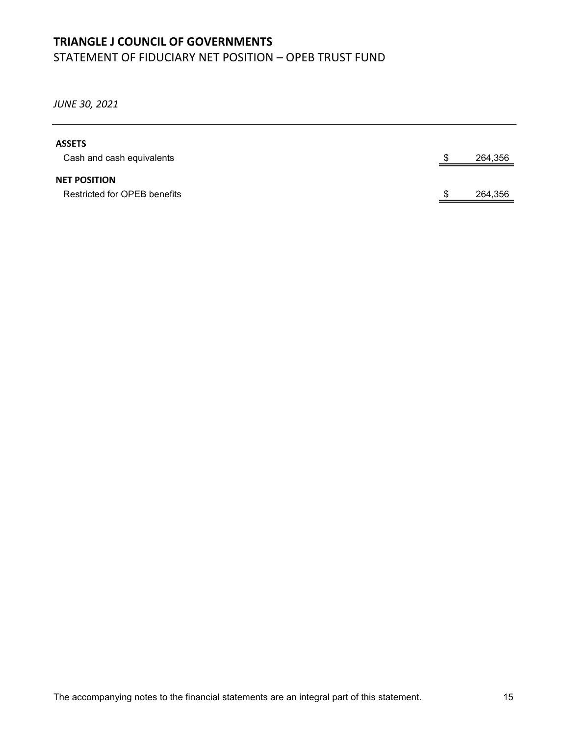# TRIANGLE J COUNCIL OF GOVERNMENTS

STATEMENT OF FIDUCIARY NET POSITION – OPEB TRUST FUND

*JUNE 30, 2021*

| | |
|---|---|
| **ASSETS** | |
| Cash and cash equivalents | $ 264,356 |
| **NET POSITION** | |
| Restricted for OPEB benefits | $ 264,356 |

The accompanying notes to the financial statements are an integral part of this statement.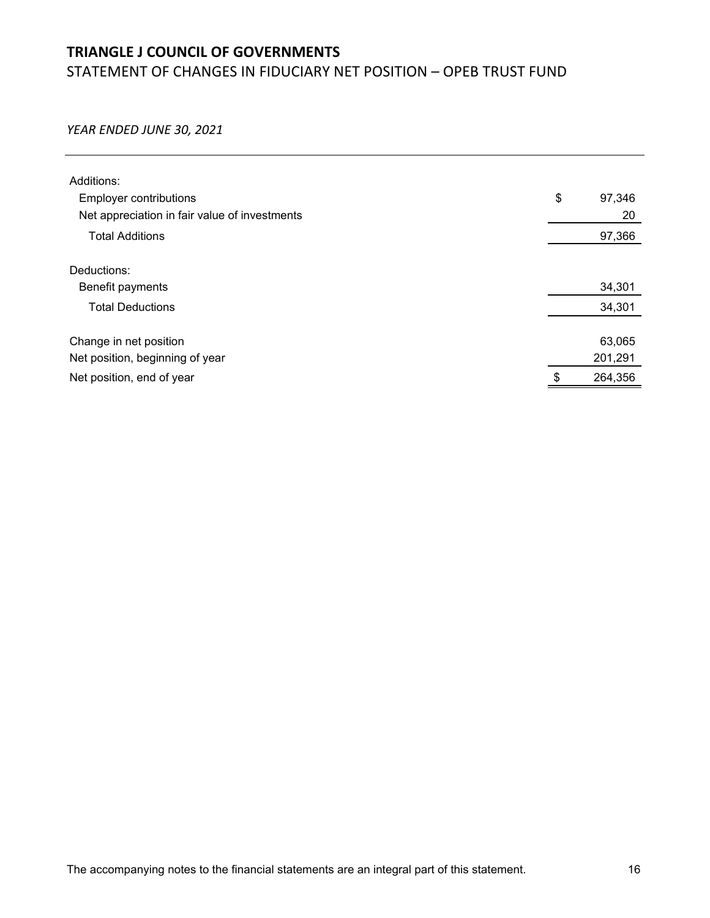# TRIANGLE J COUNCIL OF GOVERNMENTS

## STATEMENT OF CHANGES IN FIDUCIARY NET POSITION – OPEB TRUST FUND

*YEAR ENDED JUNE 30, 2021*

| | |
|---|---|
| Additions: | |
| Employer contributions | $ 97,346 |
| Net appreciation in fair value of investments | 20 |
| Total Additions | 97,366 |
| | |
| Deductions: | |
| Benefit payments | 34,301 |
| Total Deductions | 34,301 |
| | |
| Change in net position | 63,065 |
| Net position, beginning of year | 201,291 |
| Net position, end of year | $ 264,356 |

The accompanying notes to the financial statements are an integral part of this statement.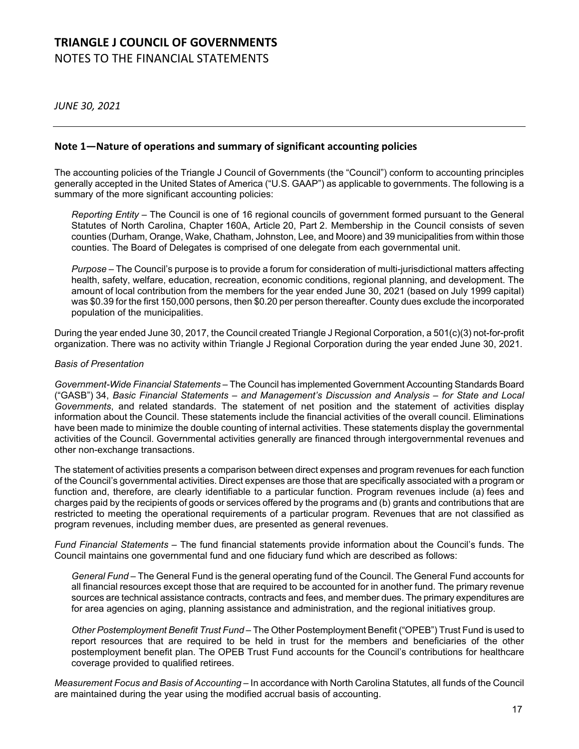# TRIANGLE J COUNCIL OF GOVERNMENTS

NOTES TO THE FINANCIAL STATEMENTS

*JUNE 30, 2021*

## Note 1—Nature of operations and summary of significant accounting policies

The accounting policies of the Triangle J Council of Governments (the "Council") conform to accounting principles generally accepted in the United States of America ("U.S. GAAP") as applicable to governments. The following is a summary of the more significant accounting policies:

*Reporting Entity* – The Council is one of 16 regional councils of government formed pursuant to the General Statutes of North Carolina, Chapter 160A, Article 20, Part 2. Membership in the Council consists of seven counties (Durham, Orange, Wake, Chatham, Johnston, Lee, and Moore) and 39 municipalities from within those counties. The Board of Delegates is comprised of one delegate from each governmental unit.

*Purpose* – The Council's purpose is to provide a forum for consideration of multi-jurisdictional matters affecting health, safety, welfare, education, recreation, economic conditions, regional planning, and development. The amount of local contribution from the members for the year ended June 30, 2021 (based on July 1999 capital) was $0.39 for the first 150,000 persons, then $0.20 per person thereafter. County dues exclude the incorporated population of the municipalities.

During the year ended June 30, 2017, the Council created Triangle J Regional Corporation, a 501(c)(3) not-for-profit organization. There was no activity within Triangle J Regional Corporation during the year ended June 30, 2021.

*Basis of Presentation*

*Government-Wide Financial Statements* – The Council has implemented Government Accounting Standards Board ("GASB") 34, *Basic Financial Statements – and Management's Discussion and Analysis – for State and Local Governments*, and related standards. The statement of net position and the statement of activities display information about the Council. These statements include the financial activities of the overall council. Eliminations have been made to minimize the double counting of internal activities. These statements display the governmental activities of the Council. Governmental activities generally are financed through intergovernmental revenues and other non-exchange transactions.

The statement of activities presents a comparison between direct expenses and program revenues for each function of the Council's governmental activities. Direct expenses are those that are specifically associated with a program or function and, therefore, are clearly identifiable to a particular function. Program revenues include (a) fees and charges paid by the recipients of goods or services offered by the programs and (b) grants and contributions that are restricted to meeting the operational requirements of a particular program. Revenues that are not classified as program revenues, including member dues, are presented as general revenues.

*Fund Financial Statements* – The fund financial statements provide information about the Council's funds. The Council maintains one governmental fund and one fiduciary fund which are described as follows:

*General Fund* – The General Fund is the general operating fund of the Council. The General Fund accounts for all financial resources except those that are required to be accounted for in another fund. The primary revenue sources are technical assistance contracts, contracts and fees, and member dues. The primary expenditures are for area agencies on aging, planning assistance and administration, and the regional initiatives group.

*Other Postemployment Benefit Trust Fund* – The Other Postemployment Benefit ("OPEB") Trust Fund is used to report resources that are required to be held in trust for the members and beneficiaries of the other postemployment benefit plan. The OPEB Trust Fund accounts for the Council's contributions for healthcare coverage provided to qualified retirees.

*Measurement Focus and Basis of Accounting* – In accordance with North Carolina Statutes, all funds of the Council are maintained during the year using the modified accrual basis of accounting.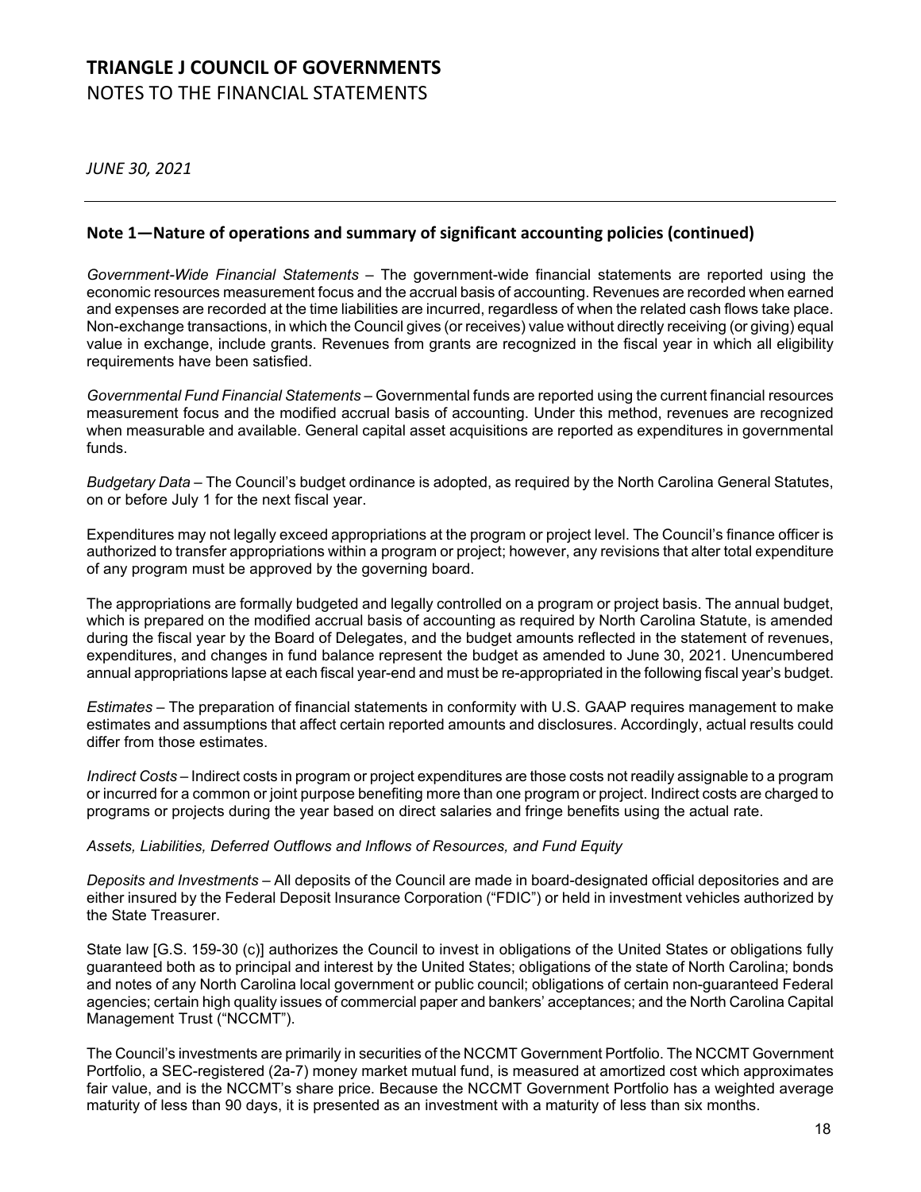# TRIANGLE J COUNCIL OF GOVERNMENTS

NOTES TO THE FINANCIAL STATEMENTS

*JUNE 30, 2021*

## Note 1—Nature of operations and summary of significant accounting policies (continued)

*Government-Wide Financial Statements* – The government-wide financial statements are reported using the economic resources measurement focus and the accrual basis of accounting. Revenues are recorded when earned and expenses are recorded at the time liabilities are incurred, regardless of when the related cash flows take place. Non-exchange transactions, in which the Council gives (or receives) value without directly receiving (or giving) equal value in exchange, include grants. Revenues from grants are recognized in the fiscal year in which all eligibility requirements have been satisfied.

*Governmental Fund Financial Statements* – Governmental funds are reported using the current financial resources measurement focus and the modified accrual basis of accounting. Under this method, revenues are recognized when measurable and available. General capital asset acquisitions are reported as expenditures in governmental funds.

*Budgetary Data* – The Council's budget ordinance is adopted, as required by the North Carolina General Statutes, on or before July 1 for the next fiscal year.

Expenditures may not legally exceed appropriations at the program or project level. The Council's finance officer is authorized to transfer appropriations within a program or project; however, any revisions that alter total expenditure of any program must be approved by the governing board.

The appropriations are formally budgeted and legally controlled on a program or project basis. The annual budget, which is prepared on the modified accrual basis of accounting as required by North Carolina Statute, is amended during the fiscal year by the Board of Delegates, and the budget amounts reflected in the statement of revenues, expenditures, and changes in fund balance represent the budget as amended to June 30, 2021. Unencumbered annual appropriations lapse at each fiscal year-end and must be re-appropriated in the following fiscal year's budget.

*Estimates* – The preparation of financial statements in conformity with U.S. GAAP requires management to make estimates and assumptions that affect certain reported amounts and disclosures. Accordingly, actual results could differ from those estimates.

*Indirect Costs* – Indirect costs in program or project expenditures are those costs not readily assignable to a program or incurred for a common or joint purpose benefiting more than one program or project. Indirect costs are charged to programs or projects during the year based on direct salaries and fringe benefits using the actual rate.

*Assets, Liabilities, Deferred Outflows and Inflows of Resources, and Fund Equity*

*Deposits and Investments* – All deposits of the Council are made in board-designated official depositories and are either insured by the Federal Deposit Insurance Corporation ("FDIC") or held in investment vehicles authorized by the State Treasurer.

State law [G.S. 159-30 (c)] authorizes the Council to invest in obligations of the United States or obligations fully guaranteed both as to principal and interest by the United States; obligations of the state of North Carolina; bonds and notes of any North Carolina local government or public council; obligations of certain non-guaranteed Federal agencies; certain high quality issues of commercial paper and bankers' acceptances; and the North Carolina Capital Management Trust ("NCCMT").

The Council's investments are primarily in securities of the NCCMT Government Portfolio. The NCCMT Government Portfolio, a SEC-registered (2a-7) money market mutual fund, is measured at amortized cost which approximates fair value, and is the NCCMT's share price. Because the NCCMT Government Portfolio has a weighted average maturity of less than 90 days, it is presented as an investment with a maturity of less than six months.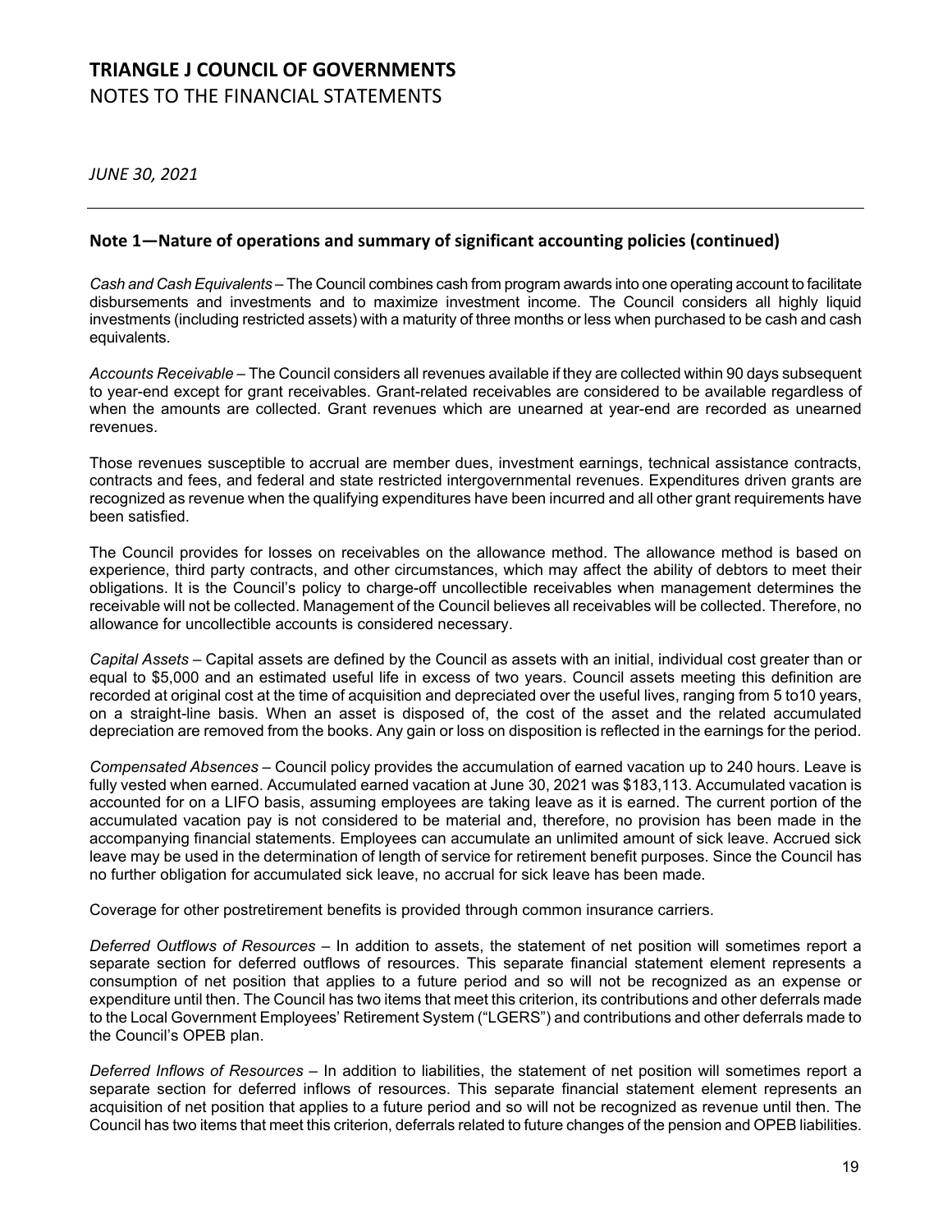# TRIANGLE J COUNCIL OF GOVERNMENTS

NOTES TO THE FINANCIAL STATEMENTS

*JUNE 30, 2021*

## Note 1—Nature of operations and summary of significant accounting policies (continued)

*Cash and Cash Equivalents* – The Council combines cash from program awards into one operating account to facilitate disbursements and investments and to maximize investment income. The Council considers all highly liquid investments (including restricted assets) with a maturity of three months or less when purchased to be cash and cash equivalents.

*Accounts Receivable* – The Council considers all revenues available if they are collected within 90 days subsequent to year-end except for grant receivables. Grant-related receivables are considered to be available regardless of when the amounts are collected. Grant revenues which are unearned at year-end are recorded as unearned revenues.

Those revenues susceptible to accrual are member dues, investment earnings, technical assistance contracts, contracts and fees, and federal and state restricted intergovernmental revenues. Expenditures driven grants are recognized as revenue when the qualifying expenditures have been incurred and all other grant requirements have been satisfied.

The Council provides for losses on receivables on the allowance method. The allowance method is based on experience, third party contracts, and other circumstances, which may affect the ability of debtors to meet their obligations. It is the Council's policy to charge-off uncollectible receivables when management determines the receivable will not be collected. Management of the Council believes all receivables will be collected. Therefore, no allowance for uncollectible accounts is considered necessary.

*Capital Assets* – Capital assets are defined by the Council as assets with an initial, individual cost greater than or equal to $5,000 and an estimated useful life in excess of two years. Council assets meeting this definition are recorded at original cost at the time of acquisition and depreciated over the useful lives, ranging from 5 to10 years, on a straight-line basis. When an asset is disposed of, the cost of the asset and the related accumulated depreciation are removed from the books. Any gain or loss on disposition is reflected in the earnings for the period.

*Compensated Absences* – Council policy provides the accumulation of earned vacation up to 240 hours. Leave is fully vested when earned. Accumulated earned vacation at June 30, 2021 was $183,113. Accumulated vacation is accounted for on a LIFO basis, assuming employees are taking leave as it is earned. The current portion of the accumulated vacation pay is not considered to be material and, therefore, no provision has been made in the accompanying financial statements. Employees can accumulate an unlimited amount of sick leave. Accrued sick leave may be used in the determination of length of service for retirement benefit purposes. Since the Council has no further obligation for accumulated sick leave, no accrual for sick leave has been made.

Coverage for other postretirement benefits is provided through common insurance carriers.

*Deferred Outflows of Resources* – In addition to assets, the statement of net position will sometimes report a separate section for deferred outflows of resources. This separate financial statement element represents a consumption of net position that applies to a future period and so will not be recognized as an expense or expenditure until then. The Council has two items that meet this criterion, its contributions and other deferrals made to the Local Government Employees' Retirement System ("LGERS") and contributions and other deferrals made to the Council's OPEB plan.

*Deferred Inflows of Resources* – In addition to liabilities, the statement of net position will sometimes report a separate section for deferred inflows of resources. This separate financial statement element represents an acquisition of net position that applies to a future period and so will not be recognized as revenue until then. The Council has two items that meet this criterion, deferrals related to future changes of the pension and OPEB liabilities.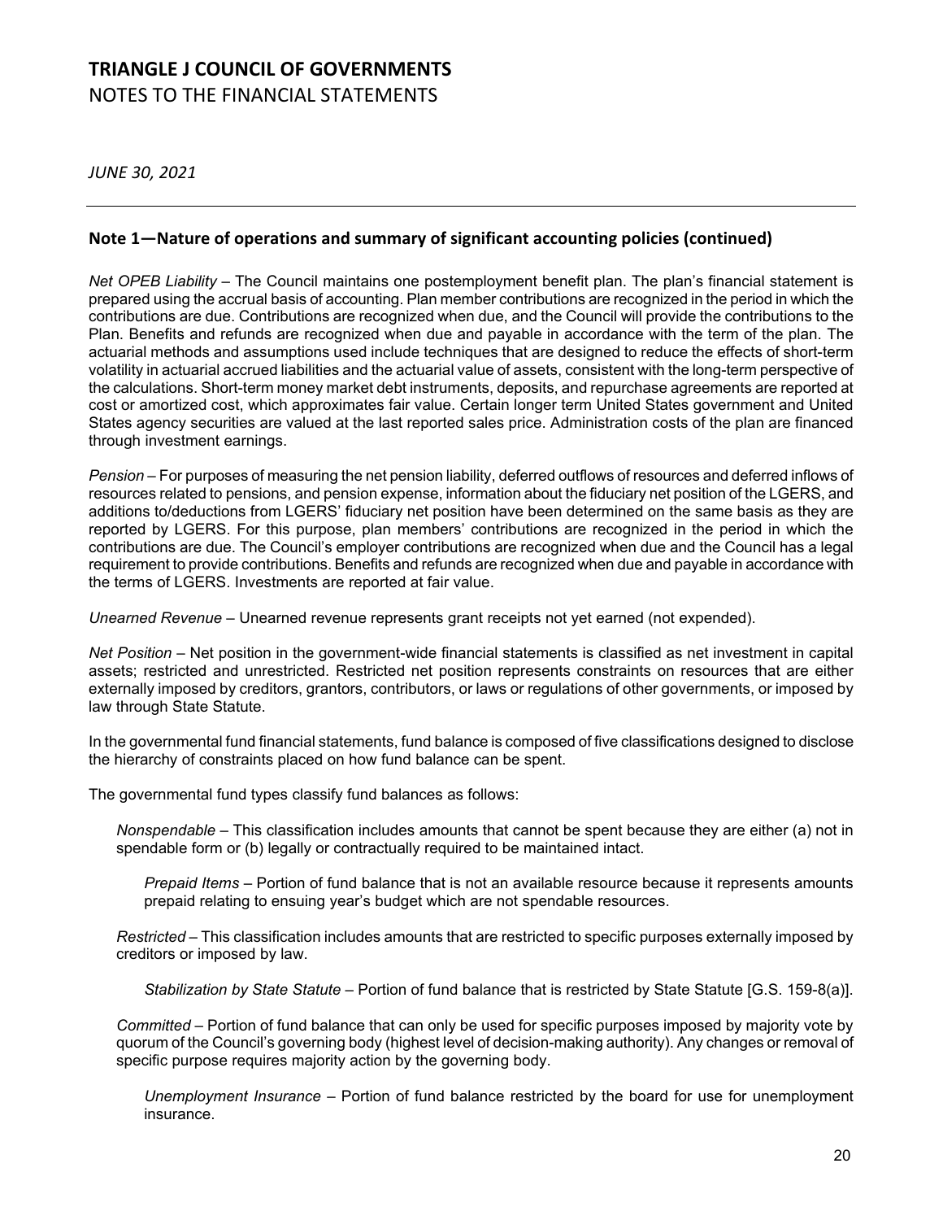# TRIANGLE J COUNCIL OF GOVERNMENTS

NOTES TO THE FINANCIAL STATEMENTS

*JUNE 30, 2021*

## Note 1—Nature of operations and summary of significant accounting policies (continued)

*Net OPEB Liability* – The Council maintains one postemployment benefit plan. The plan's financial statement is prepared using the accrual basis of accounting. Plan member contributions are recognized in the period in which the contributions are due. Contributions are recognized when due, and the Council will provide the contributions to the Plan. Benefits and refunds are recognized when due and payable in accordance with the term of the plan. The actuarial methods and assumptions used include techniques that are designed to reduce the effects of short-term volatility in actuarial accrued liabilities and the actuarial value of assets, consistent with the long-term perspective of the calculations. Short-term money market debt instruments, deposits, and repurchase agreements are reported at cost or amortized cost, which approximates fair value. Certain longer term United States government and United States agency securities are valued at the last reported sales price. Administration costs of the plan are financed through investment earnings.

*Pension* – For purposes of measuring the net pension liability, deferred outflows of resources and deferred inflows of resources related to pensions, and pension expense, information about the fiduciary net position of the LGERS, and additions to/deductions from LGERS' fiduciary net position have been determined on the same basis as they are reported by LGERS. For this purpose, plan members' contributions are recognized in the period in which the contributions are due. The Council's employer contributions are recognized when due and the Council has a legal requirement to provide contributions. Benefits and refunds are recognized when due and payable in accordance with the terms of LGERS. Investments are reported at fair value.

*Unearned Revenue* – Unearned revenue represents grant receipts not yet earned (not expended).

*Net Position* – Net position in the government-wide financial statements is classified as net investment in capital assets; restricted and unrestricted. Restricted net position represents constraints on resources that are either externally imposed by creditors, grantors, contributors, or laws or regulations of other governments, or imposed by law through State Statute.

In the governmental fund financial statements, fund balance is composed of five classifications designed to disclose the hierarchy of constraints placed on how fund balance can be spent.

The governmental fund types classify fund balances as follows:

*Nonspendable* – This classification includes amounts that cannot be spent because they are either (a) not in spendable form or (b) legally or contractually required to be maintained intact.

*Prepaid Items* – Portion of fund balance that is not an available resource because it represents amounts prepaid relating to ensuing year's budget which are not spendable resources.

*Restricted* – This classification includes amounts that are restricted to specific purposes externally imposed by creditors or imposed by law.

*Stabilization by State Statute* – Portion of fund balance that is restricted by State Statute [G.S. 159-8(a)].

*Committed* – Portion of fund balance that can only be used for specific purposes imposed by majority vote by quorum of the Council's governing body (highest level of decision-making authority). Any changes or removal of specific purpose requires majority action by the governing body.

*Unemployment Insurance* – Portion of fund balance restricted by the board for use for unemployment insurance.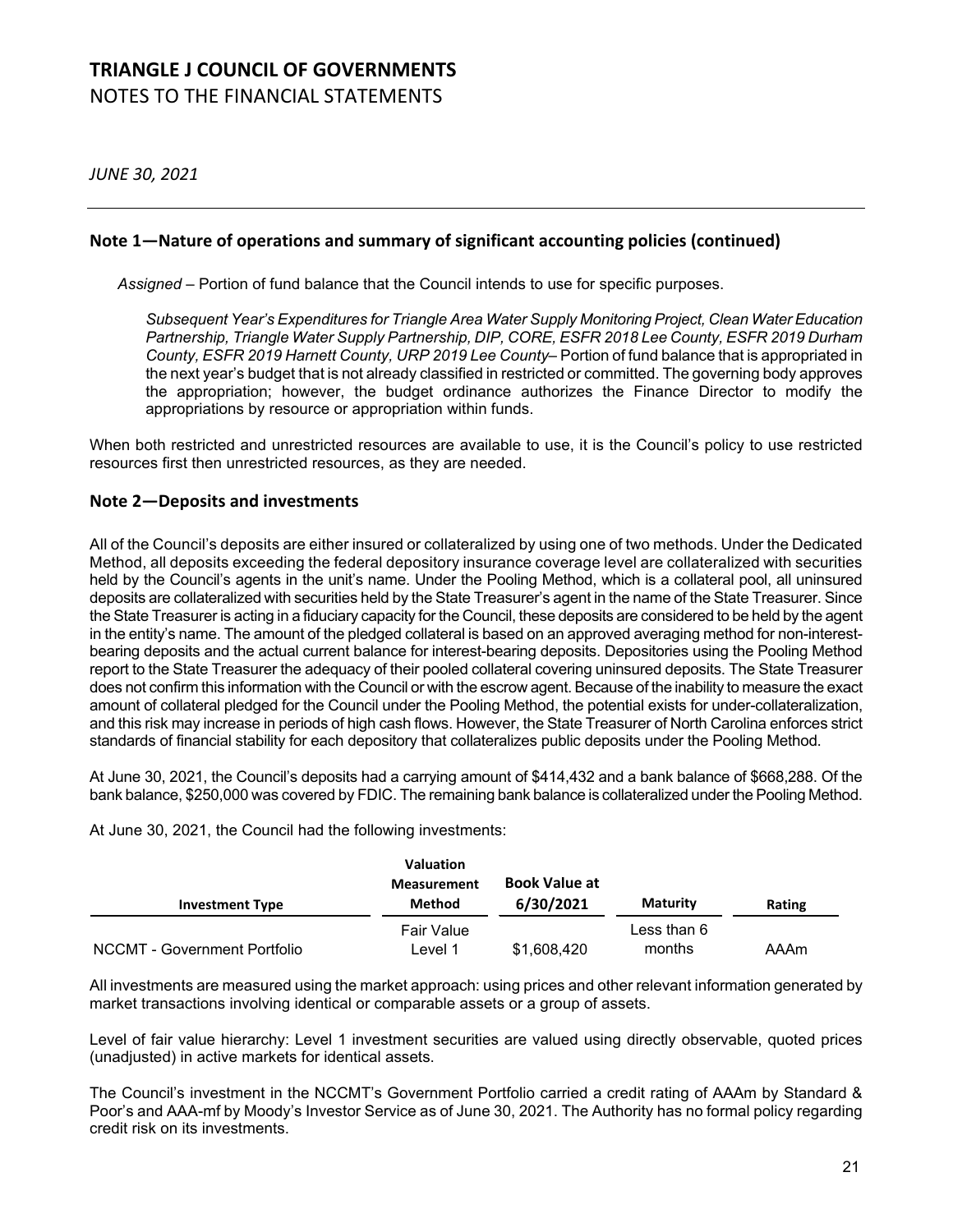## Note 1—Nature of operations and summary of significant accounting policies (continued)

*Assigned* – Portion of fund balance that the Council intends to use for specific purposes.

*Subsequent Year's Expenditures for Triangle Area Water Supply Monitoring Project, Clean Water Education Partnership, Triangle Water Supply Partnership, DIP, CORE, ESFR 2018 Lee County, ESFR 2019 Durham County, ESFR 2019 Harnett County, URP 2019 Lee County*– Portion of fund balance that is appropriated in the next year's budget that is not already classified in restricted or committed. The governing body approves the appropriation; however, the budget ordinance authorizes the Finance Director to modify the appropriations by resource or appropriation within funds.

When both restricted and unrestricted resources are available to use, it is the Council's policy to use restricted resources first then unrestricted resources, as they are needed.

## Note 2—Deposits and investments

All of the Council's deposits are either insured or collateralized by using one of two methods. Under the Dedicated Method, all deposits exceeding the federal depository insurance coverage level are collateralized with securities held by the Council's agents in the unit's name. Under the Pooling Method, which is a collateral pool, all uninsured deposits are collateralized with securities held by the State Treasurer's agent in the name of the State Treasurer. Since the State Treasurer is acting in a fiduciary capacity for the Council, these deposits are considered to be held by the agent in the entity's name. The amount of the pledged collateral is based on an approved averaging method for non-interest-bearing deposits and the actual current balance for interest-bearing deposits. Depositories using the Pooling Method report to the State Treasurer the adequacy of their pooled collateral covering uninsured deposits. The State Treasurer does not confirm this information with the Council or with the escrow agent. Because of the inability to measure the exact amount of collateral pledged for the Council under the Pooling Method, the potential exists for under-collateralization, and this risk may increase in periods of high cash flows. However, the State Treasurer of North Carolina enforces strict standards of financial stability for each depository that collateralizes public deposits under the Pooling Method.

At June 30, 2021, the Council's deposits had a carrying amount of $414,432 and a bank balance of $668,288. Of the bank balance, $250,000 was covered by FDIC. The remaining bank balance is collateralized under the Pooling Method.

At June 30, 2021, the Council had the following investments:

| Investment Type | Valuation Measurement Method | Book Value at 6/30/2021 | Maturity | Rating |
|---|---|---|---|---|
| NCCMT - Government Portfolio | Fair Value Level 1 | $1,608,420 | Less than 6 months | AAAm |

All investments are measured using the market approach: using prices and other relevant information generated by market transactions involving identical or comparable assets or a group of assets.

Level of fair value hierarchy: Level 1 investment securities are valued using directly observable, quoted prices (unadjusted) in active markets for identical assets.

The Council's investment in the NCCMT's Government Portfolio carried a credit rating of AAAm by Standard & Poor's and AAA-mf by Moody's Investor Service as of June 30, 2021. The Authority has no formal policy regarding credit risk on its investments.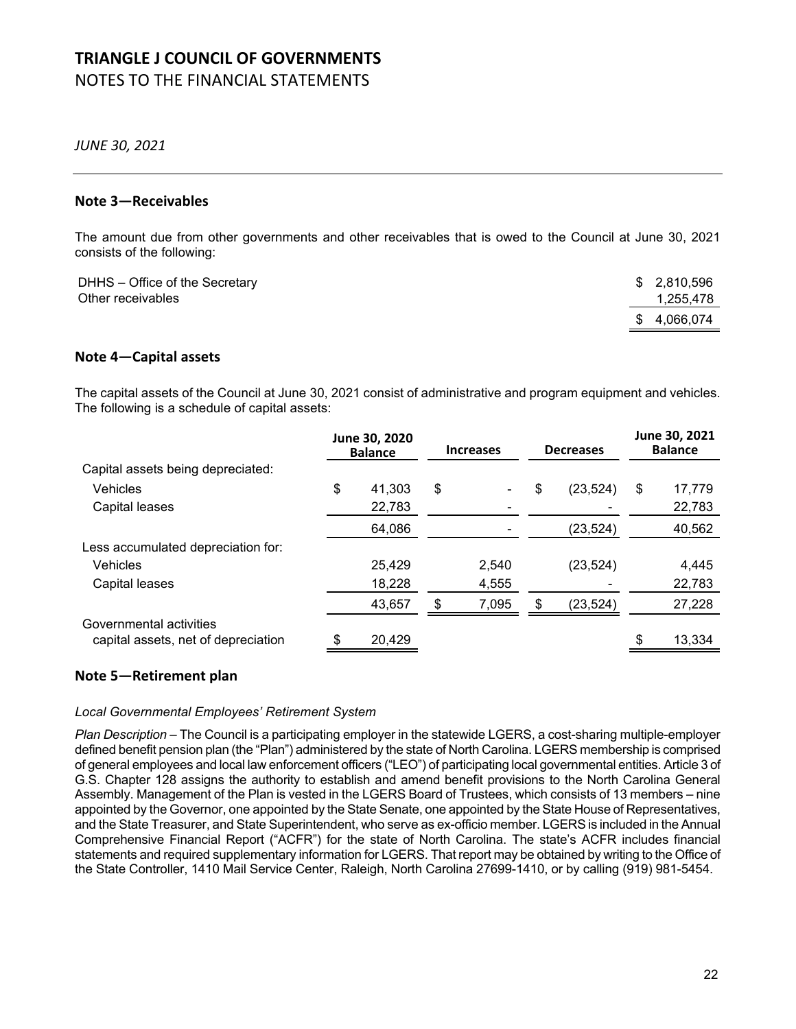# TRIANGLE J COUNCIL OF GOVERNMENTS

NOTES TO THE FINANCIAL STATEMENTS

*JUNE 30, 2021*

## Note 3—Receivables

The amount due from other governments and other receivables that is owed to the Council at June 30, 2021 consists of the following:

| | |
|---|---|
| DHHS – Office of the Secretary | $ 2,810,596 |
| Other receivables | 1,255,478 |
| | $ 4,066,074 |

## Note 4—Capital assets

The capital assets of the Council at June 30, 2021 consist of administrative and program equipment and vehicles. The following is a schedule of capital assets:

| | June 30, 2020 Balance | Increases | Decreases | June 30, 2021 Balance |
|---|---|---|---|---|
| Capital assets being depreciated: | | | | |
| Vehicles | $ 41,303 | $ - | $ (23,524) | $ 17,779 |
| Capital leases | 22,783 | - | - | 22,783 |
| | 64,086 | - | (23,524) | 40,562 |
| Less accumulated depreciation for: | | | | |
| Vehicles | 25,429 | 2,540 | (23,524) | 4,445 |
| Capital leases | 18,228 | 4,555 | - | 22,783 |
| | 43,657 | $ 7,095 | $ (23,524) | 27,228 |
| Governmental activities capital assets, net of depreciation | $ 20,429 | | | $ 13,334 |

## Note 5—Retirement plan

*Local Governmental Employees' Retirement System*

*Plan Description* – The Council is a participating employer in the statewide LGERS, a cost-sharing multiple-employer defined benefit pension plan (the "Plan") administered by the state of North Carolina. LGERS membership is comprised of general employees and local law enforcement officers ("LEO") of participating local governmental entities. Article 3 of G.S. Chapter 128 assigns the authority to establish and amend benefit provisions to the North Carolina General Assembly. Management of the Plan is vested in the LGERS Board of Trustees, which consists of 13 members – nine appointed by the Governor, one appointed by the State Senate, one appointed by the State House of Representatives, and the State Treasurer, and State Superintendent, who serve as ex-officio member. LGERS is included in the Annual Comprehensive Financial Report ("ACFR") for the state of North Carolina. The state's ACFR includes financial statements and required supplementary information for LGERS. That report may be obtained by writing to the Office of the State Controller, 1410 Mail Service Center, Raleigh, North Carolina 27699-1410, or by calling (919) 981-5454.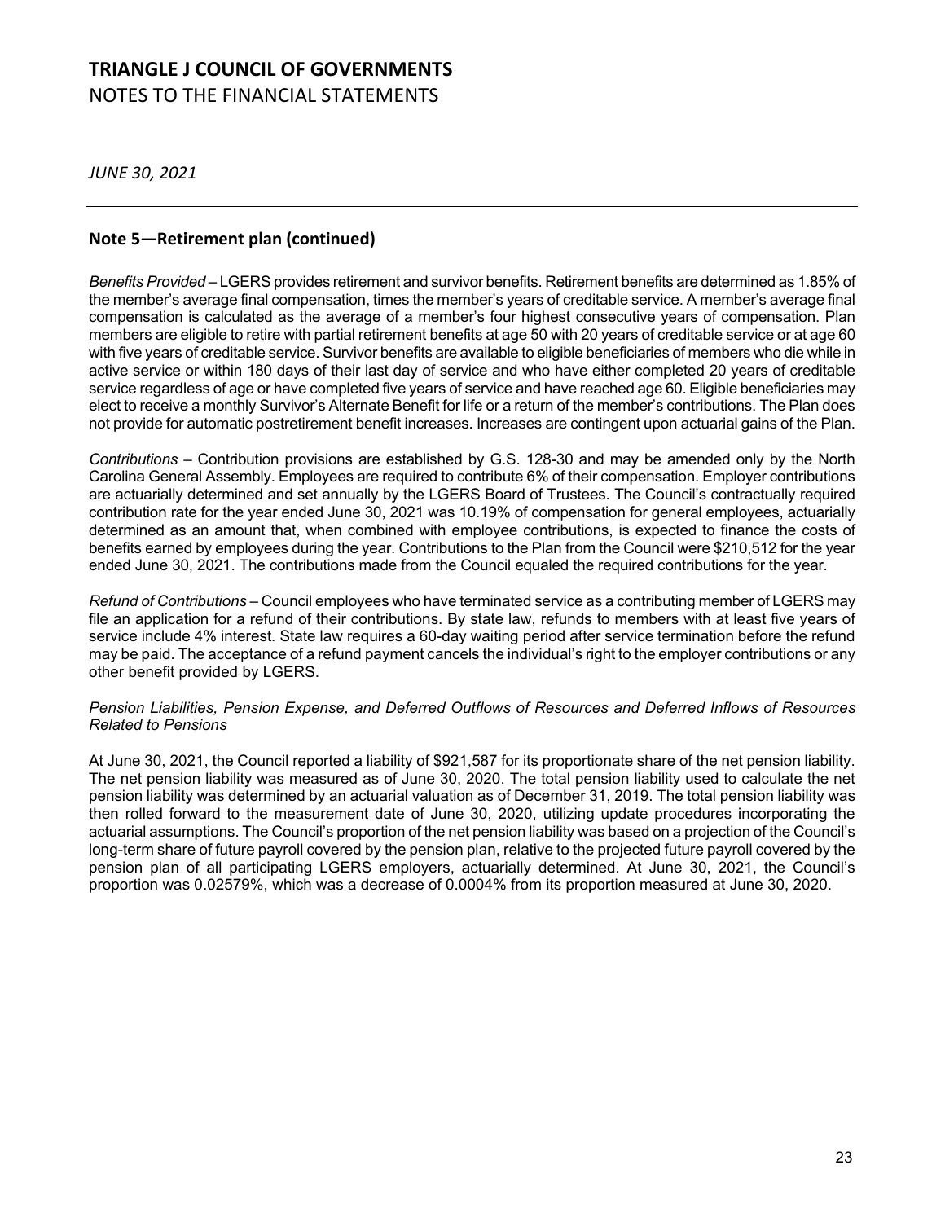# TRIANGLE J COUNCIL OF GOVERNMENTS

NOTES TO THE FINANCIAL STATEMENTS

*JUNE 30, 2021*

## Note 5—Retirement plan (continued)

*Benefits Provided* – LGERS provides retirement and survivor benefits. Retirement benefits are determined as 1.85% of the member's average final compensation, times the member's years of creditable service. A member's average final compensation is calculated as the average of a member's four highest consecutive years of compensation. Plan members are eligible to retire with partial retirement benefits at age 50 with 20 years of creditable service or at age 60 with five years of creditable service. Survivor benefits are available to eligible beneficiaries of members who die while in active service or within 180 days of their last day of service and who have either completed 20 years of creditable service regardless of age or have completed five years of service and have reached age 60. Eligible beneficiaries may elect to receive a monthly Survivor's Alternate Benefit for life or a return of the member's contributions. The Plan does not provide for automatic postretirement benefit increases. Increases are contingent upon actuarial gains of the Plan.

*Contributions* – Contribution provisions are established by G.S. 128-30 and may be amended only by the North Carolina General Assembly. Employees are required to contribute 6% of their compensation. Employer contributions are actuarially determined and set annually by the LGERS Board of Trustees. The Council's contractually required contribution rate for the year ended June 30, 2021 was 10.19% of compensation for general employees, actuarially determined as an amount that, when combined with employee contributions, is expected to finance the costs of benefits earned by employees during the year. Contributions to the Plan from the Council were $210,512 for the year ended June 30, 2021. The contributions made from the Council equaled the required contributions for the year.

*Refund of Contributions* – Council employees who have terminated service as a contributing member of LGERS may file an application for a refund of their contributions. By state law, refunds to members with at least five years of service include 4% interest. State law requires a 60-day waiting period after service termination before the refund may be paid. The acceptance of a refund payment cancels the individual's right to the employer contributions or any other benefit provided by LGERS.

*Pension Liabilities, Pension Expense, and Deferred Outflows of Resources and Deferred Inflows of Resources Related to Pensions*

At June 30, 2021, the Council reported a liability of $921,587 for its proportionate share of the net pension liability. The net pension liability was measured as of June 30, 2020. The total pension liability used to calculate the net pension liability was determined by an actuarial valuation as of December 31, 2019. The total pension liability was then rolled forward to the measurement date of June 30, 2020, utilizing update procedures incorporating the actuarial assumptions. The Council's proportion of the net pension liability was based on a projection of the Council's long-term share of future payroll covered by the pension plan, relative to the projected future payroll covered by the pension plan of all participating LGERS employers, actuarially determined. At June 30, 2021, the Council's proportion was 0.02579%, which was a decrease of 0.0004% from its proportion measured at June 30, 2020.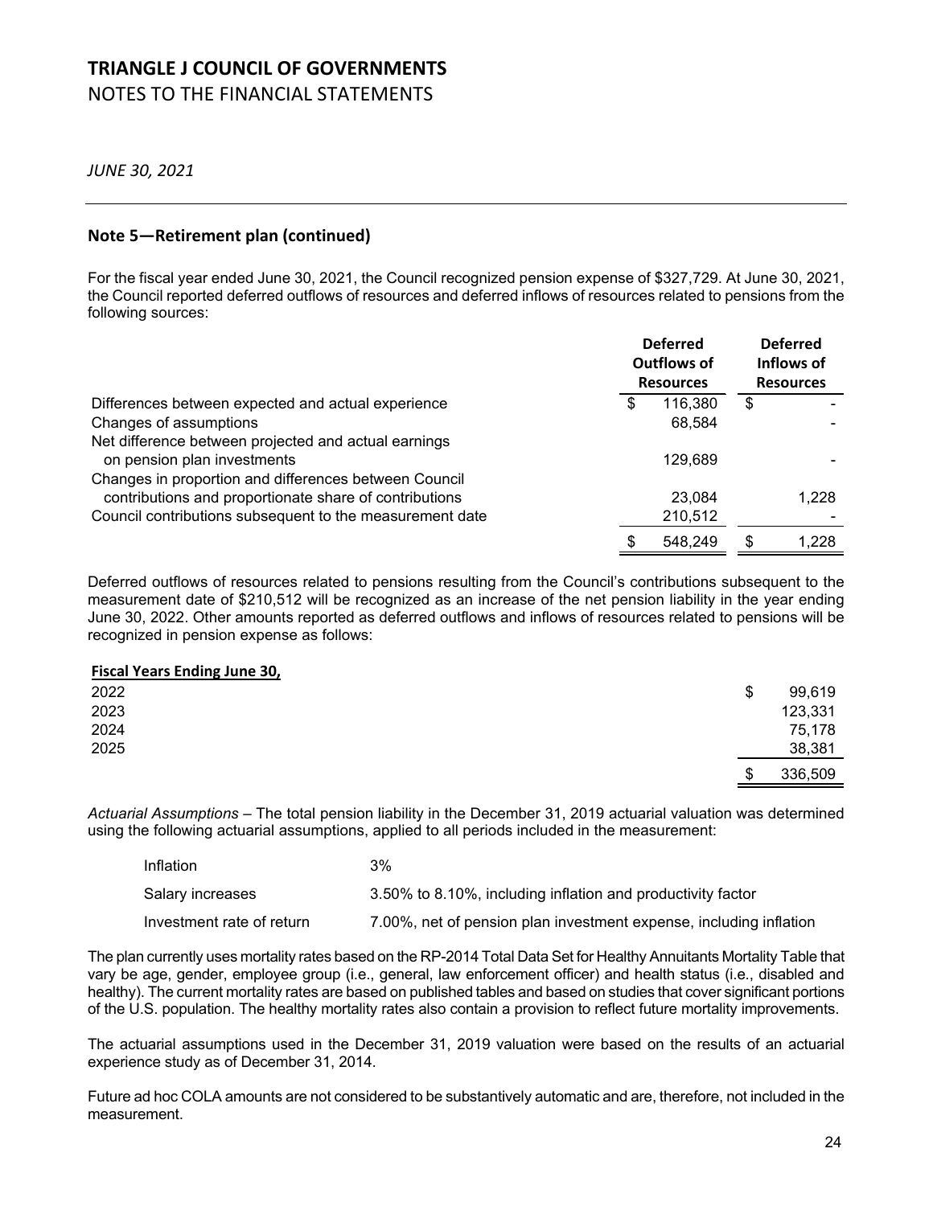# TRIANGLE J COUNCIL OF GOVERNMENTS

NOTES TO THE FINANCIAL STATEMENTS

*JUNE 30, 2021*

## Note 5—Retirement plan (continued)

For the fiscal year ended June 30, 2021, the Council recognized pension expense of $327,729. At June 30, 2021, the Council reported deferred outflows of resources and deferred inflows of resources related to pensions from the following sources:

| | Deferred Outflows of Resources | Deferred Inflows of Resources |
|---|---|---|
| Differences between expected and actual experience | $ 116,380 | $ - |
| Changes of assumptions | 68,584 | - |
| Net difference between projected and actual earnings on pension plan investments | 129,689 | - |
| Changes in proportion and differences between Council contributions and proportionate share of contributions | 23,084 | 1,228 |
| Council contributions subsequent to the measurement date | 210,512 | - |
| | $ 548,249 | $ 1,228 |

Deferred outflows of resources related to pensions resulting from the Council's contributions subsequent to the measurement date of $210,512 will be recognized as an increase of the net pension liability in the year ending June 30, 2022. Other amounts reported as deferred outflows and inflows of resources related to pensions will be recognized in pension expense as follows:

| Fiscal Years Ending June 30, | |
|---|---|
| 2022 | $ 99,619 |
| 2023 | 123,331 |
| 2024 | 75,178 |
| 2025 | 38,381 |
| | $ 336,509 |

*Actuarial Assumptions* – The total pension liability in the December 31, 2019 actuarial valuation was determined using the following actuarial assumptions, applied to all periods included in the measurement:

| | |
|---|---|
| Inflation | 3% |
| Salary increases | 3.50% to 8.10%, including inflation and productivity factor |
| Investment rate of return | 7.00%, net of pension plan investment expense, including inflation |

The plan currently uses mortality rates based on the RP-2014 Total Data Set for Healthy Annuitants Mortality Table that vary be age, gender, employee group (i.e., general, law enforcement officer) and health status (i.e., disabled and healthy). The current mortality rates are based on published tables and based on studies that cover significant portions of the U.S. population. The healthy mortality rates also contain a provision to reflect future mortality improvements.

The actuarial assumptions used in the December 31, 2019 valuation were based on the results of an actuarial experience study as of December 31, 2014.

Future ad hoc COLA amounts are not considered to be substantively automatic and are, therefore, not included in the measurement.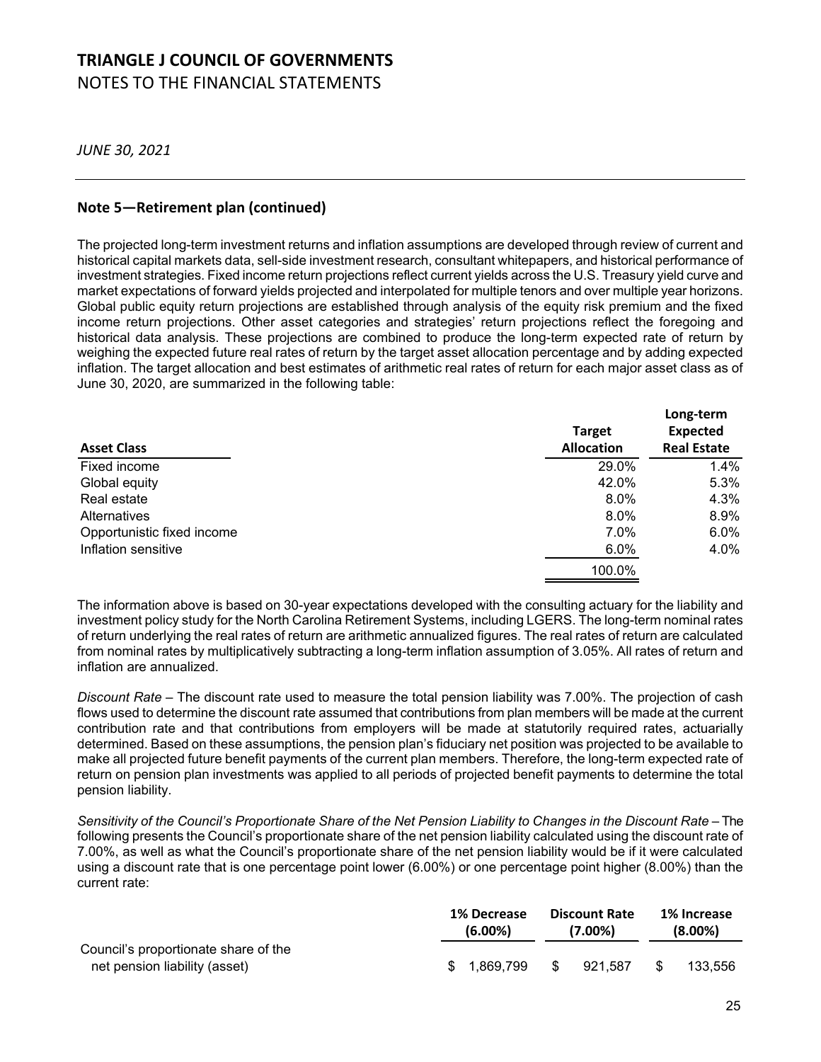# TRIANGLE J COUNCIL OF GOVERNMENTS

NOTES TO THE FINANCIAL STATEMENTS

*JUNE 30, 2021*

## Note 5—Retirement plan (continued)

The projected long-term investment returns and inflation assumptions are developed through review of current and historical capital markets data, sell-side investment research, consultant whitepapers, and historical performance of investment strategies. Fixed income return projections reflect current yields across the U.S. Treasury yield curve and market expectations of forward yields projected and interpolated for multiple tenors and over multiple year horizons. Global public equity return projections are established through analysis of the equity risk premium and the fixed income return projections. Other asset categories and strategies' return projections reflect the foregoing and historical data analysis. These projections are combined to produce the long-term expected rate of return by weighing the expected future real rates of return by the target asset allocation percentage and by adding expected inflation. The target allocation and best estimates of arithmetic real rates of return for each major asset class as of June 30, 2020, are summarized in the following table:

| Asset Class | Target Allocation | Long-term Expected Real Estate |
|---|---|---|
| Fixed income | 29.0% | 1.4% |
| Global equity | 42.0% | 5.3% |
| Real estate | 8.0% | 4.3% |
| Alternatives | 8.0% | 8.9% |
| Opportunistic fixed income | 7.0% | 6.0% |
| Inflation sensitive | 6.0% | 4.0% |
| | 100.0% | |

The information above is based on 30-year expectations developed with the consulting actuary for the liability and investment policy study for the North Carolina Retirement Systems, including LGERS. The long-term nominal rates of return underlying the real rates of return are arithmetic annualized figures. The real rates of return are calculated from nominal rates by multiplicatively subtracting a long-term inflation assumption of 3.05%. All rates of return and inflation are annualized.

*Discount Rate* – The discount rate used to measure the total pension liability was 7.00%. The projection of cash flows used to determine the discount rate assumed that contributions from plan members will be made at the current contribution rate and that contributions from employers will be made at statutorily required rates, actuarially determined. Based on these assumptions, the pension plan's fiduciary net position was projected to be available to make all projected future benefit payments of the current plan members. Therefore, the long-term expected rate of return on pension plan investments was applied to all periods of projected benefit payments to determine the total pension liability.

*Sensitivity of the Council's Proportionate Share of the Net Pension Liability to Changes in the Discount Rate* – The following presents the Council's proportionate share of the net pension liability calculated using the discount rate of 7.00%, as well as what the Council's proportionate share of the net pension liability would be if it were calculated using a discount rate that is one percentage point lower (6.00%) or one percentage point higher (8.00%) than the current rate:

| | 1% Decrease (6.00%) | Discount Rate (7.00%) | 1% Increase (8.00%) |
|---|---|---|---|
| Council's proportionate share of the net pension liability (asset) | $ 1,869,799 | $ 921,587 | $ 133,556 |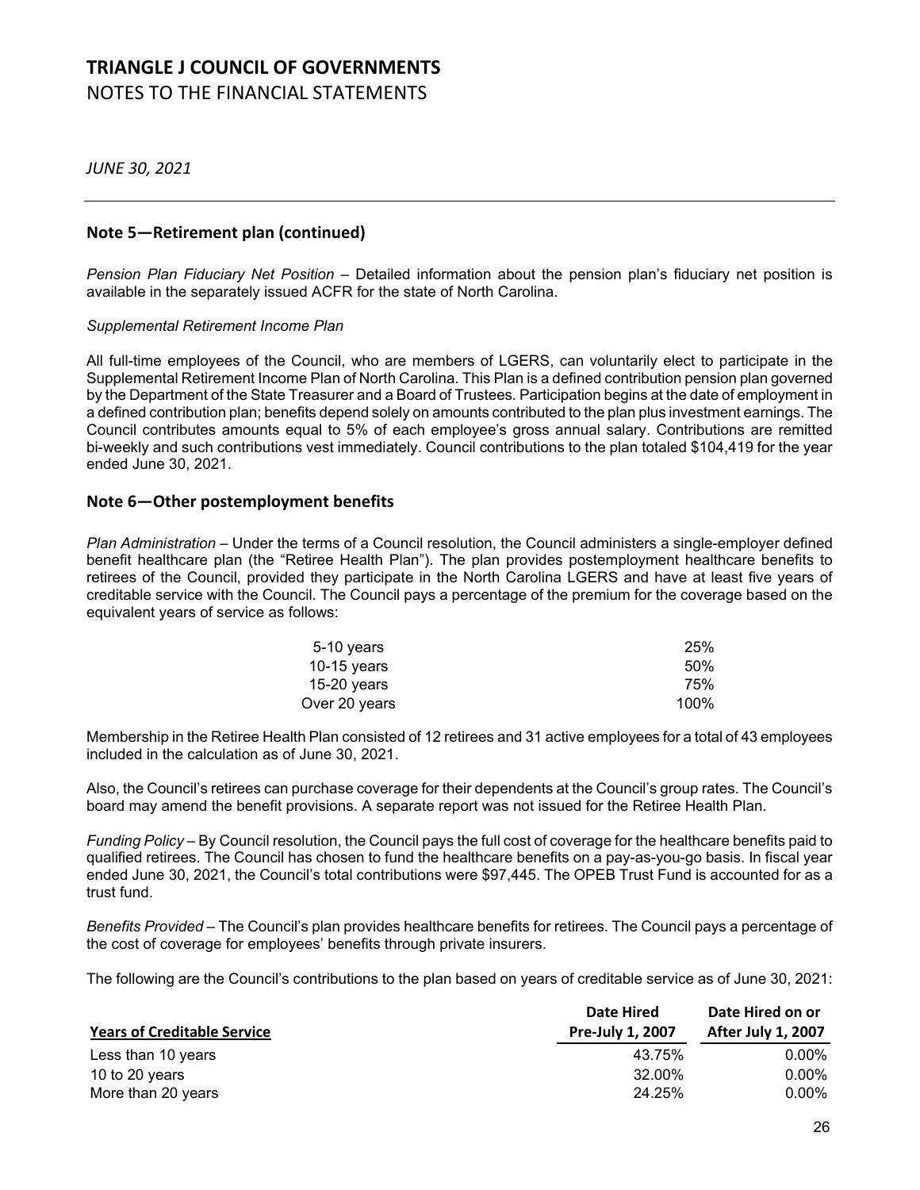## Note 5—Retirement plan (continued)

*Pension Plan Fiduciary Net Position* – Detailed information about the pension plan's fiduciary net position is available in the separately issued ACFR for the state of North Carolina.

*Supplemental Retirement Income Plan*

All full-time employees of the Council, who are members of LGERS, can voluntarily elect to participate in the Supplemental Retirement Income Plan of North Carolina. This Plan is a defined contribution pension plan governed by the Department of the State Treasurer and a Board of Trustees. Participation begins at the date of employment in a defined contribution plan; benefits depend solely on amounts contributed to the plan plus investment earnings. The Council contributes amounts equal to 5% of each employee's gross annual salary. Contributions are remitted bi-weekly and such contributions vest immediately. Council contributions to the plan totaled $104,419 for the year ended June 30, 2021.

## Note 6—Other postemployment benefits

*Plan Administration* – Under the terms of a Council resolution, the Council administers a single-employer defined benefit healthcare plan (the "Retiree Health Plan"). The plan provides postemployment healthcare benefits to retirees of the Council, provided they participate in the North Carolina LGERS and have at least five years of creditable service with the Council. The Council pays a percentage of the premium for the coverage based on the equivalent years of service as follows:

| | |
|---|---|
| 5-10 years | 25% |
| 10-15 years | 50% |
| 15-20 years | 75% |
| Over 20 years | 100% |

Membership in the Retiree Health Plan consisted of 12 retirees and 31 active employees for a total of 43 employees included in the calculation as of June 30, 2021.

Also, the Council's retirees can purchase coverage for their dependents at the Council's group rates. The Council's board may amend the benefit provisions. A separate report was not issued for the Retiree Health Plan.

*Funding Policy* – By Council resolution, the Council pays the full cost of coverage for the healthcare benefits paid to qualified retirees. The Council has chosen to fund the healthcare benefits on a pay-as-you-go basis. In fiscal year ended June 30, 2021, the Council's total contributions were $97,445. The OPEB Trust Fund is accounted for as a trust fund.

*Benefits Provided* – The Council's plan provides healthcare benefits for retirees. The Council pays a percentage of the cost of coverage for employees' benefits through private insurers.

The following are the Council's contributions to the plan based on years of creditable service as of June 30, 2021:

| Years of Creditable Service | Date Hired Pre-July 1, 2007 | Date Hired on or After July 1, 2007 |
|---|---|---|
| Less than 10 years | 43.75% | 0.00% |
| 10 to 20 years | 32.00% | 0.00% |
| More than 20 years | 24.25% | 0.00% |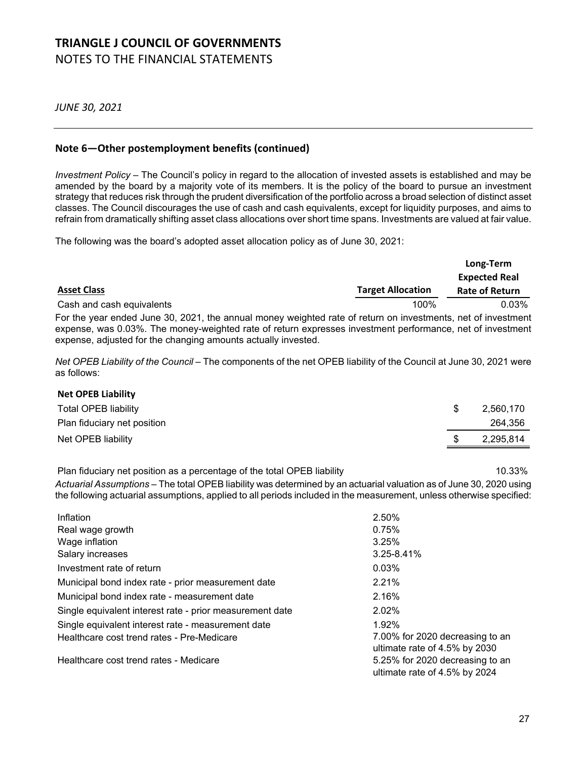# TRIANGLE J COUNCIL OF GOVERNMENTS

NOTES TO THE FINANCIAL STATEMENTS

*JUNE 30, 2021*

## Note 6—Other postemployment benefits (continued)

*Investment Policy* – The Council's policy in regard to the allocation of invested assets is established and may be amended by the board by a majority vote of its members. It is the policy of the board to pursue an investment strategy that reduces risk through the prudent diversification of the portfolio across a broad selection of distinct asset classes. The Council discourages the use of cash and cash equivalents, except for liquidity purposes, and aims to refrain from dramatically shifting asset class allocations over short time spans. Investments are valued at fair value.

The following was the board's adopted asset allocation policy as of June 30, 2021:

| Asset Class | Target Allocation | Long-Term Expected Real Rate of Return |
|---|---|---|
| Cash and cash equivalents | 100% | 0.03% |

For the year ended June 30, 2021, the annual money weighted rate of return on investments, net of investment expense, was 0.03%. The money-weighted rate of return expresses investment performance, net of investment expense, adjusted for the changing amounts actually invested.

*Net OPEB Liability of the Council* – The components of the net OPEB liability of the Council at June 30, 2021 were as follows:

| **Net OPEB Liability** | |
|---|---|
| Total OPEB liability | $ 2,560,170 |
| Plan fiduciary net position | 264,356 |
| Net OPEB liability | $ 2,295,814 |
| | |
| Plan fiduciary net position as a percentage of the total OPEB liability | 10.33% |

*Actuarial Assumptions* – The total OPEB liability was determined by an actuarial valuation as of June 30, 2020 using the following actuarial assumptions, applied to all periods included in the measurement, unless otherwise specified:

| | |
|---|---|
| Inflation | 2.50% |
| Real wage growth | 0.75% |
| Wage inflation | 3.25% |
| Salary increases | 3.25-8.41% |
| Investment rate of return | 0.03% |
| Municipal bond index rate - prior measurement date | 2.21% |
| Municipal bond index rate - measurement date | 2.16% |
| Single equivalent interest rate - prior measurement date | 2.02% |
| Single equivalent interest rate - measurement date | 1.92% |
| Healthcare cost trend rates - Pre-Medicare | 7.00% for 2020 decreasing to an ultimate rate of 4.5% by 2030 |
| Healthcare cost trend rates - Medicare | 5.25% for 2020 decreasing to an ultimate rate of 4.5% by 2024 |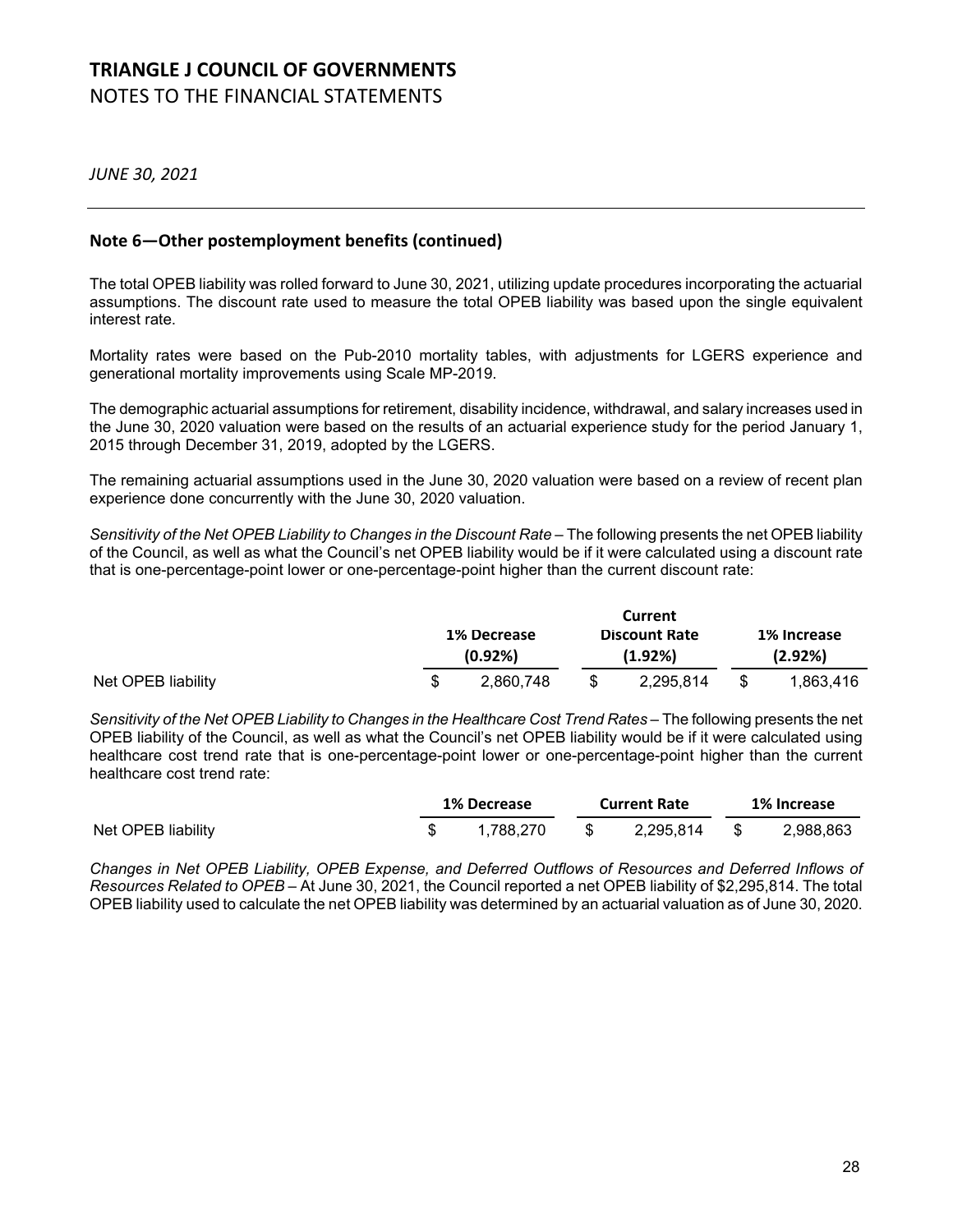**Note 6—Other postemployment benefits (continued)**

The total OPEB liability was rolled forward to June 30, 2021, utilizing update procedures incorporating the actuarial assumptions. The discount rate used to measure the total OPEB liability was based upon the single equivalent interest rate.

Mortality rates were based on the Pub-2010 mortality tables, with adjustments for LGERS experience and generational mortality improvements using Scale MP-2019.

The demographic actuarial assumptions for retirement, disability incidence, withdrawal, and salary increases used in the June 30, 2020 valuation were based on the results of an actuarial experience study for the period January 1, 2015 through December 31, 2019, adopted by the LGERS.

The remaining actuarial assumptions used in the June 30, 2020 valuation were based on a review of recent plan experience done concurrently with the June 30, 2020 valuation.

*Sensitivity of the Net OPEB Liability to Changes in the Discount Rate* – The following presents the net OPEB liability of the Council, as well as what the Council's net OPEB liability would be if it were calculated using a discount rate that is one-percentage-point lower or one-percentage-point higher than the current discount rate:

| | 1% Decrease (0.92%) | Current Discount Rate (1.92%) | 1% Increase (2.92%) |
|---|---|---|---|
| Net OPEB liability | $ 2,860,748 | $ 2,295,814 | $ 1,863,416 |

*Sensitivity of the Net OPEB Liability to Changes in the Healthcare Cost Trend Rates* – The following presents the net OPEB liability of the Council, as well as what the Council's net OPEB liability would be if it were calculated using healthcare cost trend rate that is one-percentage-point lower or one-percentage-point higher than the current healthcare cost trend rate:

| | 1% Decrease | Current Rate | 1% Increase |
|---|---|---|---|
| Net OPEB liability | $ 1,788,270 | $ 2,295,814 | $ 2,988,863 |

*Changes in Net OPEB Liability, OPEB Expense, and Deferred Outflows of Resources and Deferred Inflows of Resources Related to OPEB* – At June 30, 2021, the Council reported a net OPEB liability of $2,295,814. The total OPEB liability used to calculate the net OPEB liability was determined by an actuarial valuation as of June 30, 2020.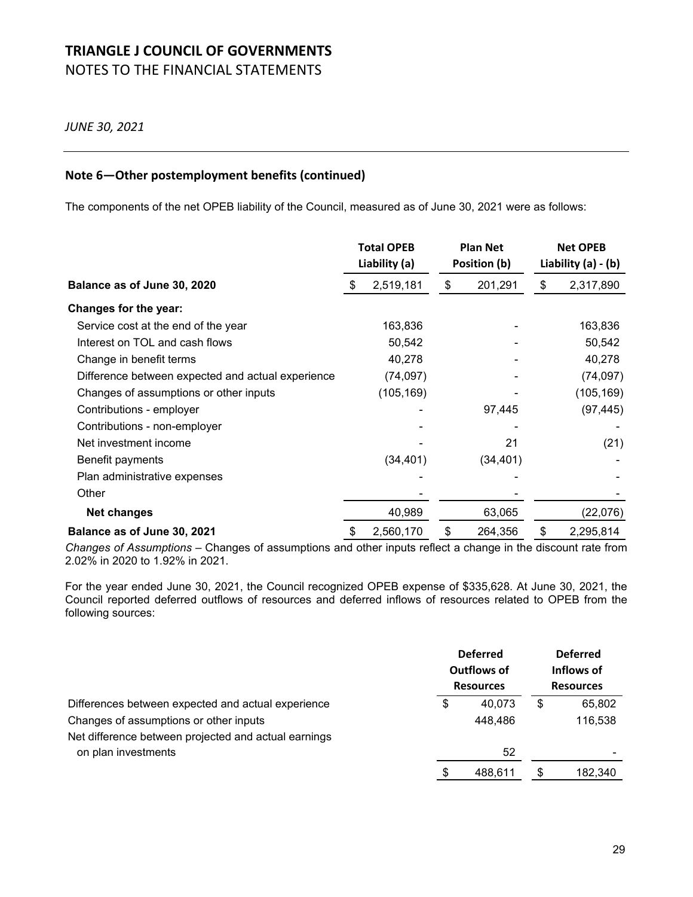## Note 6—Other postemployment benefits (continued)

The components of the net OPEB liability of the Council, measured as of June 30, 2021 were as follows:

| | Total OPEB Liability (a) | Plan Net Position (b) | Net OPEB Liability (a) - (b) |
|---|---|---|---|
| **Balance as of June 30, 2020** | $ 2,519,181 | $ 201,291 | $ 2,317,890 |
| **Changes for the year:** | | | |
| Service cost at the end of the year | 163,836 | - | 163,836 |
| Interest on TOL and cash flows | 50,542 | - | 50,542 |
| Change in benefit terms | 40,278 | - | 40,278 |
| Difference between expected and actual experience | (74,097) | - | (74,097) |
| Changes of assumptions or other inputs | (105,169) | - | (105,169) |
| Contributions - employer | - | 97,445 | (97,445) |
| Contributions - non-employer | - | - | - |
| Net investment income | - | 21 | (21) |
| Benefit payments | (34,401) | (34,401) | - |
| Plan administrative expenses | - | - | - |
| Other | - | - | - |
| **Net changes** | 40,989 | 63,065 | (22,076) |
| **Balance as of June 30, 2021** | $ 2,560,170 | $ 264,356 | $ 2,295,814 |

*Changes of Assumptions* – Changes of assumptions and other inputs reflect a change in the discount rate from 2.02% in 2020 to 1.92% in 2021.

For the year ended June 30, 2021, the Council recognized OPEB expense of $335,628. At June 30, 2021, the Council reported deferred outflows of resources and deferred inflows of resources related to OPEB from the following sources:

| | Deferred Outflows of Resources | Deferred Inflows of Resources |
|---|---|---|
| Differences between expected and actual experience | $ 40,073 | $ 65,802 |
| Changes of assumptions or other inputs | 448,486 | 116,538 |
| Net difference between projected and actual earnings on plan investments | 52 | - |
| | $ 488,611 | $ 182,340 |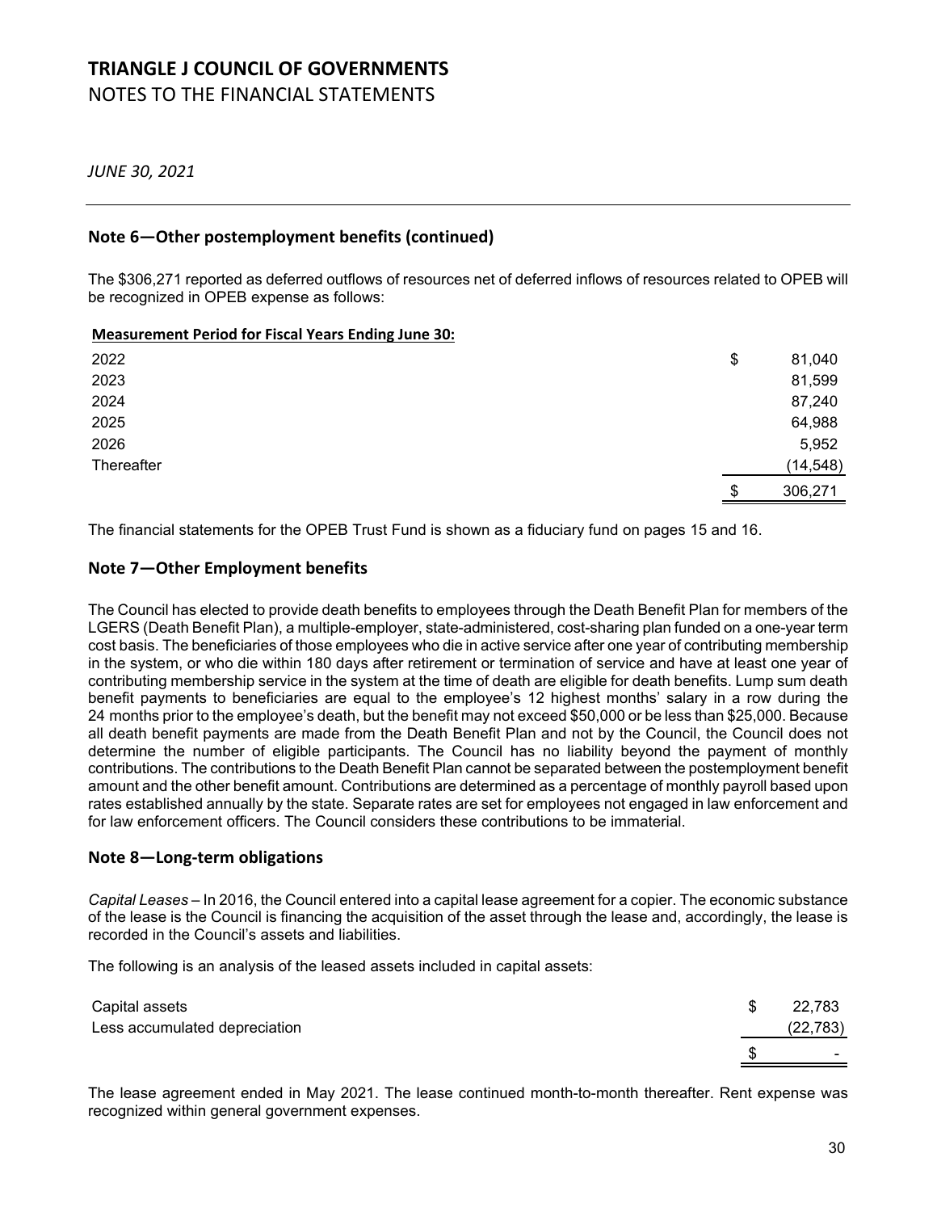# TRIANGLE J COUNCIL OF GOVERNMENTS
## NOTES TO THE FINANCIAL STATEMENTS

*JUNE 30, 2021*

### Note 6—Other postemployment benefits (continued)

The $306,271 reported as deferred outflows of resources net of deferred inflows of resources related to OPEB will be recognized in OPEB expense as follows:

| Measurement Period for Fiscal Years Ending June 30: | |
|---|---|
| 2022 | $ 81,040 |
| 2023 | 81,599 |
| 2024 | 87,240 |
| 2025 | 64,988 |
| 2026 | 5,952 |
| Thereafter | (14,548) |
| | $ 306,271 |

The financial statements for the OPEB Trust Fund is shown as a fiduciary fund on pages 15 and 16.

### Note 7—Other Employment benefits

The Council has elected to provide death benefits to employees through the Death Benefit Plan for members of the LGERS (Death Benefit Plan), a multiple-employer, state-administered, cost-sharing plan funded on a one-year term cost basis. The beneficiaries of those employees who die in active service after one year of contributing membership in the system, or who die within 180 days after retirement or termination of service and have at least one year of contributing membership service in the system at the time of death are eligible for death benefits. Lump sum death benefit payments to beneficiaries are equal to the employee's 12 highest months' salary in a row during the 24 months prior to the employee's death, but the benefit may not exceed $50,000 or be less than $25,000. Because all death benefit payments are made from the Death Benefit Plan and not by the Council, the Council does not determine the number of eligible participants. The Council has no liability beyond the payment of monthly contributions. The contributions to the Death Benefit Plan cannot be separated between the postemployment benefit amount and the other benefit amount. Contributions are determined as a percentage of monthly payroll based upon rates established annually by the state. Separate rates are set for employees not engaged in law enforcement and for law enforcement officers. The Council considers these contributions to be immaterial.

### Note 8—Long-term obligations

*Capital Leases* – In 2016, the Council entered into a capital lease agreement for a copier. The economic substance of the lease is the Council is financing the acquisition of the asset through the lease and, accordingly, the lease is recorded in the Council's assets and liabilities.

The following is an analysis of the leased assets included in capital assets:

| | |
|---|---|
| Capital assets | $ 22,783 |
| Less accumulated depreciation | (22,783) |
| | $ - |

The lease agreement ended in May 2021. The lease continued month-to-month thereafter. Rent expense was recognized within general government expenses.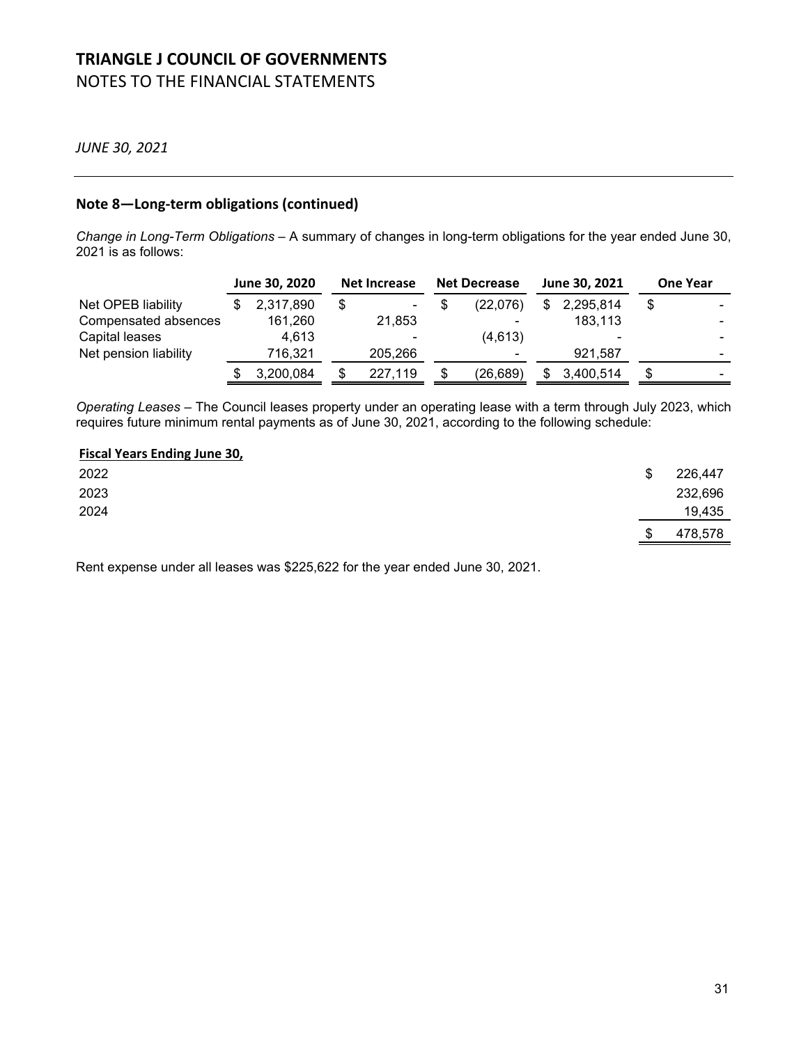# TRIANGLE J COUNCIL OF GOVERNMENTS

NOTES TO THE FINANCIAL STATEMENTS

*JUNE 30, 2021*

## Note 8—Long-term obligations (continued)

*Change in Long-Term Obligations* – A summary of changes in long-term obligations for the year ended June 30, 2021 is as follows:

| | June 30, 2020 | Net Increase | Net Decrease | June 30, 2021 | One Year |
|---|---|---|---|---|---|
| Net OPEB liability | $ 2,317,890 | $ - | $ (22,076) | $ 2,295,814 | $ - |
| Compensated absences | 161,260 | 21,853 | - | 183,113 | - |
| Capital leases | 4,613 | - | (4,613) | - | - |
| Net pension liability | 716,321 | 205,266 | - | 921,587 | - |
| | $ 3,200,084 | $ 227,119 | $ (26,689) | $ 3,400,514 | $ - |

*Operating Leases* – The Council leases property under an operating lease with a term through July 2023, which requires future minimum rental payments as of June 30, 2021, according to the following schedule:

| Fiscal Years Ending June 30, | |
|---|---|
| 2022 | $ 226,447 |
| 2023 | 232,696 |
| 2024 | 19,435 |
| | $ 478,578 |

Rent expense under all leases was $225,622 for the year ended June 30, 2021.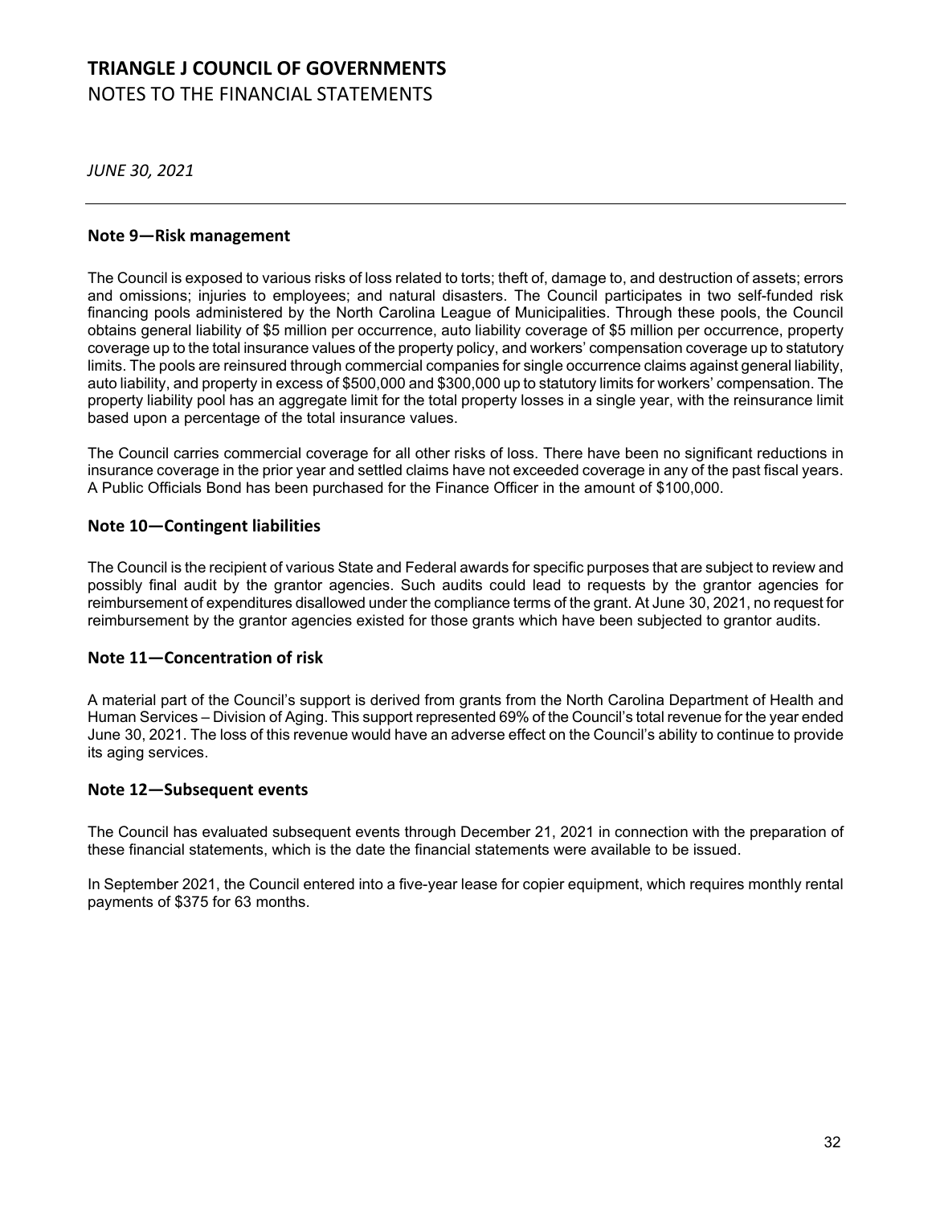# TRIANGLE J COUNCIL OF GOVERNMENTS
NOTES TO THE FINANCIAL STATEMENTS

*JUNE 30, 2021*

## Note 9—Risk management

The Council is exposed to various risks of loss related to torts; theft of, damage to, and destruction of assets; errors and omissions; injuries to employees; and natural disasters. The Council participates in two self-funded risk financing pools administered by the North Carolina League of Municipalities. Through these pools, the Council obtains general liability of $5 million per occurrence, auto liability coverage of $5 million per occurrence, property coverage up to the total insurance values of the property policy, and workers' compensation coverage up to statutory limits. The pools are reinsured through commercial companies for single occurrence claims against general liability, auto liability, and property in excess of $500,000 and $300,000 up to statutory limits for workers' compensation. The property liability pool has an aggregate limit for the total property losses in a single year, with the reinsurance limit based upon a percentage of the total insurance values.

The Council carries commercial coverage for all other risks of loss. There have been no significant reductions in insurance coverage in the prior year and settled claims have not exceeded coverage in any of the past fiscal years. A Public Officials Bond has been purchased for the Finance Officer in the amount of $100,000.

## Note 10—Contingent liabilities

The Council is the recipient of various State and Federal awards for specific purposes that are subject to review and possibly final audit by the grantor agencies. Such audits could lead to requests by the grantor agencies for reimbursement of expenditures disallowed under the compliance terms of the grant. At June 30, 2021, no request for reimbursement by the grantor agencies existed for those grants which have been subjected to grantor audits.

## Note 11—Concentration of risk

A material part of the Council's support is derived from grants from the North Carolina Department of Health and Human Services – Division of Aging. This support represented 69% of the Council's total revenue for the year ended June 30, 2021. The loss of this revenue would have an adverse effect on the Council's ability to continue to provide its aging services.

## Note 12—Subsequent events

The Council has evaluated subsequent events through December 21, 2021 in connection with the preparation of these financial statements, which is the date the financial statements were available to be issued.

In September 2021, the Council entered into a five-year lease for copier equipment, which requires monthly rental payments of $375 for 63 months.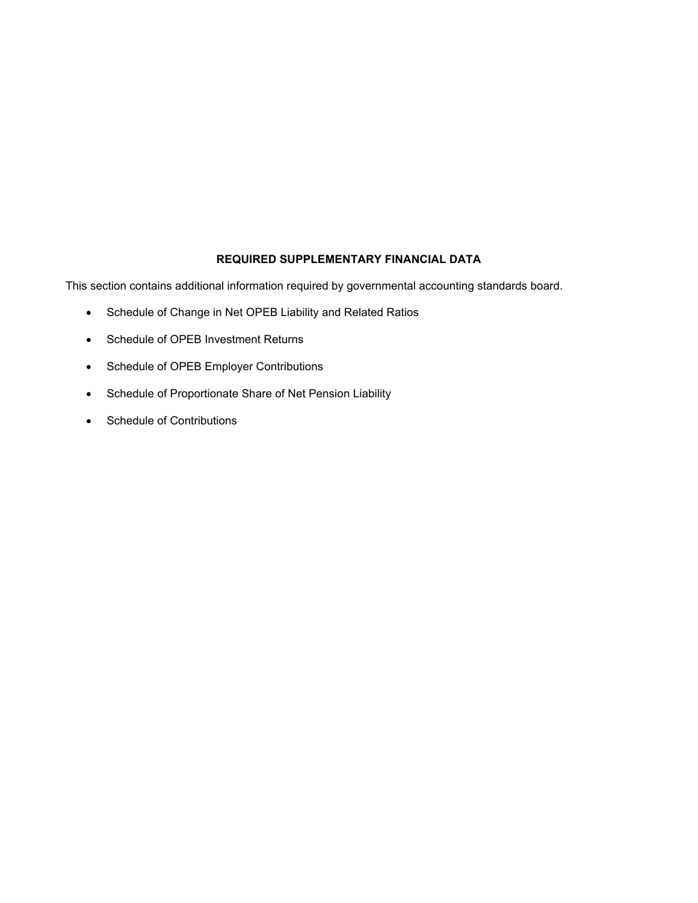## REQUIRED SUPPLEMENTARY FINANCIAL DATA

This section contains additional information required by governmental accounting standards board.

- Schedule of Change in Net OPEB Liability and Related Ratios
- Schedule of OPEB Investment Returns
- Schedule of OPEB Employer Contributions
- Schedule of Proportionate Share of Net Pension Liability
- Schedule of Contributions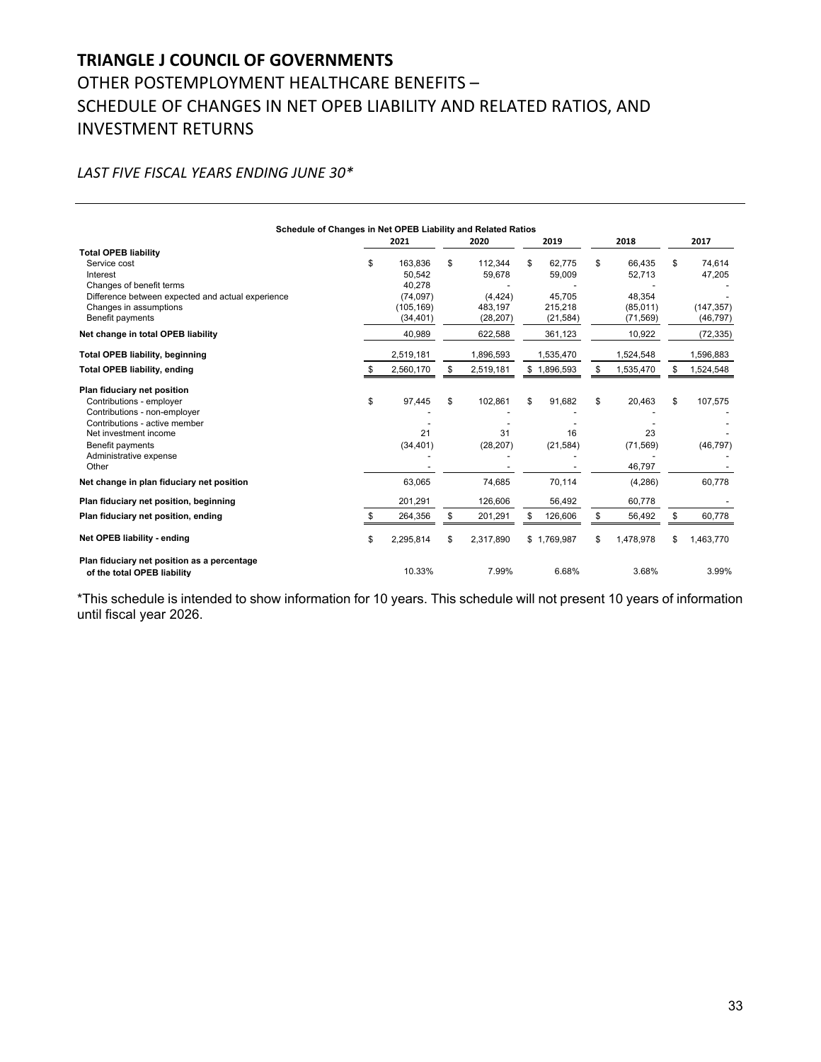# TRIANGLE J COUNCIL OF GOVERNMENTS

# OTHER POSTEMPLOYMENT HEALTHCARE BENEFITS – SCHEDULE OF CHANGES IN NET OPEB LIABILITY AND RELATED RATIOS, AND INVESTMENT RETURNS

*LAST FIVE FISCAL YEARS ENDING JUNE 30**

**Schedule of Changes in Net OPEB Liability and Related Ratios**

| | 2021 | 2020 | 2019 | 2018 | 2017 |
|---|---|---|---|---|---|
| **Total OPEB liability** | | | | | |
| Service cost | $ 163,836 | $ 112,344 | $ 62,775 | $ 66,435 | $ 74,614 |
| Interest | 50,542 | 59,678 | 59,009 | 52,713 | 47,205 |
| Changes of benefit terms | 40,278 | - | - | - | - |
| Difference between expected and actual experience | (74,097) | (4,424) | 45,705 | 48,354 | - |
| Changes in assumptions | (105,169) | 483,197 | 215,218 | (85,011) | (147,357) |
| Benefit payments | (34,401) | (28,207) | (21,584) | (71,569) | (46,797) |
| **Net change in total OPEB liability** | 40,989 | 622,588 | 361,123 | 10,922 | (72,335) |
| **Total OPEB liability, beginning** | 2,519,181 | 1,896,593 | 1,535,470 | 1,524,548 | 1,596,883 |
| **Total OPEB liability, ending** | $ 2,560,170 | $ 2,519,181 | $ 1,896,593 | $ 1,535,470 | $ 1,524,548 |
| **Plan fiduciary net position** | | | | | |
| Contributions - employer | $ 97,445 | $ 102,861 | $ 91,682 | $ 20,463 | $ 107,575 |
| Contributions - non-employer | - | - | - | - | - |
| Contributions - active member | - | - | - | - | - |
| Net investment income | 21 | 31 | 16 | 23 | - |
| Benefit payments | (34,401) | (28,207) | (21,584) | (71,569) | (46,797) |
| Administrative expense | - | - | - | - | - |
| Other | - | - | - | 46,797 | - |
| **Net change in plan fiduciary net position** | 63,065 | 74,685 | 70,114 | (4,286) | 60,778 |
| **Plan fiduciary net position, beginning** | 201,291 | 126,606 | 56,492 | 60,778 | - |
| **Plan fiduciary net position, ending** | $ 264,356 | $ 201,291 | $ 126,606 | $ 56,492 | $ 60,778 |
| **Net OPEB liability - ending** | $ 2,295,814 | $ 2,317,890 | $ 1,769,987 | $ 1,478,978 | $ 1,463,770 |
| **Plan fiduciary net position as a percentage of the total OPEB liability** | 10.33% | 7.99% | 6.68% | 3.68% | 3.99% |

*This schedule is intended to show information for 10 years. This schedule will not present 10 years of information until fiscal year 2026.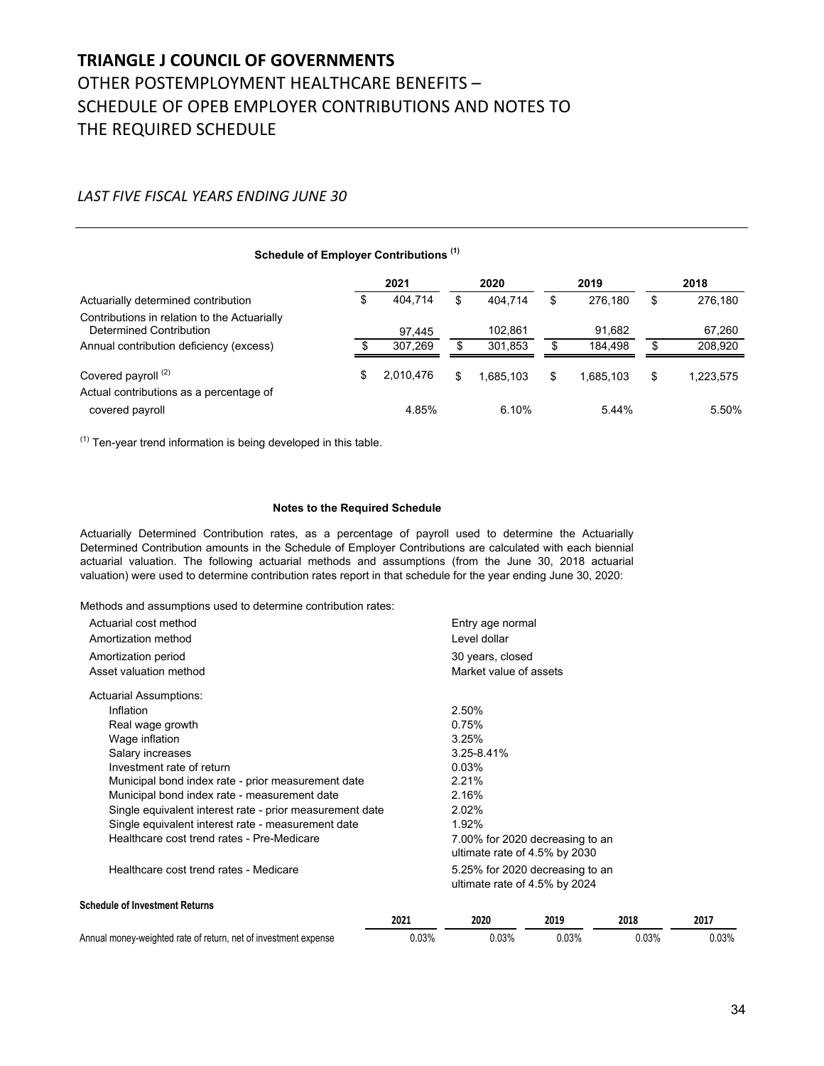# TRIANGLE J COUNCIL OF GOVERNMENTS

## OTHER POSTEMPLOYMENT HEALTHCARE BENEFITS – SCHEDULE OF OPEB EMPLOYER CONTRIBUTIONS AND NOTES TO THE REQUIRED SCHEDULE

*LAST FIVE FISCAL YEARS ENDING JUNE 30*

**Schedule of Employer Contributions [(1)]**

| | 2021 | 2020 | 2019 | 2018 |
|---|---|---|---|---|
| Actuarially determined contribution | $ 404,714 | $ 404,714 | $ 276,180 | $ 276,180 |
| Contributions in relation to the Actuarially Determined Contribution | 97,445 | 102,861 | 91,682 | 67,260 |
| Annual contribution deficiency (excess) | $ 307,269 | $ 301,853 | $ 184,498 | $ 208,920 |
| Covered payroll [(2)] | $ 2,010,476 | $ 1,685,103 | $ 1,685,103 | $ 1,223,575 |
| Actual contributions as a percentage of covered payroll | 4.85% | 6.10% | 5.44% | 5.50% |

[(1)] Ten-year trend information is being developed in this table.

**Notes to the Required Schedule**

Actuarially Determined Contribution rates, as a percentage of payroll used to determine the Actuarially Determined Contribution amounts in the Schedule of Employer Contributions are calculated with each biennial actuarial valuation. The following actuarial methods and assumptions (from the June 30, 2018 actuarial valuation) were used to determine contribution rates report in that schedule for the year ending June 30, 2020:

Methods and assumptions used to determine contribution rates:

| | |
|---|---|
| Actuarial cost method | Entry age normal |
| Amortization method | Level dollar |
| Amortization period | 30 years, closed |
| Asset valuation method | Market value of assets |
| Actuarial Assumptions: | |
| Inflation | 2.50% |
| Real wage growth | 0.75% |
| Wage inflation | 3.25% |
| Salary increases | 3.25-8.41% |
| Investment rate of return | 0.03% |
| Municipal bond index rate - prior measurement date | 2.21% |
| Municipal bond index rate - measurement date | 2.16% |
| Single equivalent interest rate - prior measurement date | 2.02% |
| Single equivalent interest rate - measurement date | 1.92% |
| Healthcare cost trend rates - Pre-Medicare | 7.00% for 2020 decreasing to an ultimate rate of 4.5% by 2030 |
| Healthcare cost trend rates - Medicare | 5.25% for 2020 decreasing to an ultimate rate of 4.5% by 2024 |

**Schedule of Investment Returns**

| | 2021 | 2020 | 2019 | 2018 | 2017 |
|---|---|---|---|---|---|
| Annual money-weighted rate of return, net of investment expense | 0.03% | 0.03% | 0.03% | 0.03% | 0.03% |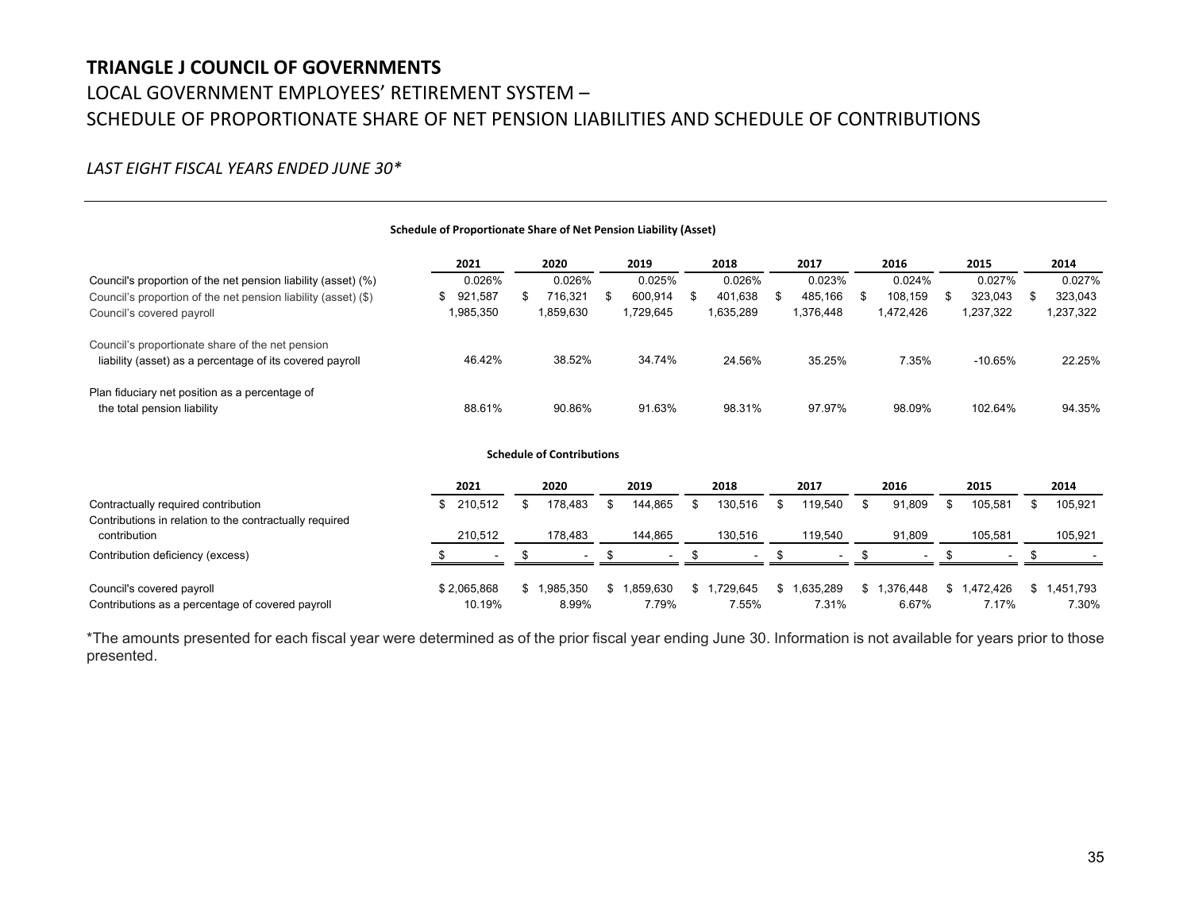# TRIANGLE J COUNCIL OF GOVERNMENTS

## LOCAL GOVERNMENT EMPLOYEES' RETIREMENT SYSTEM – SCHEDULE OF PROPORTIONATE SHARE OF NET PENSION LIABILITIES AND SCHEDULE OF CONTRIBUTIONS

*LAST EIGHT FISCAL YEARS ENDED JUNE 30\**

### Schedule of Proportionate Share of Net Pension Liability (Asset)

| | 2021 | 2020 | 2019 | 2018 | 2017 | 2016 | 2015 | 2014 |
|---|---|---|---|---|---|---|---|---|
| Council's proportion of the net pension liability (asset) (%) | 0.026% | 0.026% | 0.025% | 0.026% | 0.023% | 0.024% | 0.027% | 0.027% |
| Council's proportion of the net pension liability (asset) ($) | $ 921,587 | $ 716,321 | $ 600,914 | $ 401,638 | $ 485,166 | $ 108,159 | $ 323,043 | $ 323,043 |
| Council's covered payroll | 1,985,350 | 1,859,630 | 1,729,645 | 1,635,289 | 1,376,448 | 1,472,426 | 1,237,322 | 1,237,322 |
| Council's proportionate share of the net pension liability (asset) as a percentage of its covered payroll | 46.42% | 38.52% | 34.74% | 24.56% | 35.25% | 7.35% | -10.65% | 22.25% |
| Plan fiduciary net position as a percentage of the total pension liability | 88.61% | 90.86% | 91.63% | 98.31% | 97.97% | 98.09% | 102.64% | 94.35% |

### Schedule of Contributions

| | 2021 | 2020 | 2019 | 2018 | 2017 | 2016 | 2015 | 2014 |
|---|---|---|---|---|---|---|---|---|
| Contractually required contribution | $ 210,512 | $ 178,483 | $ 144,865 | $ 130,516 | $ 119,540 | $ 91,809 | $ 105,581 | $ 105,921 |
| Contributions in relation to the contractually required contribution | 210,512 | 178,483 | 144,865 | 130,516 | 119,540 | 91,809 | 105,581 | 105,921 |
| Contribution deficiency (excess) | $ - | $ - | $ - | $ - | $ - | $ - | $ - | $ - |
| Council's covered payroll | $ 2,065,868 | $ 1,985,350 | $ 1,859,630 | $ 1,729,645 | $ 1,635,289 | $ 1,376,448 | $ 1,472,426 | $ 1,451,793 |
| Contributions as a percentage of covered payroll | 10.19% | 8.99% | 7.79% | 7.55% | 7.31% | 6.67% | 7.17% | 7.30% |

\*The amounts presented for each fiscal year were determined as of the prior fiscal year ending June 30. Information is not available for years prior to those presented.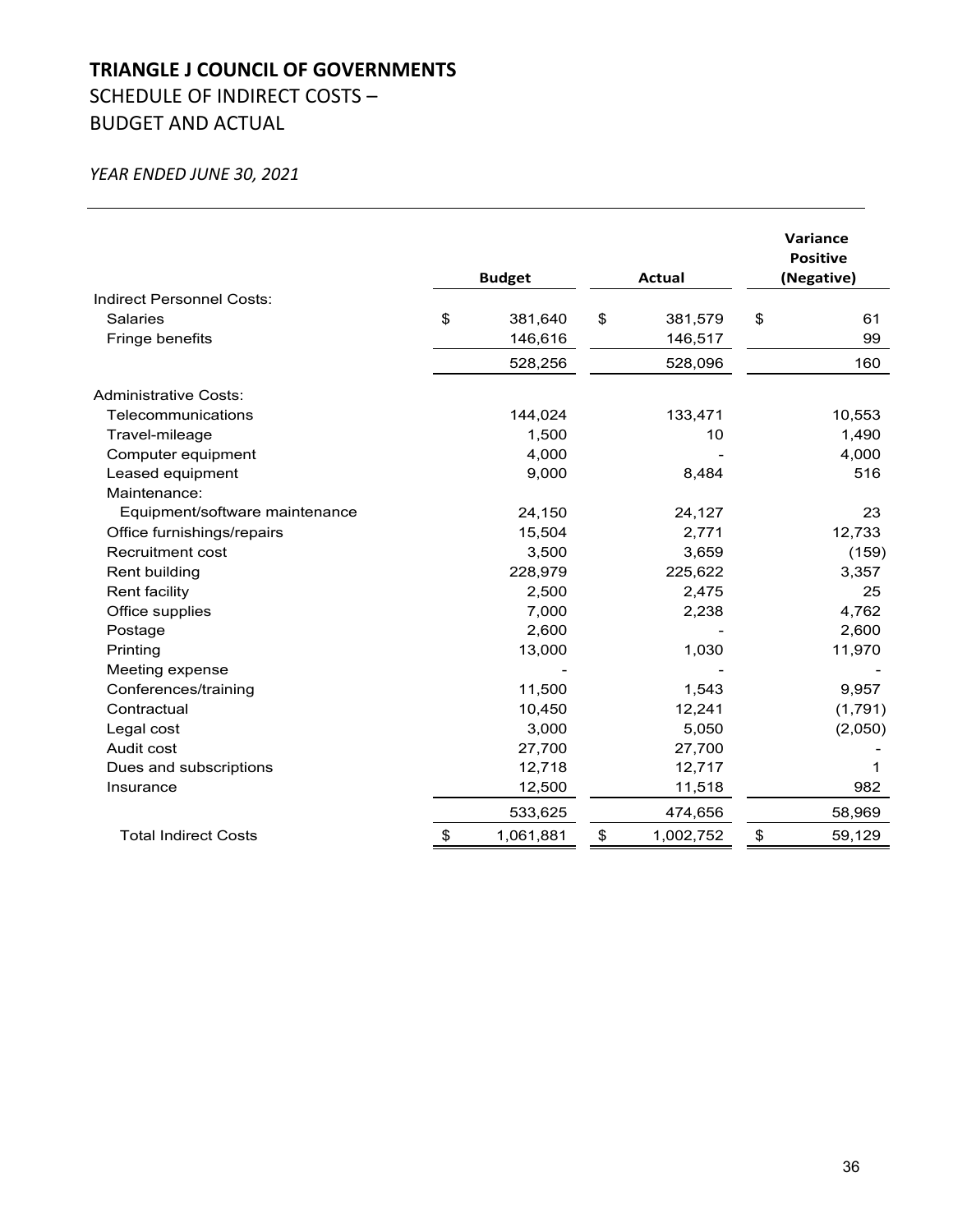# TRIANGLE J COUNCIL OF GOVERNMENTS

## SCHEDULE OF INDIRECT COSTS – BUDGET AND ACTUAL

*YEAR ENDED JUNE 30, 2021*

| | Budget | Actual | Variance Positive (Negative) |
|---|---|---|---|
| Indirect Personnel Costs: | | | |
| Salaries | $ 381,640 | $ 381,579 | $ 61 |
| Fringe benefits | 146,616 | 146,517 | 99 |
| | 528,256 | 528,096 | 160 |
| Administrative Costs: | | | |
| Telecommunications | 144,024 | 133,471 | 10,553 |
| Travel-mileage | 1,500 | 10 | 1,490 |
| Computer equipment | 4,000 | - | 4,000 |
| Leased equipment | 9,000 | 8,484 | 516 |
| Maintenance: | | | |
| Equipment/software maintenance | 24,150 | 24,127 | 23 |
| Office furnishings/repairs | 15,504 | 2,771 | 12,733 |
| Recruitment cost | 3,500 | 3,659 | (159) |
| Rent building | 228,979 | 225,622 | 3,357 |
| Rent facility | 2,500 | 2,475 | 25 |
| Office supplies | 7,000 | 2,238 | 4,762 |
| Postage | 2,600 | - | 2,600 |
| Printing | 13,000 | 1,030 | 11,970 |
| Meeting expense | - | - | - |
| Conferences/training | 11,500 | 1,543 | 9,957 |
| Contractual | 10,450 | 12,241 | (1,791) |
| Legal cost | 3,000 | 5,050 | (2,050) |
| Audit cost | 27,700 | 27,700 | - |
| Dues and subscriptions | 12,718 | 12,717 | 1 |
| Insurance | 12,500 | 11,518 | 982 |
| | 533,625 | 474,656 | 58,969 |
| Total Indirect Costs | $ 1,061,881 | $ 1,002,752 | $ 59,129 |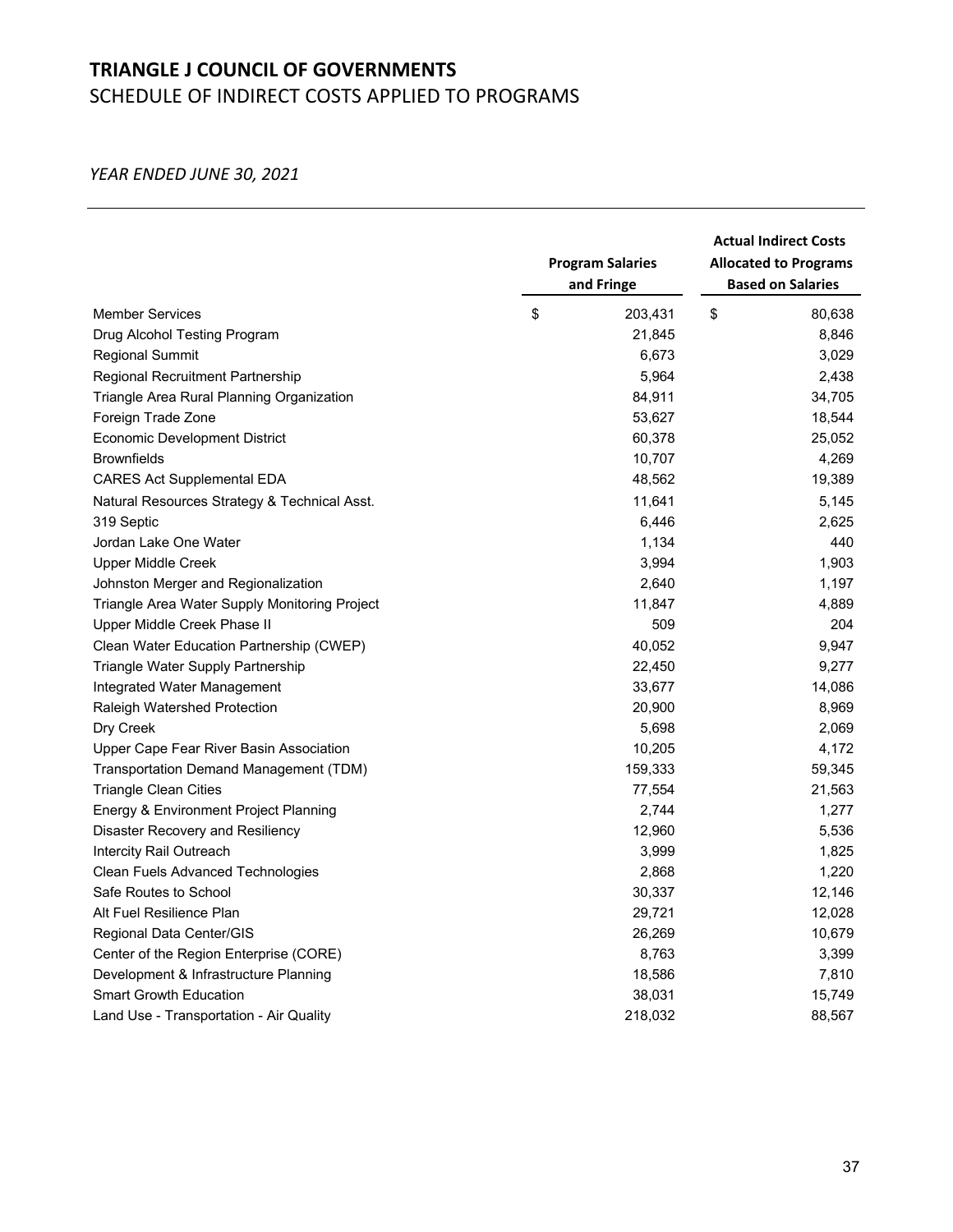# TRIANGLE J COUNCIL OF GOVERNMENTS

## SCHEDULE OF INDIRECT COSTS APPLIED TO PROGRAMS

*YEAR ENDED JUNE 30, 2021*

| | Program Salaries and Fringe | Actual Indirect Costs Allocated to Programs Based on Salaries |
|---|---|---|
| Member Services | $ 203,431 | $ 80,638 |
| Drug Alcohol Testing Program | 21,845 | 8,846 |
| Regional Summit | 6,673 | 3,029 |
| Regional Recruitment Partnership | 5,964 | 2,438 |
| Triangle Area Rural Planning Organization | 84,911 | 34,705 |
| Foreign Trade Zone | 53,627 | 18,544 |
| Economic Development District | 60,378 | 25,052 |
| Brownfields | 10,707 | 4,269 |
| CARES Act Supplemental EDA | 48,562 | 19,389 |
| Natural Resources Strategy & Technical Asst. | 11,641 | 5,145 |
| 319 Septic | 6,446 | 2,625 |
| Jordan Lake One Water | 1,134 | 440 |
| Upper Middle Creek | 3,994 | 1,903 |
| Johnston Merger and Regionalization | 2,640 | 1,197 |
| Triangle Area Water Supply Monitoring Project | 11,847 | 4,889 |
| Upper Middle Creek Phase II | 509 | 204 |
| Clean Water Education Partnership (CWEP) | 40,052 | 9,947 |
| Triangle Water Supply Partnership | 22,450 | 9,277 |
| Integrated Water Management | 33,677 | 14,086 |
| Raleigh Watershed Protection | 20,900 | 8,969 |
| Dry Creek | 5,698 | 2,069 |
| Upper Cape Fear River Basin Association | 10,205 | 4,172 |
| Transportation Demand Management (TDM) | 159,333 | 59,345 |
| Triangle Clean Cities | 77,554 | 21,563 |
| Energy & Environment Project Planning | 2,744 | 1,277 |
| Disaster Recovery and Resiliency | 12,960 | 5,536 |
| Intercity Rail Outreach | 3,999 | 1,825 |
| Clean Fuels Advanced Technologies | 2,868 | 1,220 |
| Safe Routes to School | 30,337 | 12,146 |
| Alt Fuel Resilience Plan | 29,721 | 12,028 |
| Regional Data Center/GIS | 26,269 | 10,679 |
| Center of the Region Enterprise (CORE) | 8,763 | 3,399 |
| Development & Infrastructure Planning | 18,586 | 7,810 |
| Smart Growth Education | 38,031 | 15,749 |
| Land Use - Transportation - Air Quality | 218,032 | 88,567 |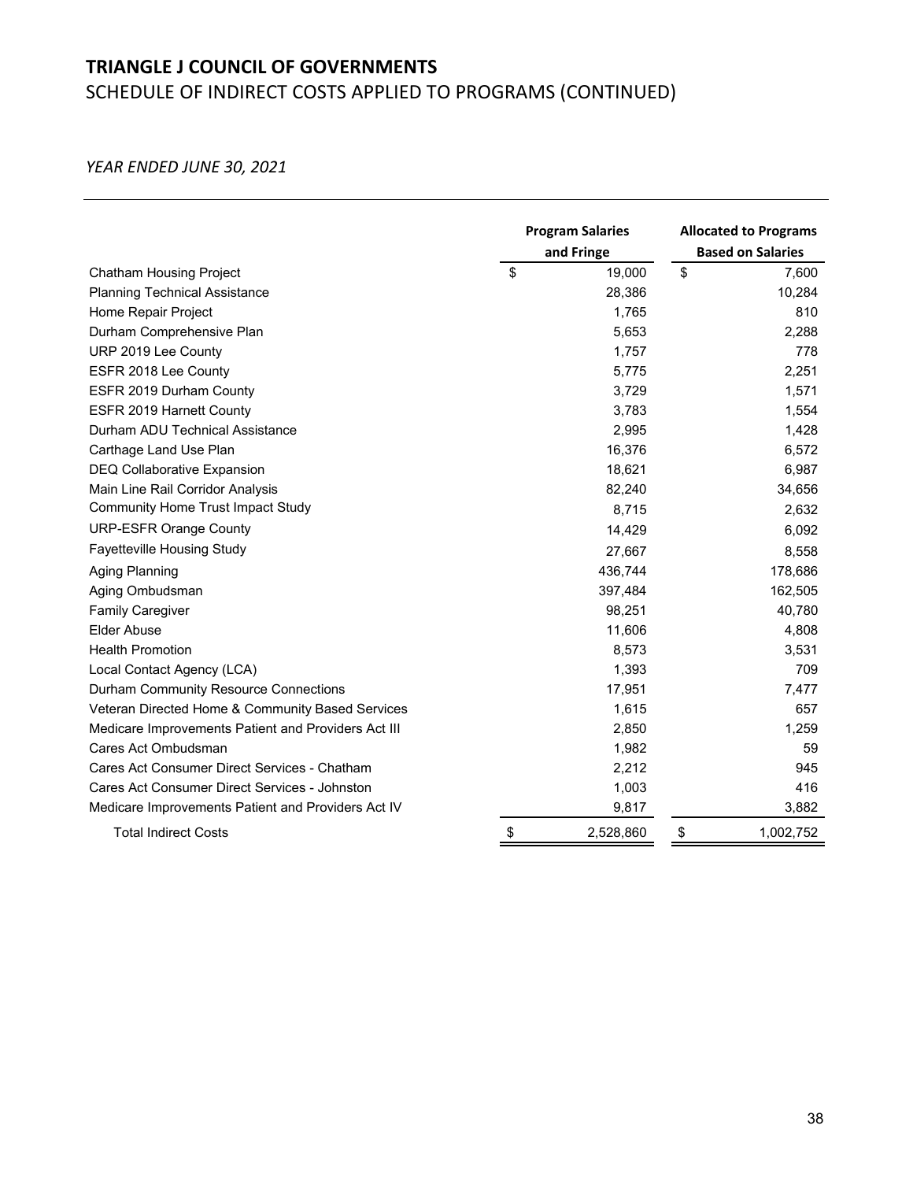# TRIANGLE J COUNCIL OF GOVERNMENTS

## SCHEDULE OF INDIRECT COSTS APPLIED TO PROGRAMS (CONTINUED)

*YEAR ENDED JUNE 30, 2021*

| | Program Salaries and Fringe | Allocated to Programs Based on Salaries |
|---|---|---|
| Chatham Housing Project | $ 19,000 | $ 7,600 |
| Planning Technical Assistance | 28,386 | 10,284 |
| Home Repair Project | 1,765 | 810 |
| Durham Comprehensive Plan | 5,653 | 2,288 |
| URP 2019 Lee County | 1,757 | 778 |
| ESFR 2018 Lee County | 5,775 | 2,251 |
| ESFR 2019 Durham County | 3,729 | 1,571 |
| ESFR 2019 Harnett County | 3,783 | 1,554 |
| Durham ADU Technical Assistance | 2,995 | 1,428 |
| Carthage Land Use Plan | 16,376 | 6,572 |
| DEQ Collaborative Expansion | 18,621 | 6,987 |
| Main Line Rail Corridor Analysis | 82,240 | 34,656 |
| Community Home Trust Impact Study | 8,715 | 2,632 |
| URP-ESFR Orange County | 14,429 | 6,092 |
| Fayetteville Housing Study | 27,667 | 8,558 |
| Aging Planning | 436,744 | 178,686 |
| Aging Ombudsman | 397,484 | 162,505 |
| Family Caregiver | 98,251 | 40,780 |
| Elder Abuse | 11,606 | 4,808 |
| Health Promotion | 8,573 | 3,531 |
| Local Contact Agency (LCA) | 1,393 | 709 |
| Durham Community Resource Connections | 17,951 | 7,477 |
| Veteran Directed Home & Community Based Services | 1,615 | 657 |
| Medicare Improvements Patient and Providers Act III | 2,850 | 1,259 |
| Cares Act Ombudsman | 1,982 | 59 |
| Cares Act Consumer Direct Services - Chatham | 2,212 | 945 |
| Cares Act Consumer Direct Services - Johnston | 1,003 | 416 |
| Medicare Improvements Patient and Providers Act IV | 9,817 | 3,882 |
| Total Indirect Costs | $ 2,528,860 | $ 1,002,752 |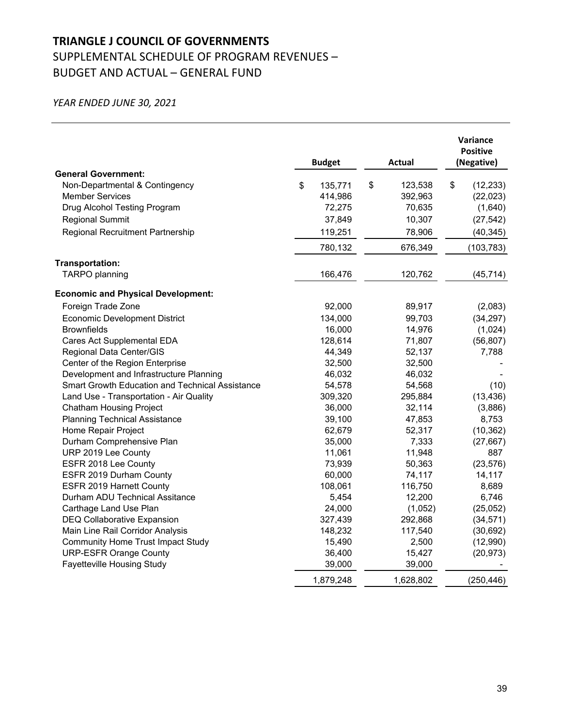# TRIANGLE J COUNCIL OF GOVERNMENTS

## SUPPLEMENTAL SCHEDULE OF PROGRAM REVENUES – BUDGET AND ACTUAL – GENERAL FUND

*YEAR ENDED JUNE 30, 2021*

| | Budget | Actual | Variance Positive (Negative) |
|---|---|---|---|
| **General Government:** | | | |
| Non-Departmental & Contingency | $ 135,771 | $ 123,538 | $ (12,233) |
| Member Services | 414,986 | 392,963 | (22,023) |
| Drug Alcohol Testing Program | 72,275 | 70,635 | (1,640) |
| Regional Summit | 37,849 | 10,307 | (27,542) |
| Regional Recruitment Partnership | 119,251 | 78,906 | (40,345) |
| | 780,132 | 676,349 | (103,783) |
| **Transportation:** | | | |
| TARPO planning | 166,476 | 120,762 | (45,714) |
| **Economic and Physical Development:** | | | |
| Foreign Trade Zone | 92,000 | 89,917 | (2,083) |
| Economic Development District | 134,000 | 99,703 | (34,297) |
| Brownfields | 16,000 | 14,976 | (1,024) |
| Cares Act Supplemental EDA | 128,614 | 71,807 | (56,807) |
| Regional Data Center/GIS | 44,349 | 52,137 | 7,788 |
| Center of the Region Enterprise | 32,500 | 32,500 | - |
| Development and Infrastructure Planning | 46,032 | 46,032 | - |
| Smart Growth Education and Technical Assistance | 54,578 | 54,568 | (10) |
| Land Use - Transportation - Air Quality | 309,320 | 295,884 | (13,436) |
| Chatham Housing Project | 36,000 | 32,114 | (3,886) |
| Planning Technical Assistance | 39,100 | 47,853 | 8,753 |
| Home Repair Project | 62,679 | 52,317 | (10,362) |
| Durham Comprehensive Plan | 35,000 | 7,333 | (27,667) |
| URP 2019 Lee County | 11,061 | 11,948 | 887 |
| ESFR 2018 Lee County | 73,939 | 50,363 | (23,576) |
| ESFR 2019 Durham County | 60,000 | 74,117 | 14,117 |
| ESFR 2019 Harnett County | 108,061 | 116,750 | 8,689 |
| Durham ADU Technical Assitance | 5,454 | 12,200 | 6,746 |
| Carthage Land Use Plan | 24,000 | (1,052) | (25,052) |
| DEQ Collaborative Expansion | 327,439 | 292,868 | (34,571) |
| Main Line Rail Corridor Analysis | 148,232 | 117,540 | (30,692) |
| Community Home Trust Impact Study | 15,490 | 2,500 | (12,990) |
| URP-ESFR Orange County | 36,400 | 15,427 | (20,973) |
| Fayetteville Housing Study | 39,000 | 39,000 | - |
| | 1,879,248 | 1,628,802 | (250,446) |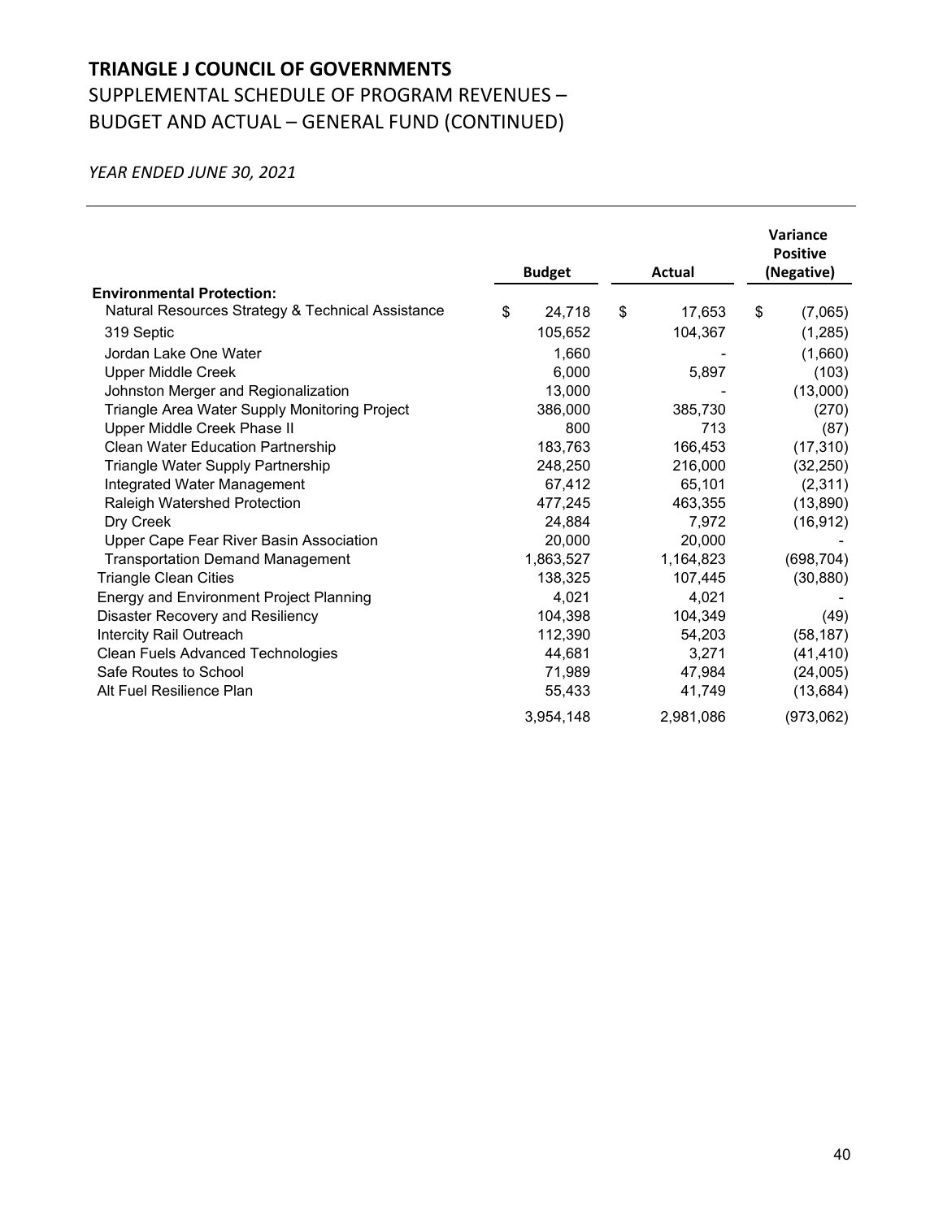# TRIANGLE J COUNCIL OF GOVERNMENTS

## SUPPLEMENTAL SCHEDULE OF PROGRAM REVENUES – BUDGET AND ACTUAL – GENERAL FUND (CONTINUED)

*YEAR ENDED JUNE 30, 2021*

| | Budget | Actual | Variance Positive (Negative) |
|---|---|---|---|
| **Environmental Protection:** | | | |
| Natural Resources Strategy & Technical Assistance | $ 24,718 | $ 17,653 | $ (7,065) |
| 319 Septic | 105,652 | 104,367 | (1,285) |
| Jordan Lake One Water | 1,660 | - | (1,660) |
| Upper Middle Creek | 6,000 | 5,897 | (103) |
| Johnston Merger and Regionalization | 13,000 | - | (13,000) |
| Triangle Area Water Supply Monitoring Project | 386,000 | 385,730 | (270) |
| Upper Middle Creek Phase II | 800 | 713 | (87) |
| Clean Water Education Partnership | 183,763 | 166,453 | (17,310) |
| Triangle Water Supply Partnership | 248,250 | 216,000 | (32,250) |
| Integrated Water Management | 67,412 | 65,101 | (2,311) |
| Raleigh Watershed Protection | 477,245 | 463,355 | (13,890) |
| Dry Creek | 24,884 | 7,972 | (16,912) |
| Upper Cape Fear River Basin Association | 20,000 | 20,000 | - |
| Transportation Demand Management | 1,863,527 | 1,164,823 | (698,704) |
| Triangle Clean Cities | 138,325 | 107,445 | (30,880) |
| Energy and Environment Project Planning | 4,021 | 4,021 | - |
| Disaster Recovery and Resiliency | 104,398 | 104,349 | (49) |
| Intercity Rail Outreach | 112,390 | 54,203 | (58,187) |
| Clean Fuels Advanced Technologies | 44,681 | 3,271 | (41,410) |
| Safe Routes to School | 71,989 | 47,984 | (24,005) |
| Alt Fuel Resilience Plan | 55,433 | 41,749 | (13,684) |
| | 3,954,148 | 2,981,086 | (973,062) |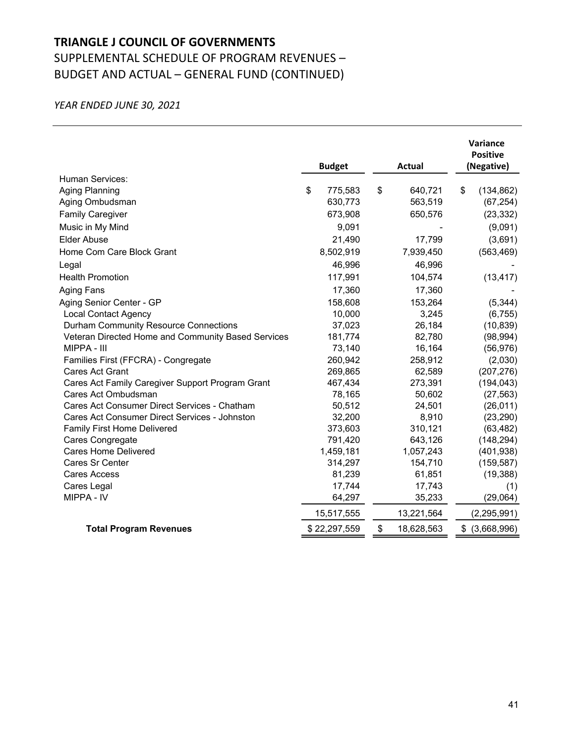# TRIANGLE J COUNCIL OF GOVERNMENTS

## SUPPLEMENTAL SCHEDULE OF PROGRAM REVENUES – BUDGET AND ACTUAL – GENERAL FUND (CONTINUED)

*YEAR ENDED JUNE 30, 2021*

| | Budget | Actual | Variance Positive (Negative) |
|---|---|---|---|
| Human Services: | | | |
| Aging Planning | $ 775,583 | $ 640,721 | $ (134,862) |
| Aging Ombudsman | 630,773 | 563,519 | (67,254) |
| Family Caregiver | 673,908 | 650,576 | (23,332) |
| Music in My Mind | 9,091 | - | (9,091) |
| Elder Abuse | 21,490 | 17,799 | (3,691) |
| Home Com Care Block Grant | 8,502,919 | 7,939,450 | (563,469) |
| Legal | 46,996 | 46,996 | - |
| Health Promotion | 117,991 | 104,574 | (13,417) |
| Aging Fans | 17,360 | 17,360 | - |
| Aging Senior Center - GP | 158,608 | 153,264 | (5,344) |
| Local Contact Agency | 10,000 | 3,245 | (6,755) |
| Durham Community Resource Connections | 37,023 | 26,184 | (10,839) |
| Veteran Directed Home and Community Based Services | 181,774 | 82,780 | (98,994) |
| MIPPA - III | 73,140 | 16,164 | (56,976) |
| Families First (FFCRA) - Congregate | 260,942 | 258,912 | (2,030) |
| Cares Act Grant | 269,865 | 62,589 | (207,276) |
| Cares Act Family Caregiver Support Program Grant | 467,434 | 273,391 | (194,043) |
| Cares Act Ombudsman | 78,165 | 50,602 | (27,563) |
| Cares Act Consumer Direct Services - Chatham | 50,512 | 24,501 | (26,011) |
| Cares Act Consumer Direct Services - Johnston | 32,200 | 8,910 | (23,290) |
| Family First Home Delivered | 373,603 | 310,121 | (63,482) |
| Cares Congregate | 791,420 | 643,126 | (148,294) |
| Cares Home Delivered | 1,459,181 | 1,057,243 | (401,938) |
| Cares Sr Center | 314,297 | 154,710 | (159,587) |
| Cares Access | 81,239 | 61,851 | (19,388) |
| Cares Legal | 17,744 | 17,743 | (1) |
| MIPPA - IV | 64,297 | 35,233 | (29,064) |
| | 15,517,555 | 13,221,564 | (2,295,991) |
| **Total Program Revenues** | $ 22,297,559 | $ 18,628,563 | $ (3,668,996) |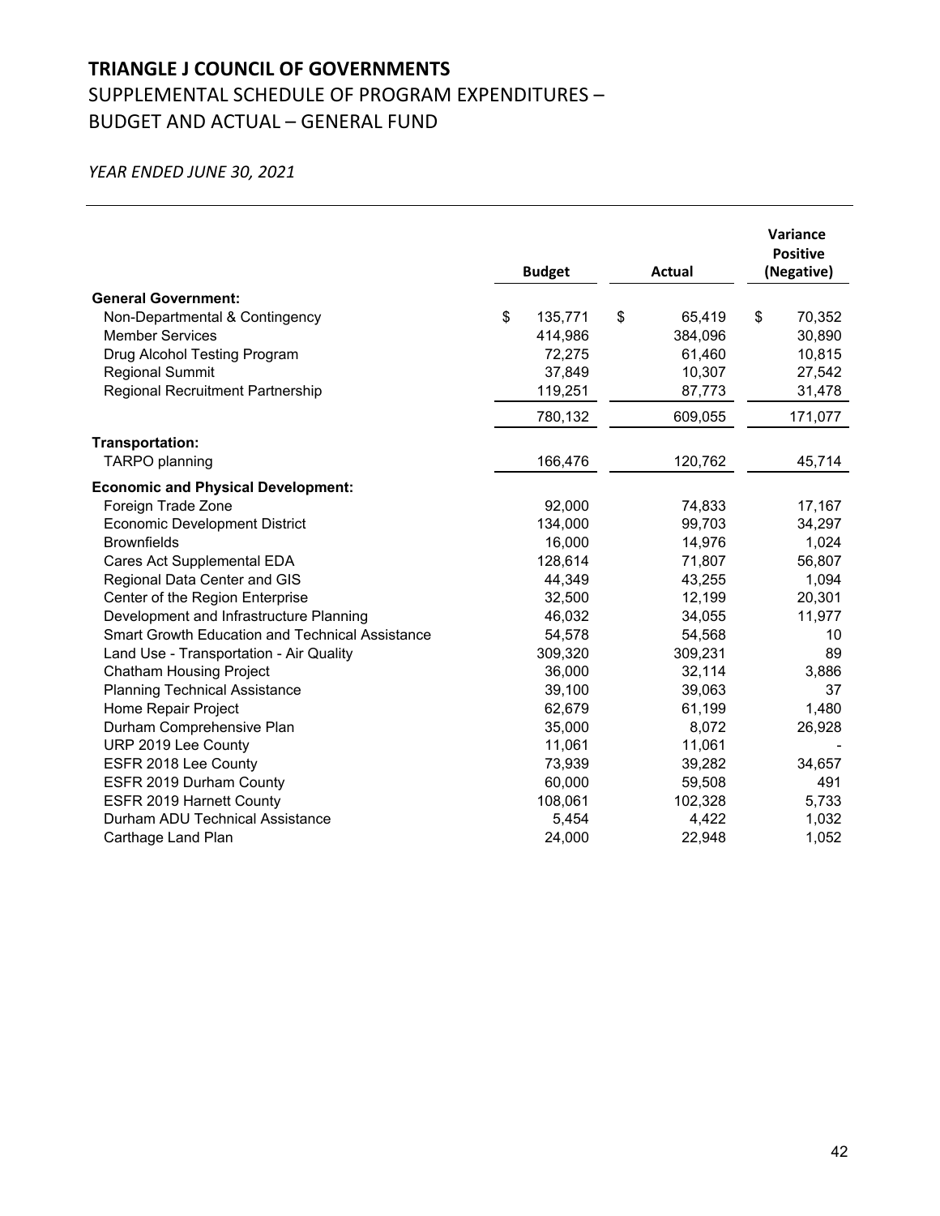# TRIANGLE J COUNCIL OF GOVERNMENTS

## SUPPLEMENTAL SCHEDULE OF PROGRAM EXPENDITURES – BUDGET AND ACTUAL – GENERAL FUND

*YEAR ENDED JUNE 30, 2021*

| | Budget | Actual | Variance Positive (Negative) |
|---|---|---|---|
| **General Government:** | | | |
| Non-Departmental & Contingency | $ 135,771 | $ 65,419 | $ 70,352 |
| Member Services | 414,986 | 384,096 | 30,890 |
| Drug Alcohol Testing Program | 72,275 | 61,460 | 10,815 |
| Regional Summit | 37,849 | 10,307 | 27,542 |
| Regional Recruitment Partnership | 119,251 | 87,773 | 31,478 |
| | 780,132 | 609,055 | 171,077 |
| **Transportation:** | | | |
| TARPO planning | 166,476 | 120,762 | 45,714 |
| **Economic and Physical Development:** | | | |
| Foreign Trade Zone | 92,000 | 74,833 | 17,167 |
| Economic Development District | 134,000 | 99,703 | 34,297 |
| Brownfields | 16,000 | 14,976 | 1,024 |
| Cares Act Supplemental EDA | 128,614 | 71,807 | 56,807 |
| Regional Data Center and GIS | 44,349 | 43,255 | 1,094 |
| Center of the Region Enterprise | 32,500 | 12,199 | 20,301 |
| Development and Infrastructure Planning | 46,032 | 34,055 | 11,977 |
| Smart Growth Education and Technical Assistance | 54,578 | 54,568 | 10 |
| Land Use - Transportation - Air Quality | 309,320 | 309,231 | 89 |
| Chatham Housing Project | 36,000 | 32,114 | 3,886 |
| Planning Technical Assistance | 39,100 | 39,063 | 37 |
| Home Repair Project | 62,679 | 61,199 | 1,480 |
| Durham Comprehensive Plan | 35,000 | 8,072 | 26,928 |
| URP 2019 Lee County | 11,061 | 11,061 | - |
| ESFR 2018 Lee County | 73,939 | 39,282 | 34,657 |
| ESFR 2019 Durham County | 60,000 | 59,508 | 491 |
| ESFR 2019 Harnett County | 108,061 | 102,328 | 5,733 |
| Durham ADU Technical Assistance | 5,454 | 4,422 | 1,032 |
| Carthage Land Plan | 24,000 | 22,948 | 1,052 |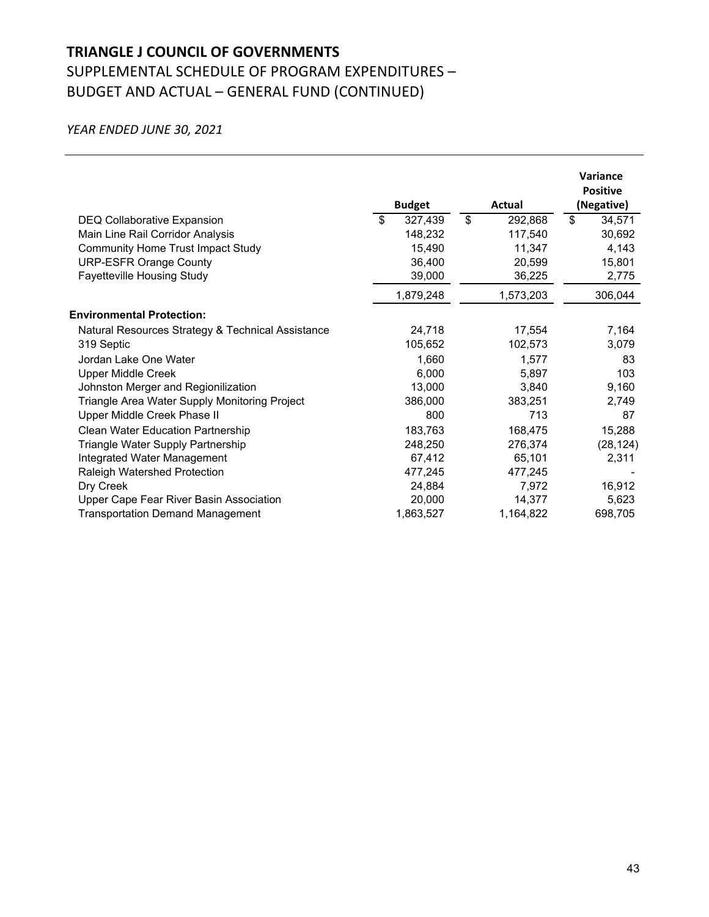# TRIANGLE J COUNCIL OF GOVERNMENTS

## SUPPLEMENTAL SCHEDULE OF PROGRAM EXPENDITURES – BUDGET AND ACTUAL – GENERAL FUND (CONTINUED)

*YEAR ENDED JUNE 30, 2021*

| | Budget | Actual | Variance Positive (Negative) |
|---|---|---|---|
| DEQ Collaborative Expansion | $ 327,439 | $ 292,868 | $ 34,571 |
| Main Line Rail Corridor Analysis | 148,232 | 117,540 | 30,692 |
| Community Home Trust Impact Study | 15,490 | 11,347 | 4,143 |
| URP-ESFR Orange County | 36,400 | 20,599 | 15,801 |
| Fayetteville Housing Study | 39,000 | 36,225 | 2,775 |
| | 1,879,248 | 1,573,203 | 306,044 |
| **Environmental Protection:** | | | |
| Natural Resources Strategy & Technical Assistance | 24,718 | 17,554 | 7,164 |
| 319 Septic | 105,652 | 102,573 | 3,079 |
| Jordan Lake One Water | 1,660 | 1,577 | 83 |
| Upper Middle Creek | 6,000 | 5,897 | 103 |
| Johnston Merger and Regionilization | 13,000 | 3,840 | 9,160 |
| Triangle Area Water Supply Monitoring Project | 386,000 | 383,251 | 2,749 |
| Upper Middle Creek Phase II | 800 | 713 | 87 |
| Clean Water Education Partnership | 183,763 | 168,475 | 15,288 |
| Triangle Water Supply Partnership | 248,250 | 276,374 | (28,124) |
| Integrated Water Management | 67,412 | 65,101 | 2,311 |
| Raleigh Watershed Protection | 477,245 | 477,245 | - |
| Dry Creek | 24,884 | 7,972 | 16,912 |
| Upper Cape Fear River Basin Association | 20,000 | 14,377 | 5,623 |
| Transportation Demand Management | 1,863,527 | 1,164,822 | 698,705 |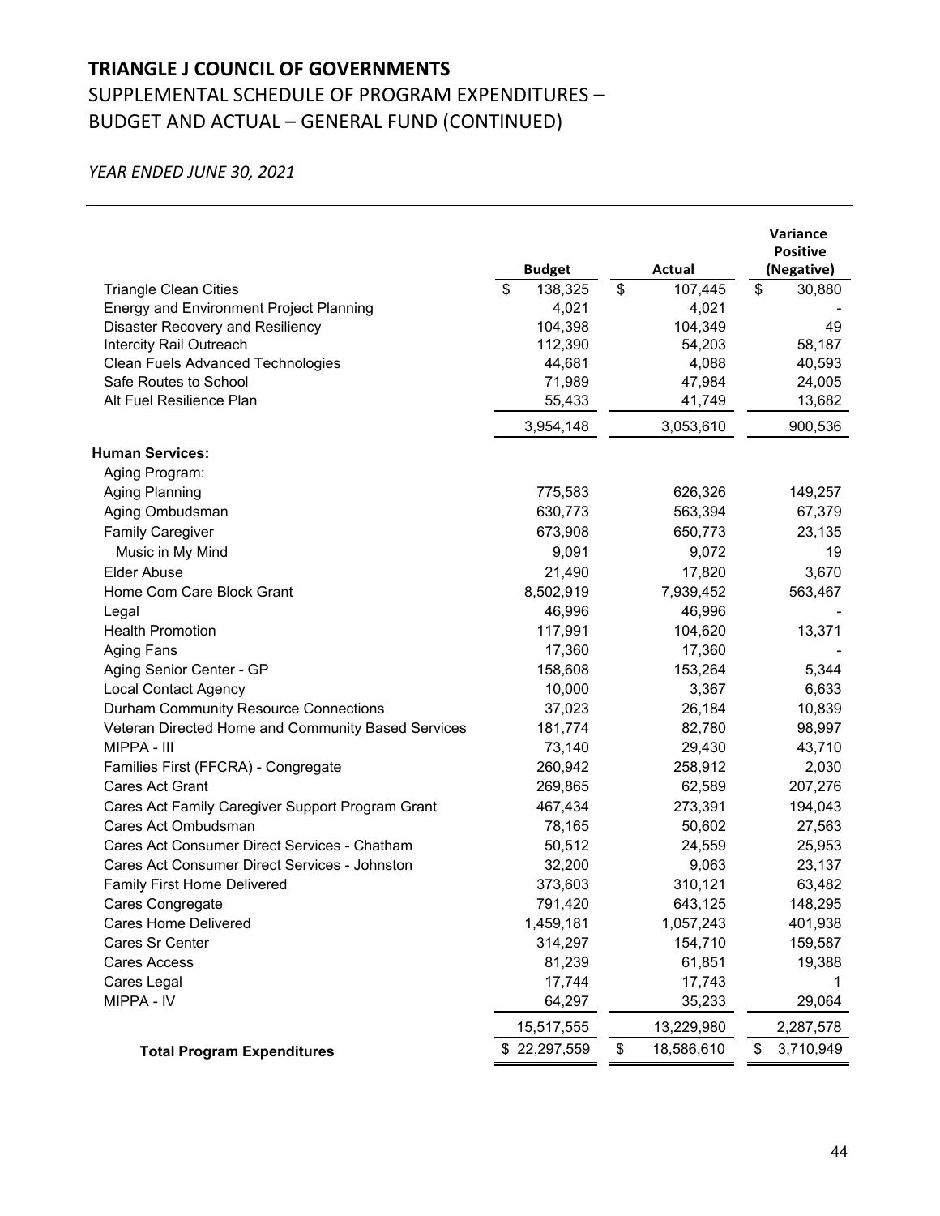# TRIANGLE J COUNCIL OF GOVERNMENTS

## SUPPLEMENTAL SCHEDULE OF PROGRAM EXPENDITURES – BUDGET AND ACTUAL – GENERAL FUND (CONTINUED)

*YEAR ENDED JUNE 30, 2021*

| | Budget | Actual | Variance Positive (Negative) |
|---|---|---|---|
| Triangle Clean Cities | $ 138,325 | $ 107,445 | $ 30,880 |
| Energy and Environment Project Planning | 4,021 | 4,021 | - |
| Disaster Recovery and Resiliency | 104,398 | 104,349 | 49 |
| Intercity Rail Outreach | 112,390 | 54,203 | 58,187 |
| Clean Fuels Advanced Technologies | 44,681 | 4,088 | 40,593 |
| Safe Routes to School | 71,989 | 47,984 | 24,005 |
| Alt Fuel Resilience Plan | 55,433 | 41,749 | 13,682 |
| | 3,954,148 | 3,053,610 | 900,536 |
| **Human Services:** | | | |
| Aging Program: | | | |
| Aging Planning | 775,583 | 626,326 | 149,257 |
| Aging Ombudsman | 630,773 | 563,394 | 67,379 |
| Family Caregiver | 673,908 | 650,773 | 23,135 |
| Music in My Mind | 9,091 | 9,072 | 19 |
| Elder Abuse | 21,490 | 17,820 | 3,670 |
| Home Com Care Block Grant | 8,502,919 | 7,939,452 | 563,467 |
| Legal | 46,996 | 46,996 | - |
| Health Promotion | 117,991 | 104,620 | 13,371 |
| Aging Fans | 17,360 | 17,360 | - |
| Aging Senior Center - GP | 158,608 | 153,264 | 5,344 |
| Local Contact Agency | 10,000 | 3,367 | 6,633 |
| Durham Community Resource Connections | 37,023 | 26,184 | 10,839 |
| Veteran Directed Home and Community Based Services | 181,774 | 82,780 | 98,997 |
| MIPPA - III | 73,140 | 29,430 | 43,710 |
| Families First (FFCRA) - Congregate | 260,942 | 258,912 | 2,030 |
| Cares Act Grant | 269,865 | 62,589 | 207,276 |
| Cares Act Family Caregiver Support Program Grant | 467,434 | 273,391 | 194,043 |
| Cares Act Ombudsman | 78,165 | 50,602 | 27,563 |
| Cares Act Consumer Direct Services - Chatham | 50,512 | 24,559 | 25,953 |
| Cares Act Consumer Direct Services - Johnston | 32,200 | 9,063 | 23,137 |
| Family First Home Delivered | 373,603 | 310,121 | 63,482 |
| Cares Congregate | 791,420 | 643,125 | 148,295 |
| Cares Home Delivered | 1,459,181 | 1,057,243 | 401,938 |
| Cares Sr Center | 314,297 | 154,710 | 159,587 |
| Cares Access | 81,239 | 61,851 | 19,388 |
| Cares Legal | 17,744 | 17,743 | 1 |
| MIPPA - IV | 64,297 | 35,233 | 29,064 |
| | 15,517,555 | 13,229,980 | 2,287,578 |
| **Total Program Expenditures** | $ 22,297,559 | $ 18,586,610 | $ 3,710,949 |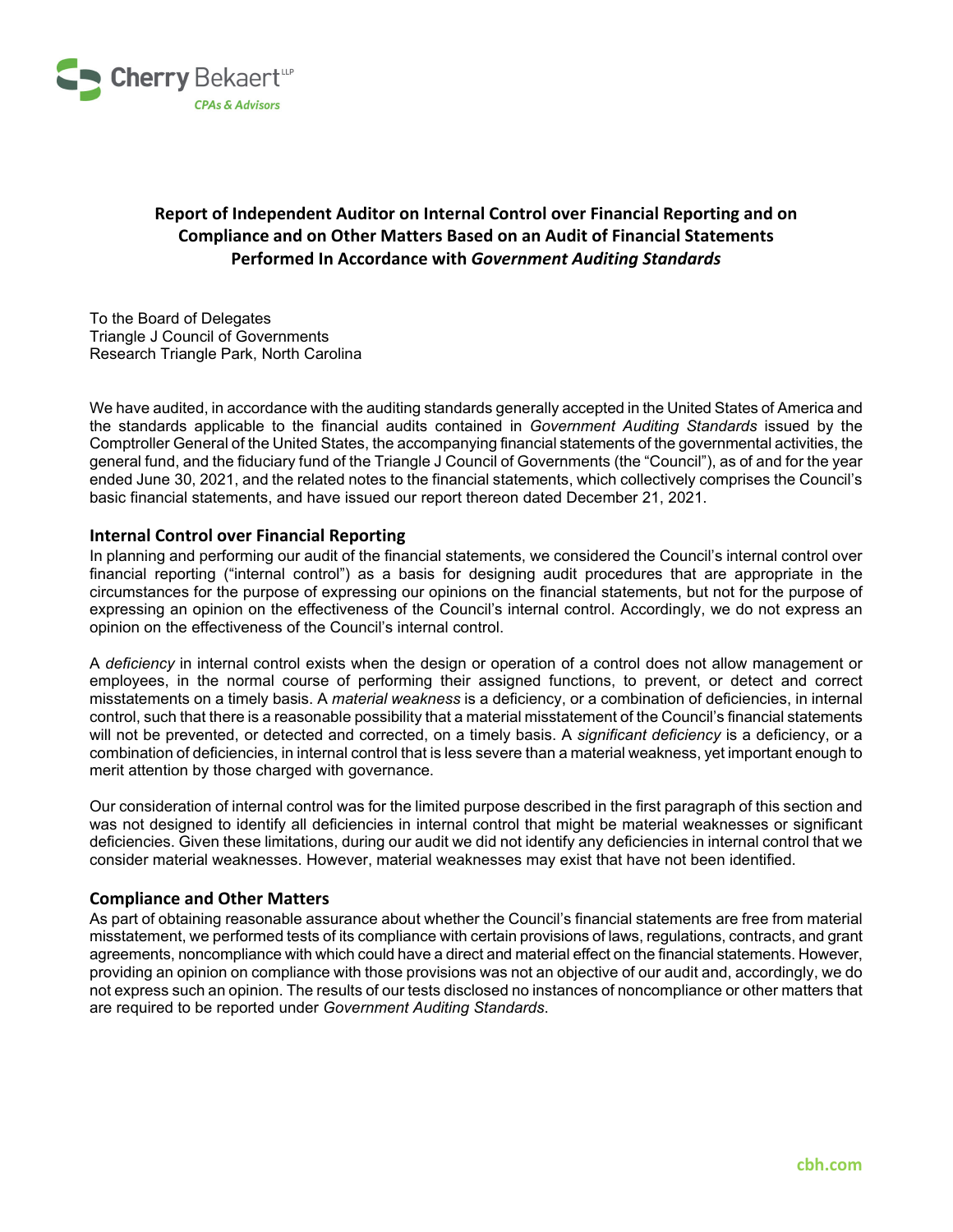Cherry Bekaert LLP
CPAs & Advisors

# Report of Independent Auditor on Internal Control over Financial Reporting and on Compliance and on Other Matters Based on an Audit of Financial Statements Performed In Accordance with *Government Auditing Standards*

To the Board of Delegates
Triangle J Council of Governments
Research Triangle Park, North Carolina

We have audited, in accordance with the auditing standards generally accepted in the United States of America and the standards applicable to the financial audits contained in *Government Auditing Standards* issued by the Comptroller General of the United States, the accompanying financial statements of the governmental activities, the general fund, and the fiduciary fund of the Triangle J Council of Governments (the "Council"), as of and for the year ended June 30, 2021, and the related notes to the financial statements, which collectively comprises the Council's basic financial statements, and have issued our report thereon dated December 21, 2021.

## Internal Control over Financial Reporting

In planning and performing our audit of the financial statements, we considered the Council's internal control over financial reporting ("internal control") as a basis for designing audit procedures that are appropriate in the circumstances for the purpose of expressing our opinions on the financial statements, but not for the purpose of expressing an opinion on the effectiveness of the Council's internal control. Accordingly, we do not express an opinion on the effectiveness of the Council's internal control.

A *deficiency* in internal control exists when the design or operation of a control does not allow management or employees, in the normal course of performing their assigned functions, to prevent, or detect and correct misstatements on a timely basis. A *material weakness* is a deficiency, or a combination of deficiencies, in internal control, such that there is a reasonable possibility that a material misstatement of the Council's financial statements will not be prevented, or detected and corrected, on a timely basis. A *significant deficiency* is a deficiency, or a combination of deficiencies, in internal control that is less severe than a material weakness, yet important enough to merit attention by those charged with governance.

Our consideration of internal control was for the limited purpose described in the first paragraph of this section and was not designed to identify all deficiencies in internal control that might be material weaknesses or significant deficiencies. Given these limitations, during our audit we did not identify any deficiencies in internal control that we consider material weaknesses. However, material weaknesses may exist that have not been identified.

## Compliance and Other Matters

As part of obtaining reasonable assurance about whether the Council's financial statements are free from material misstatement, we performed tests of its compliance with certain provisions of laws, regulations, contracts, and grant agreements, noncompliance with which could have a direct and material effect on the financial statements. However, providing an opinion on compliance with those provisions was not an objective of our audit and, accordingly, we do not express such an opinion. The results of our tests disclosed no instances of noncompliance or other matters that are required to be reported under *Government Auditing Standards*.

cbh.com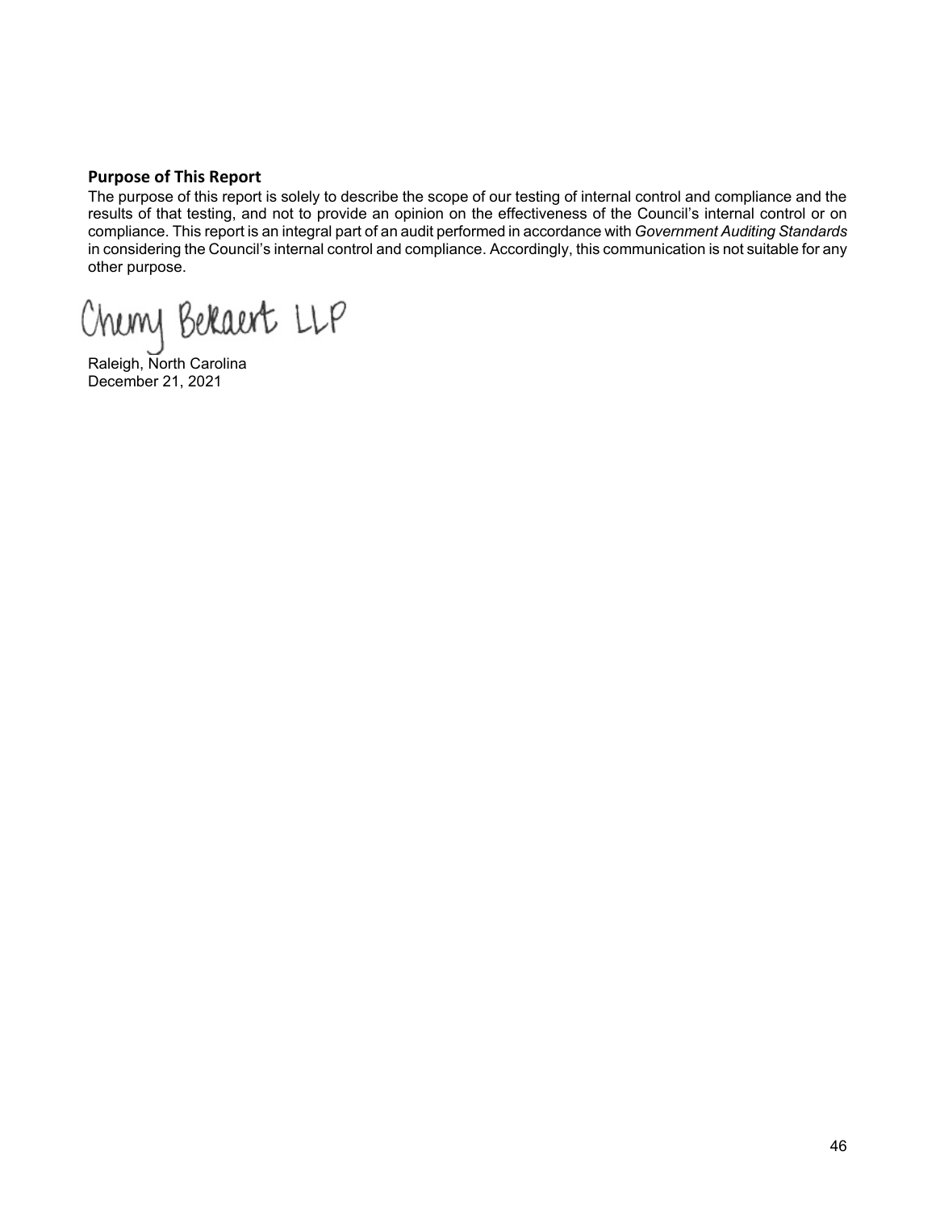## Purpose of This Report

The purpose of this report is solely to describe the scope of our testing of internal control and compliance and the results of that testing, and not to provide an opinion on the effectiveness of the Council's internal control or on compliance. This report is an integral part of an audit performed in accordance with *Government Auditing Standards* in considering the Council's internal control and compliance. Accordingly, this communication is not suitable for any other purpose.

Cherry Bekaert LLP

Raleigh, North Carolina
December 21, 2021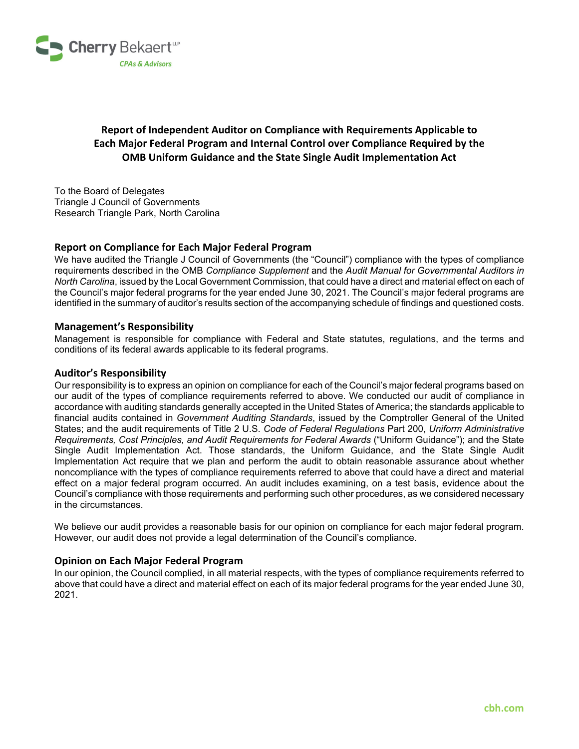# Report of Independent Auditor on Compliance with Requirements Applicable to Each Major Federal Program and Internal Control over Compliance Required by the OMB Uniform Guidance and the State Single Audit Implementation Act

To the Board of Delegates
Triangle J Council of Governments
Research Triangle Park, North Carolina

## Report on Compliance for Each Major Federal Program

We have audited the Triangle J Council of Governments (the "Council") compliance with the types of compliance requirements described in the OMB *Compliance Supplement* and the *Audit Manual for Governmental Auditors in North Carolina*, issued by the Local Government Commission, that could have a direct and material effect on each of the Council's major federal programs for the year ended June 30, 2021. The Council's major federal programs are identified in the summary of auditor's results section of the accompanying schedule of findings and questioned costs.

## Management's Responsibility

Management is responsible for compliance with Federal and State statutes, regulations, and the terms and conditions of its federal awards applicable to its federal programs.

## Auditor's Responsibility

Our responsibility is to express an opinion on compliance for each of the Council's major federal programs based on our audit of the types of compliance requirements referred to above. We conducted our audit of compliance in accordance with auditing standards generally accepted in the United States of America; the standards applicable to financial audits contained in *Government Auditing Standards*, issued by the Comptroller General of the United States; and the audit requirements of Title 2 U.S. *Code of Federal Regulations* Part 200, *Uniform Administrative Requirements, Cost Principles, and Audit Requirements for Federal Awards* ("Uniform Guidance"); and the State Single Audit Implementation Act. Those standards, the Uniform Guidance, and the State Single Audit Implementation Act require that we plan and perform the audit to obtain reasonable assurance about whether noncompliance with the types of compliance requirements referred to above that could have a direct and material effect on a major federal program occurred. An audit includes examining, on a test basis, evidence about the Council's compliance with those requirements and performing such other procedures, as we considered necessary in the circumstances.

We believe our audit provides a reasonable basis for our opinion on compliance for each major federal program. However, our audit does not provide a legal determination of the Council's compliance.

## Opinion on Each Major Federal Program

In our opinion, the Council complied, in all material respects, with the types of compliance requirements referred to above that could have a direct and material effect on each of its major federal programs for the year ended June 30, 2021.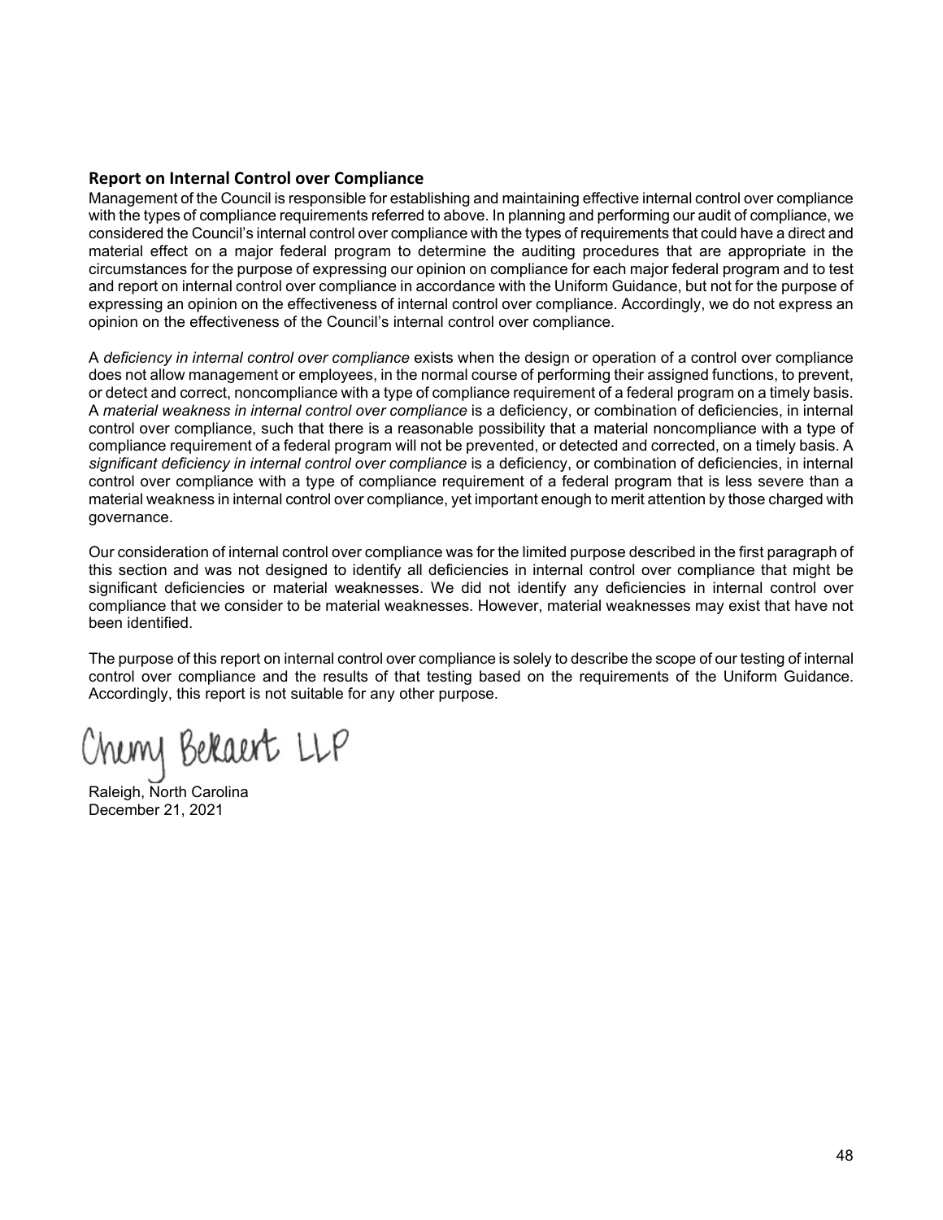### Report on Internal Control over Compliance

Management of the Council is responsible for establishing and maintaining effective internal control over compliance with the types of compliance requirements referred to above. In planning and performing our audit of compliance, we considered the Council's internal control over compliance with the types of requirements that could have a direct and material effect on a major federal program to determine the auditing procedures that are appropriate in the circumstances for the purpose of expressing our opinion on compliance for each major federal program and to test and report on internal control over compliance in accordance with the Uniform Guidance, but not for the purpose of expressing an opinion on the effectiveness of internal control over compliance. Accordingly, we do not express an opinion on the effectiveness of the Council's internal control over compliance.

A *deficiency in internal control over compliance* exists when the design or operation of a control over compliance does not allow management or employees, in the normal course of performing their assigned functions, to prevent, or detect and correct, noncompliance with a type of compliance requirement of a federal program on a timely basis. A *material weakness in internal control over compliance* is a deficiency, or combination of deficiencies, in internal control over compliance, such that there is a reasonable possibility that a material noncompliance with a type of compliance requirement of a federal program will not be prevented, or detected and corrected, on a timely basis. A *significant deficiency in internal control over compliance* is a deficiency, or combination of deficiencies, in internal control over compliance with a type of compliance requirement of a federal program that is less severe than a material weakness in internal control over compliance, yet important enough to merit attention by those charged with governance.

Our consideration of internal control over compliance was for the limited purpose described in the first paragraph of this section and was not designed to identify all deficiencies in internal control over compliance that might be significant deficiencies or material weaknesses. We did not identify any deficiencies in internal control over compliance that we consider to be material weaknesses. However, material weaknesses may exist that have not been identified.

The purpose of this report on internal control over compliance is solely to describe the scope of our testing of internal control over compliance and the results of that testing based on the requirements of the Uniform Guidance. Accordingly, this report is not suitable for any other purpose.

Cherry Bekaert LLP

Raleigh, North Carolina
December 21, 2021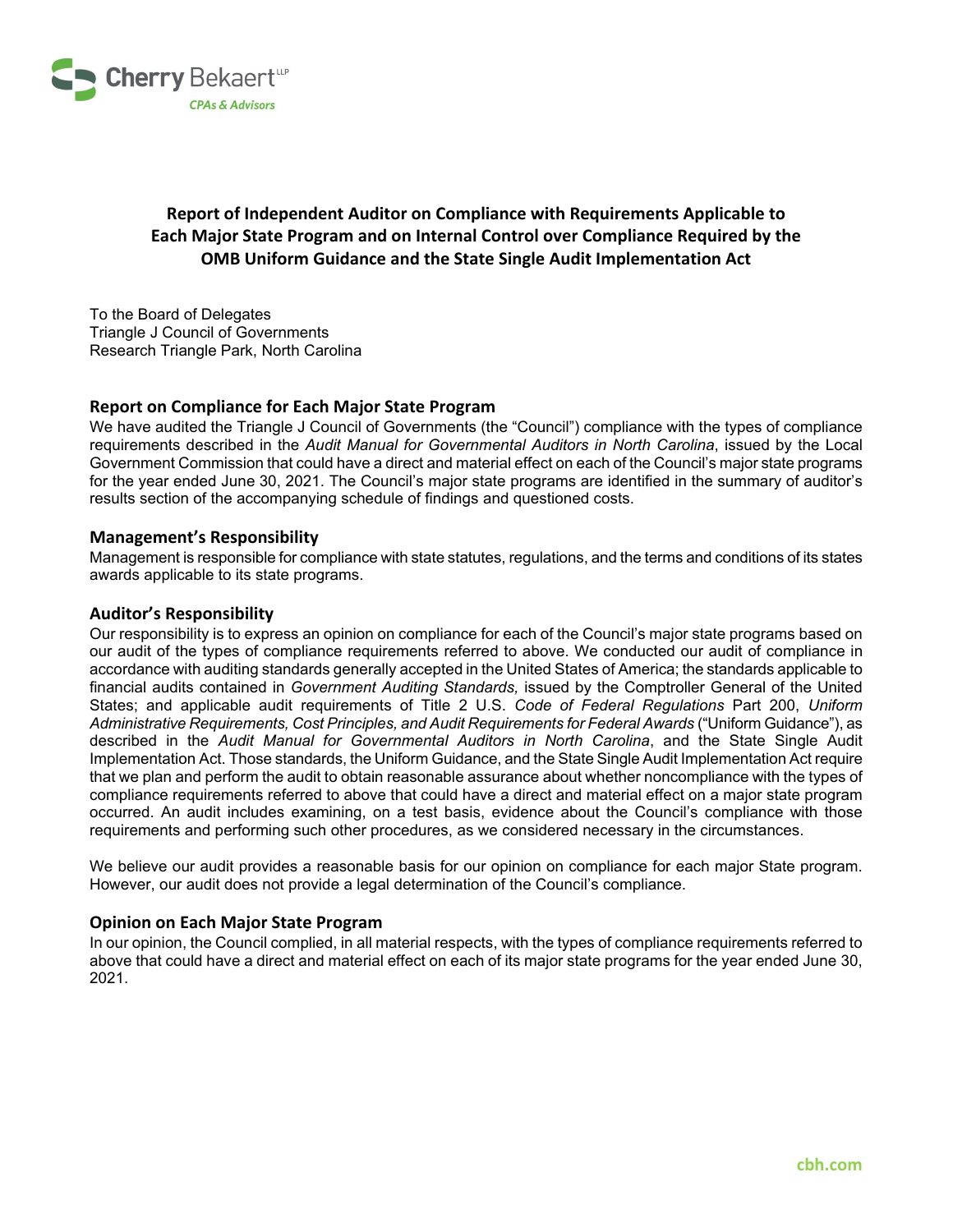# Report of Independent Auditor on Compliance with Requirements Applicable to Each Major State Program and on Internal Control over Compliance Required by the OMB Uniform Guidance and the State Single Audit Implementation Act

To the Board of Delegates
Triangle J Council of Governments
Research Triangle Park, North Carolina

## Report on Compliance for Each Major State Program

We have audited the Triangle J Council of Governments (the "Council") compliance with the types of compliance requirements described in the *Audit Manual for Governmental Auditors in North Carolina*, issued by the Local Government Commission that could have a direct and material effect on each of the Council's major state programs for the year ended June 30, 2021. The Council's major state programs are identified in the summary of auditor's results section of the accompanying schedule of findings and questioned costs.

## Management's Responsibility

Management is responsible for compliance with state statutes, regulations, and the terms and conditions of its states awards applicable to its state programs.

## Auditor's Responsibility

Our responsibility is to express an opinion on compliance for each of the Council's major state programs based on our audit of the types of compliance requirements referred to above. We conducted our audit of compliance in accordance with auditing standards generally accepted in the United States of America; the standards applicable to financial audits contained in *Government Auditing Standards,* issued by the Comptroller General of the United States; and applicable audit requirements of Title 2 U.S. *Code of Federal Regulations* Part 200, *Uniform Administrative Requirements, Cost Principles, and Audit Requirements for Federal Awards* ("Uniform Guidance"), as described in the *Audit Manual for Governmental Auditors in North Carolina*, and the State Single Audit Implementation Act. Those standards, the Uniform Guidance, and the State Single Audit Implementation Act require that we plan and perform the audit to obtain reasonable assurance about whether noncompliance with the types of compliance requirements referred to above that could have a direct and material effect on a major state program occurred. An audit includes examining, on a test basis, evidence about the Council's compliance with those requirements and performing such other procedures, as we considered necessary in the circumstances.

We believe our audit provides a reasonable basis for our opinion on compliance for each major State program. However, our audit does not provide a legal determination of the Council's compliance.

## Opinion on Each Major State Program

In our opinion, the Council complied, in all material respects, with the types of compliance requirements referred to above that could have a direct and material effect on each of its major state programs for the year ended June 30, 2021.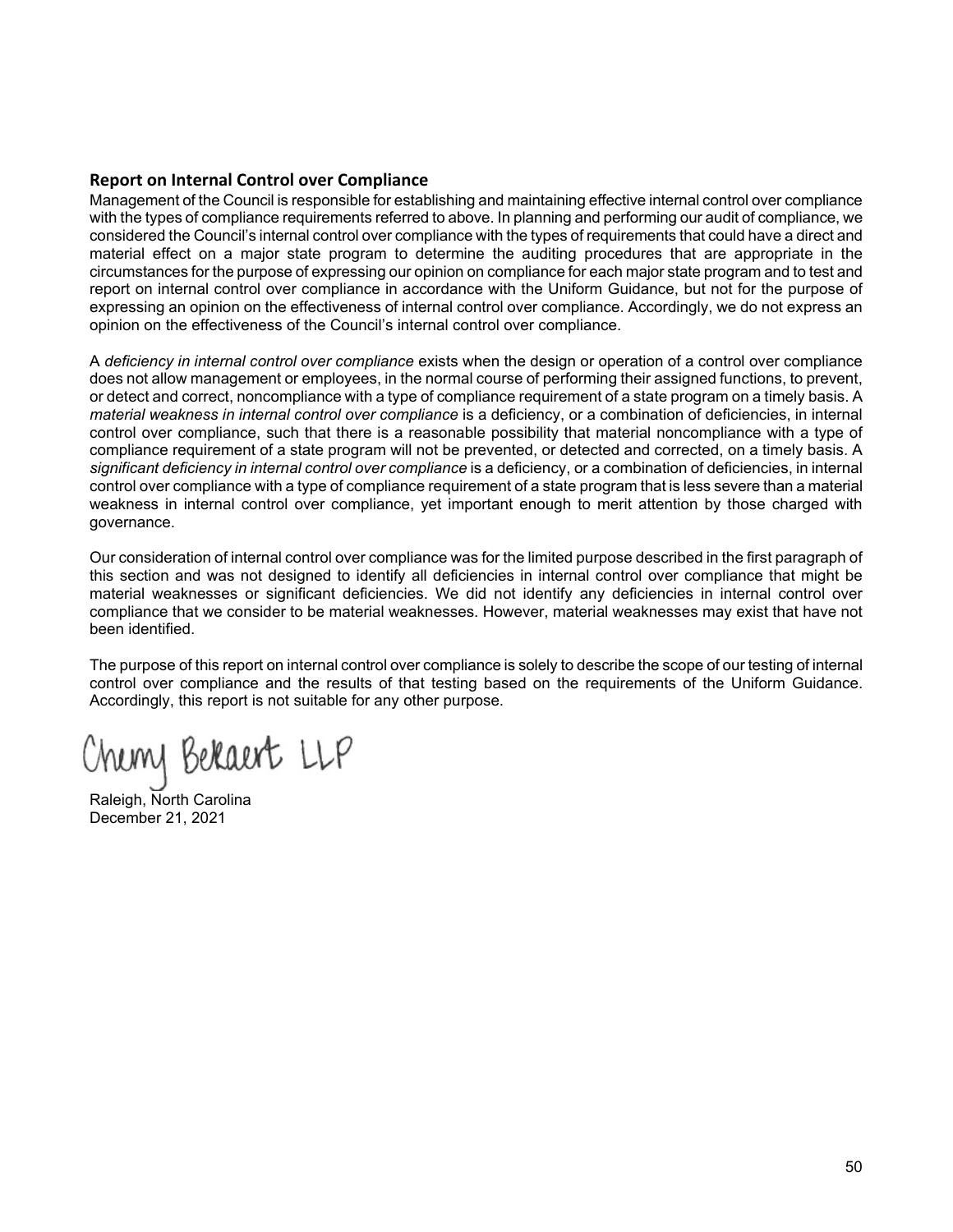### Report on Internal Control over Compliance

Management of the Council is responsible for establishing and maintaining effective internal control over compliance with the types of compliance requirements referred to above. In planning and performing our audit of compliance, we considered the Council's internal control over compliance with the types of requirements that could have a direct and material effect on a major state program to determine the auditing procedures that are appropriate in the circumstances for the purpose of expressing our opinion on compliance for each major state program and to test and report on internal control over compliance in accordance with the Uniform Guidance, but not for the purpose of expressing an opinion on the effectiveness of internal control over compliance. Accordingly, we do not express an opinion on the effectiveness of the Council's internal control over compliance.

A *deficiency in internal control over compliance* exists when the design or operation of a control over compliance does not allow management or employees, in the normal course of performing their assigned functions, to prevent, or detect and correct, noncompliance with a type of compliance requirement of a state program on a timely basis. A *material weakness in internal control over compliance* is a deficiency, or a combination of deficiencies, in internal control over compliance, such that there is a reasonable possibility that material noncompliance with a type of compliance requirement of a state program will not be prevented, or detected and corrected, on a timely basis. A *significant deficiency in internal control over compliance* is a deficiency, or a combination of deficiencies, in internal control over compliance with a type of compliance requirement of a state program that is less severe than a material weakness in internal control over compliance, yet important enough to merit attention by those charged with governance.

Our consideration of internal control over compliance was for the limited purpose described in the first paragraph of this section and was not designed to identify all deficiencies in internal control over compliance that might be material weaknesses or significant deficiencies. We did not identify any deficiencies in internal control over compliance that we consider to be material weaknesses. However, material weaknesses may exist that have not been identified.

The purpose of this report on internal control over compliance is solely to describe the scope of our testing of internal control over compliance and the results of that testing based on the requirements of the Uniform Guidance. Accordingly, this report is not suitable for any other purpose.

Cherry Bekaert LLP

Raleigh, North Carolina
December 21, 2021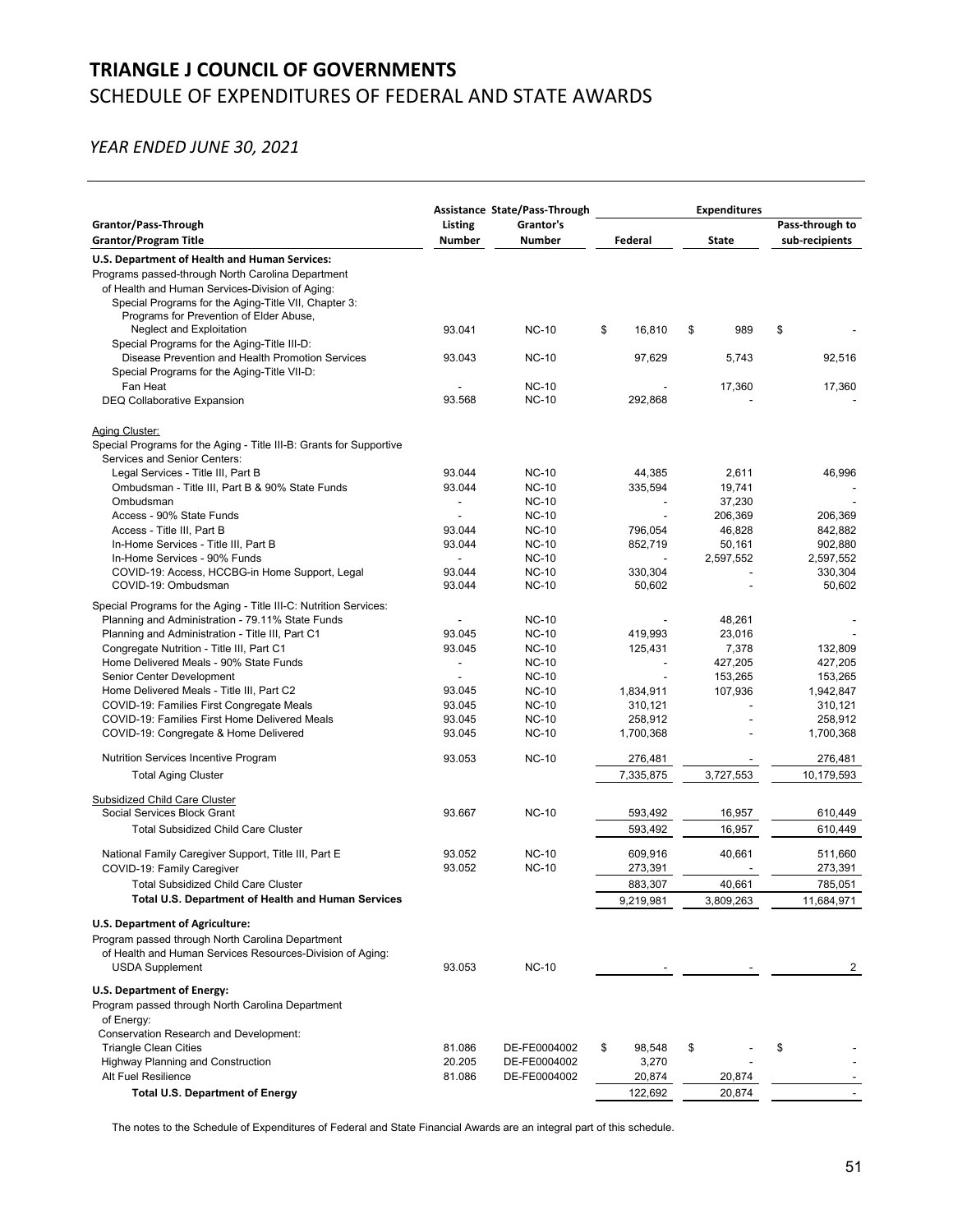# TRIANGLE J COUNCIL OF GOVERNMENTS

## SCHEDULE OF EXPENDITURES OF FEDERAL AND STATE AWARDS

*YEAR ENDED JUNE 30, 2021*

| Grantor/Pass-Through Grantor/Program Title | Assistance Listing Number | State/Pass-Through Grantor's Number | Expenditures Federal | Expenditures State | Pass-through to sub-recipients |
|---|---|---|---|---|---|
| **U.S. Department of Health and Human Services:** | | | | | |
| Programs passed-through North Carolina Department of Health and Human Services-Division of Aging: | | | | | |
| Special Programs for the Aging-Title VII, Chapter 3: Programs for Prevention of Elder Abuse, Neglect and Exploitation | 93.041 | NC-10 | $ 16,810 | $ 989 | $ - |
| Special Programs for the Aging-Title III-D: Disease Prevention and Health Promotion Services | 93.043 | NC-10 | 97,629 | 5,743 | 92,516 |
| Special Programs for the Aging-Title VII-D: Fan Heat | - | NC-10 | - | 17,360 | 17,360 |
| DEQ Collaborative Expansion | 93.568 | NC-10 | 292,868 | - | - |
| Aging Cluster: | | | | | |
| Special Programs for the Aging - Title III-B: Grants for Supportive Services and Senior Centers: | | | | | |
| Legal Services - Title III, Part B | 93.044 | NC-10 | 44,385 | 2,611 | 46,996 |
| Ombudsman - Title III, Part B & 90% State Funds | 93.044 | NC-10 | 335,594 | 19,741 | - |
| Ombudsman | - | NC-10 | - | 37,230 | - |
| Access - 90% State Funds | - | NC-10 | - | 206,369 | 206,369 |
| Access - Title III, Part B | 93.044 | NC-10 | 796,054 | 46,828 | 842,882 |
| In-Home Services - Title III, Part B | 93.044 | NC-10 | 852,719 | 50,161 | 902,880 |
| In-Home Services - 90% Funds | - | NC-10 | - | 2,597,552 | 2,597,552 |
| COVID-19: Access, HCCBG-in Home Support, Legal | 93.044 | NC-10 | 330,304 | - | 330,304 |
| COVID-19: Ombudsman | 93.044 | NC-10 | 50,602 | - | 50,602 |
| Special Programs for the Aging - Title III-C: Nutrition Services: | | | | | |
| Planning and Administration - 79.11% State Funds | - | NC-10 | - | 48,261 | - |
| Planning and Administration - Title III, Part C1 | 93.045 | NC-10 | 419,993 | 23,016 | - |
| Congregate Nutrition - Title III, Part C1 | 93.045 | NC-10 | 125,431 | 7,378 | 132,809 |
| Home Delivered Meals - 90% State Funds | - | NC-10 | - | 427,205 | 427,205 |
| Senior Center Development | - | NC-10 | - | 153,265 | 153,265 |
| Home Delivered Meals - Title III, Part C2 | 93.045 | NC-10 | 1,834,911 | 107,936 | 1,942,847 |
| COVID-19: Families First Congregate Meals | 93.045 | NC-10 | 310,121 | - | 310,121 |
| COVID-19: Families First Home Delivered Meals | 93.045 | NC-10 | 258,912 | - | 258,912 |
| COVID-19: Congregate & Home Delivered | 93.045 | NC-10 | 1,700,368 | - | 1,700,368 |
| Nutrition Services Incentive Program | 93.053 | NC-10 | 276,481 | - | 276,481 |
| Total Aging Cluster | | | 7,335,875 | 3,727,553 | 10,179,593 |
| Subsidized Child Care Cluster | | | | | |
| Social Services Block Grant | 93.667 | NC-10 | 593,492 | 16,957 | 610,449 |
| Total Subsidized Child Care Cluster | | | 593,492 | 16,957 | 610,449 |
| National Family Caregiver Support, Title III, Part E | 93.052 | NC-10 | 609,916 | 40,661 | 511,660 |
| COVID-19: Family Caregiver | 93.052 | NC-10 | 273,391 | - | 273,391 |
| Total Subsidized Child Care Cluster | | | 883,307 | 40,661 | 785,051 |
| **Total U.S. Department of Health and Human Services** | | | 9,219,981 | 3,809,263 | 11,684,971 |
| **U.S. Department of Agriculture:** | | | | | |
| Program passed through North Carolina Department of Health and Human Services Resources-Division of Aging: | | | | | |
| USDA Supplement | 93.053 | NC-10 | - | - | 2 |
| **U.S. Department of Energy:** | | | | | |
| Program passed through North Carolina Department of Energy: | | | | | |
| Conservation Research and Development: | | | | | |
| Triangle Clean Cities | 81.086 | DE-FE0004002 | $ 98,548 | $ - | $ - |
| Highway Planning and Construction | 20.205 | DE-FE0004002 | 3,270 | - | - |
| Alt Fuel Resilience | 81.086 | DE-FE0004002 | 20,874 | 20,874 | - |
| **Total U.S. Department of Energy** | | | 122,692 | 20,874 | - |

The notes to the Schedule of Expenditures of Federal and State Financial Awards are an integral part of this schedule.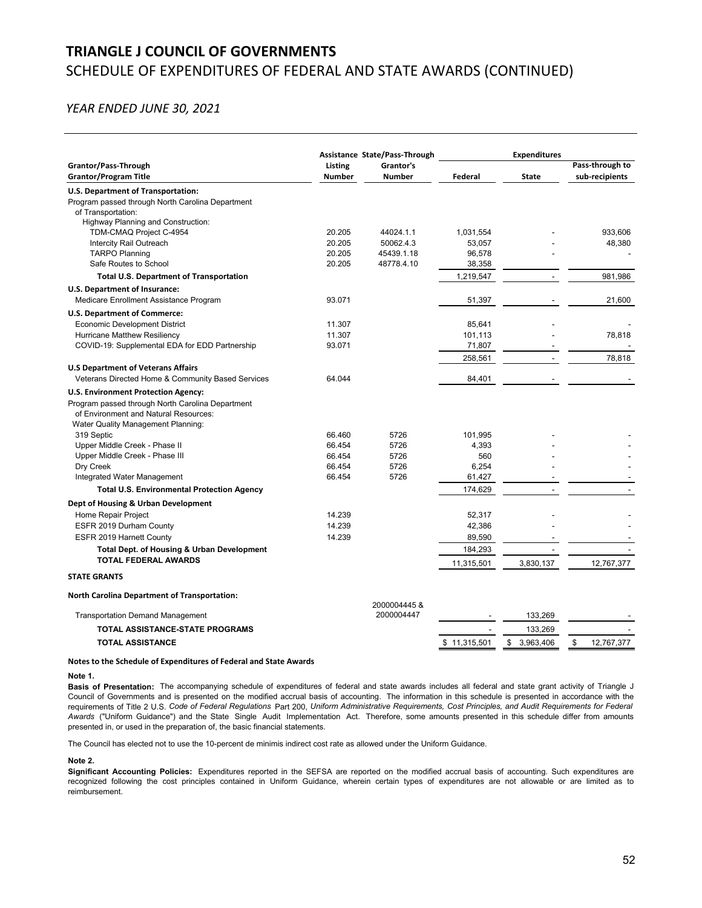# TRIANGLE J COUNCIL OF GOVERNMENTS
## SCHEDULE OF EXPENDITURES OF FEDERAL AND STATE AWARDS (CONTINUED)

*YEAR ENDED JUNE 30, 2021*

| Grantor/Pass-Through Grantor/Program Title | Assistance Listing Number | State/Pass-Through Grantor's Number | Expenditures Federal | State | Pass-through to sub-recipients |
|---|---|---|---|---|---|
| **U.S. Department of Transportation:** | | | | | |
| Program passed through North Carolina Department of Transportation: | | | | | |
| Highway Planning and Construction: | | | | | |
| TDM-CMAQ Project C-4954 | 20.205 | 44024.1.1 | 1,031,554 | - | 933,606 |
| Intercity Rail Outreach | 20.205 | 50062.4.3 | 53,057 | - | 48,380 |
| TARPO Planning | 20.205 | 45439.1.18 | 96,578 | - | - |
| Safe Routes to School | 20.205 | 48778.4.10 | 38,358 | | |
| **Total U.S. Department of Transportation** | | | 1,219,547 | - | 981,986 |
| **U.S. Department of Insurance:** | | | | | |
| Medicare Enrollment Assistance Program | 93.071 | | 51,397 | - | 21,600 |
| **U.S. Department of Commerce:** | | | | | |
| Economic Development District | 11.307 | | 85,641 | - | - |
| Hurricane Matthew Resiliency | 11.307 | | 101,113 | - | 78,818 |
| COVID-19: Supplemental EDA for EDD Partnership | 93.071 | | 71,807 | - | - |
| | | | 258,561 | - | 78,818 |
| **U.S Department of Veterans Affairs** | | | | | |
| Veterans Directed Home & Community Based Services | 64.044 | | 84,401 | - | - |
| **U.S. Environment Protection Agency:** | | | | | |
| Program passed through North Carolina Department of Environment and Natural Resources: | | | | | |
| Water Quality Management Planning: | | | | | |
| 319 Septic | 66.460 | 5726 | 101,995 | - | - |
| Upper Middle Creek - Phase II | 66.454 | 5726 | 4,393 | - | - |
| Upper Middle Creek - Phase III | 66.454 | 5726 | 560 | - | - |
| Dry Creek | 66.454 | 5726 | 6,254 | - | - |
| Integrated Water Management | 66.454 | 5726 | 61,427 | - | - |
| **Total U.S. Environmental Protection Agency** | | | 174,629 | - | - |
| **Dept of Housing & Urban Development** | | | | | |
| Home Repair Project | 14.239 | | 52,317 | - | - |
| ESFR 2019 Durham County | 14.239 | | 42,386 | - | - |
| ESFR 2019 Harnett County | 14.239 | | 89,590 | - | - |
| **Total Dept. of Housing & Urban Development** | | | 184,293 | - | - |
| **TOTAL FEDERAL AWARDS** | | | 11,315,501 | 3,830,137 | 12,767,377 |
| **STATE GRANTS** | | | | | |
| **North Carolina Department of Transportation:** | | | | | |
| Transportation Demand Management | | 2000004445 & 2000004447 | - | 133,269 | - |
| **TOTAL ASSISTANCE-STATE PROGRAMS** | | | - | 133,269 | - |
| **TOTAL ASSISTANCE** | | | $ 11,315,501 | $ 3,963,406 | $ 12,767,377 |

**Notes to the Schedule of Expenditures of Federal and State Awards**

**Note 1.**

**Basis of Presentation:** The accompanying schedule of expenditures of federal and state awards includes all federal and state grant activity of Triangle J Council of Governments and is presented on the modified accrual basis of accounting. The information in this schedule is presented in accordance with the requirements of Title 2 U.S. *Code of Federal Regulations* Part 200, *Uniform Administrative Requirements, Cost Principles, and Audit Requirements for Federal Awards* ("Uniform Guidance") and the State Single Audit Implementation Act. Therefore, some amounts presented in this schedule differ from amounts presented in, or used in the preparation of, the basic financial statements.

The Council has elected not to use the 10-percent de minimis indirect cost rate as allowed under the Uniform Guidance.

**Note 2.**

**Significant Accounting Policies:** Expenditures reported in the SEFSA are reported on the modified accrual basis of accounting. Such expenditures are recognized following the cost principles contained in Uniform Guidance, wherein certain types of expenditures are not allowable or are limited as to reimbursement.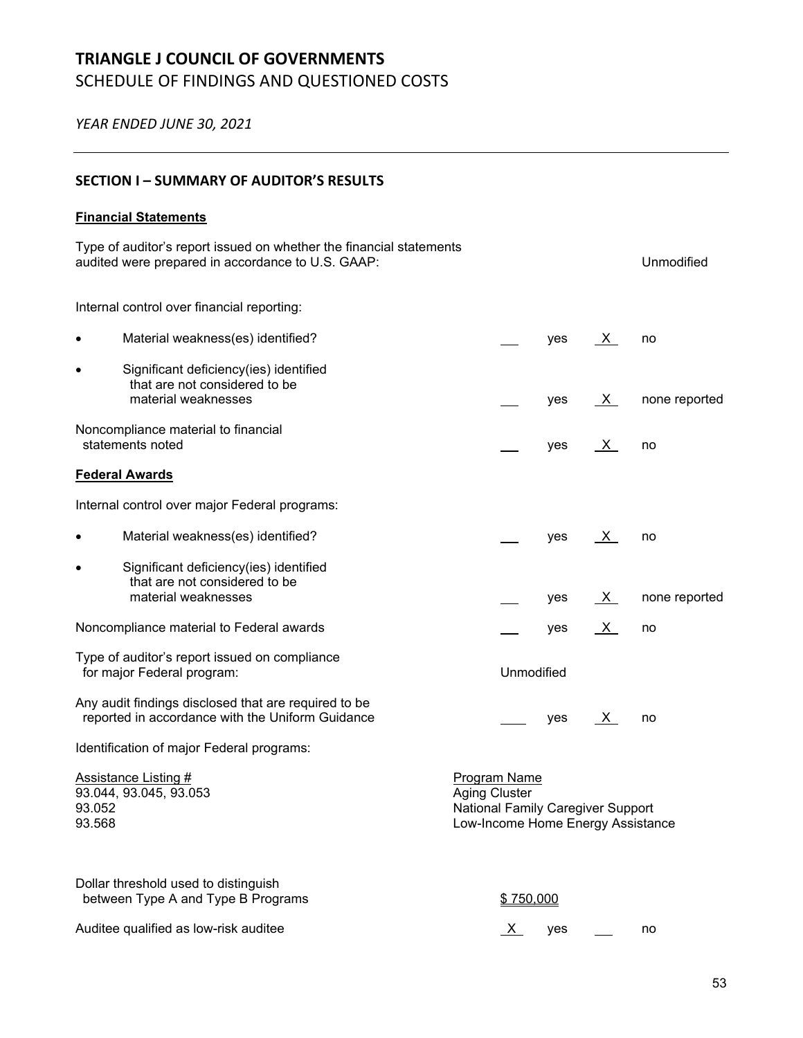# TRIANGLE J COUNCIL OF GOVERNMENTS

## SCHEDULE OF FINDINGS AND QUESTIONED COSTS

*YEAR ENDED JUNE 30, 2021*

---

### SECTION I – SUMMARY OF AUDITOR'S RESULTS

**Financial Statements**

Type of auditor's report issued on whether the financial statements audited were prepared in accordance to U.S. GAAP: Unmodified

Internal control over financial reporting:

| | | | | |
|---|---|---|---|---|
| • Material weakness(es) identified? | ___ | yes | X | no |
| • Significant deficiency(ies) identified that are not considered to be material weaknesses | ___ | yes | X | none reported |
| Noncompliance material to financial statements noted | ___ | yes | X | no |

**Federal Awards**

Internal control over major Federal programs:

| | | | | |
|---|---|---|---|---|
| • Material weakness(es) identified? | ___ | yes | X | no |
| • Significant deficiency(ies) identified that are not considered to be material weaknesses | ___ | yes | X | none reported |
| Noncompliance material to Federal awards | ___ | yes | X | no |

Type of auditor's report issued on compliance for major Federal program: Unmodified

| | | | | |
|---|---|---|---|---|
| Any audit findings disclosed that are required to be reported in accordance with the Uniform Guidance | ___ | yes | X | no |

Identification of major Federal programs:

| Assistance Listing # | Program Name |
|---|---|
| 93.044, 93.045, 93.053 | Aging Cluster |
| 93.052 | National Family Caregiver Support |
| 93.568 | Low-Income Home Energy Assistance |

Dollar threshold used to distinguish between Type A and Type B Programs: $ 750,000

| | | | | |
|---|---|---|---|---|
| Auditee qualified as low-risk auditee | X | yes | ___ | no |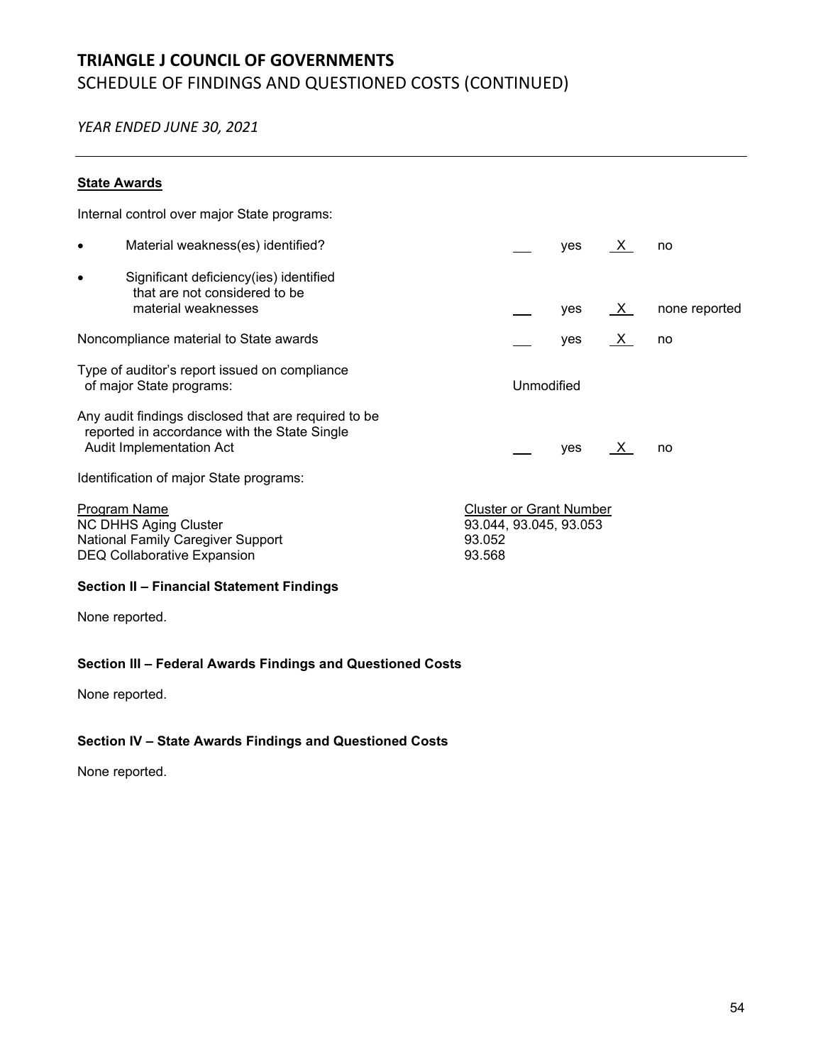# TRIANGLE J COUNCIL OF GOVERNMENTS

SCHEDULE OF FINDINGS AND QUESTIONED COSTS (CONTINUED)

*YEAR ENDED JUNE 30, 2021*

---

**State Awards**

Internal control over major State programs:

| | | | | |
|---|---|---|---|---|
| • Material weakness(es) identified? | ___ | yes | X | no |
| • Significant deficiency(ies) identified that are not considered to be material weaknesses | ___ | yes | X | none reported |
| Noncompliance material to State awards | ___ | yes | X | no |
| Type of auditor's report issued on compliance of major State programs: | Unmodified | | | |
| Any audit findings disclosed that are required to be reported in accordance with the State Single Audit Implementation Act | ___ | yes | X | no |

Identification of major State programs:

| Program Name | Cluster or Grant Number |
|---|---|
| NC DHHS Aging Cluster | 93.044, 93.045, 93.053 |
| National Family Caregiver Support | 93.052 |
| DEQ Collaborative Expansion | 93.568 |

**Section II – Financial Statement Findings**

None reported.

**Section III – Federal Awards Findings and Questioned Costs**

None reported.

**Section IV – State Awards Findings and Questioned Costs**

None reported.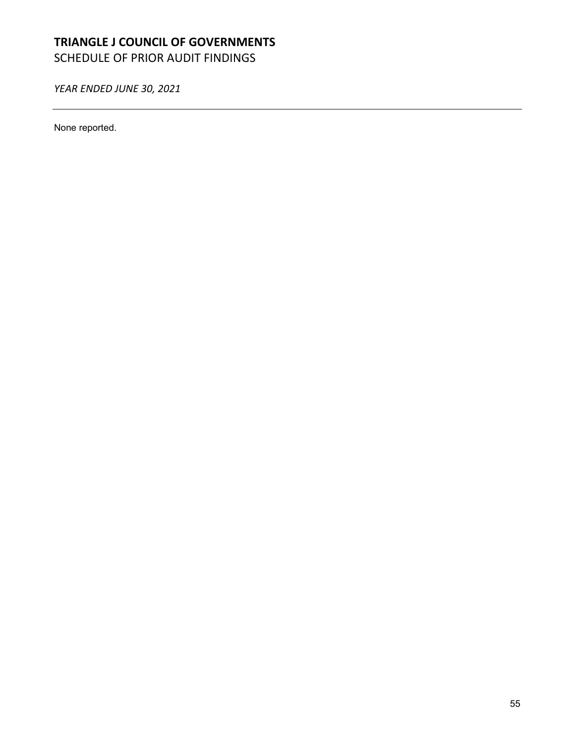# TRIANGLE J COUNCIL OF GOVERNMENTS

## SCHEDULE OF PRIOR AUDIT FINDINGS

*YEAR ENDED JUNE 30, 2021*

---

None reported.